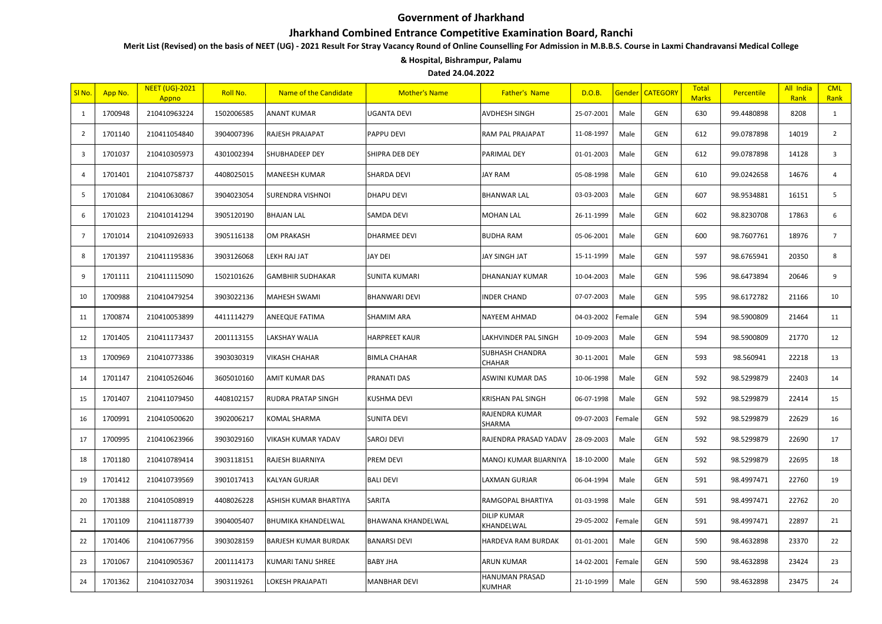# Government of Jharkhand

## Jharkhand Combined Entrance Competitive Examination Board, Ranchi

**Merit List (Revised) on the basis of NEET (UG) - 2021 Result For Stray Vacancy Round of Online Counselling For Admission in M.B.B.S. Course in Laxmi Chandravansi Medical College & Hospital, Bishrampur, Palamu**

**Dated 24.04.2022**

| Sl No. | App No. | NEET (UG)-2021 Appno | Roll No. | Name of the Candidate | Mother's Name | Father's Name | D.O.B. | Gender | CATEGORY | Total Marks | Percentile | All India Rank | CML Rank |
|---|---|---|---|---|---|---|---|---|---|---|---|---|---|
| 1 | 1700948 | 210410963224 | 1502006585 | ANANT KUMAR | UGANTA DEVI | AVDHESH SINGH | 25-07-2001 | Male | GEN | 630 | 99.4480898 | 8208 | 1 |
| 2 | 1701140 | 210411054840 | 3904007396 | RAJESH PRAJAPAT | PAPPU DEVI | RAM PAL PRAJAPAT | 11-08-1997 | Male | GEN | 612 | 99.0787898 | 14019 | 2 |
| 3 | 1701037 | 210410305973 | 4301002394 | SHUBHADEEP DEY | SHIPRA DEB DEY | PARIMAL DEY | 01-01-2003 | Male | GEN | 612 | 99.0787898 | 14128 | 3 |
| 4 | 1701401 | 210410758737 | 4408025015 | MANEESH KUMAR | SHARDA DEVI | JAY RAM | 05-08-1998 | Male | GEN | 610 | 99.0242658 | 14676 | 4 |
| 5 | 1701084 | 210410630867 | 3904023054 | SURENDRA VISHNOI | DHAPU DEVI | BHANWAR LAL | 03-03-2003 | Male | GEN | 607 | 98.9534881 | 16151 | 5 |
| 6 | 1701023 | 210410141294 | 3905120190 | BHAJAN LAL | SAMDA DEVI | MOHAN LAL | 26-11-1999 | Male | GEN | 602 | 98.8230708 | 17863 | 6 |
| 7 | 1701014 | 210410926933 | 3905116138 | OM PRAKASH | DHARMEE DEVI | BUDHA RAM | 05-06-2001 | Male | GEN | 600 | 98.7607761 | 18976 | 7 |
| 8 | 1701397 | 210411195836 | 3903126068 | LEKH RAJ JAT | JAY DEI | JAY SINGH JAT | 15-11-1999 | Male | GEN | 597 | 98.6765941 | 20350 | 8 |
| 9 | 1701111 | 210411115090 | 1502101626 | GAMBHIR SUDHAKAR | SUNITA KUMARI | DHANANJAY KUMAR | 10-04-2003 | Male | GEN | 596 | 98.6473894 | 20646 | 9 |
| 10 | 1700988 | 210410479254 | 3903022136 | MAHESH SWAMI | BHANWARI DEVI | INDER CHAND | 07-07-2003 | Male | GEN | 595 | 98.6172782 | 21166 | 10 |
| 11 | 1700874 | 210410053899 | 4411114279 | ANEEQUE FATIMA | SHAMIM ARA | NAYEEM AHMAD | 04-03-2002 | Female | GEN | 594 | 98.5900809 | 21464 | 11 |
| 12 | 1701405 | 210411173437 | 2001113155 | LAKSHAY WALIA | HARPREET KAUR | LAKHVINDER PAL SINGH | 10-09-2003 | Male | GEN | 594 | 98.5900809 | 21770 | 12 |
| 13 | 1700969 | 210410773386 | 3903030319 | VIKASH CHAHAR | BIMLA CHAHAR | SUBHASH CHANDRA CHAHAR | 30-11-2001 | Male | GEN | 593 | 98.560941 | 22218 | 13 |
| 14 | 1701147 | 210410526046 | 3605010160 | AMIT KUMAR DAS | PRANATI DAS | ASWINI KUMAR DAS | 10-06-1998 | Male | GEN | 592 | 98.5299879 | 22403 | 14 |
| 15 | 1701407 | 210411079450 | 4408102157 | RUDRA PRATAP SINGH | KUSHMA DEVI | KRISHAN PAL SINGH | 06-07-1998 | Male | GEN | 592 | 98.5299879 | 22414 | 15 |
| 16 | 1700991 | 210410500620 | 3902006217 | KOMAL SHARMA | SUNITA DEVI | RAJENDRA KUMAR SHARMA | 09-07-2003 | Female | GEN | 592 | 98.5299879 | 22629 | 16 |
| 17 | 1700995 | 210410623966 | 3903029160 | VIKASH KUMAR YADAV | SAROJ DEVI | RAJENDRA PRASAD YADAV | 28-09-2003 | Male | GEN | 592 | 98.5299879 | 22690 | 17 |
| 18 | 1701180 | 210410789414 | 3903118151 | RAJESH BIJARNIYA | PREM DEVI | MANOJ KUMAR BIJARNIYA | 18-10-2000 | Male | GEN | 592 | 98.5299879 | 22695 | 18 |
| 19 | 1701412 | 210410739569 | 3901017413 | KALYAN GURJAR | BALI DEVI | LAXMAN GURJAR | 06-04-1994 | Male | GEN | 591 | 98.4997471 | 22760 | 19 |
| 20 | 1701388 | 210410508919 | 4408026228 | ASHISH KUMAR BHARTIYA | SARITA | RAMGOPAL BHARTIYA | 01-03-1998 | Male | GEN | 591 | 98.4997471 | 22762 | 20 |
| 21 | 1701109 | 210411187739 | 3904005407 | BHUMIKA KHANDELWAL | BHAWANA KHANDELWAL | DILIP KUMAR KHANDELWAL | 29-05-2002 | Female | GEN | 591 | 98.4997471 | 22897 | 21 |
| 22 | 1701406 | 210410677956 | 3903028159 | BARJESH KUMAR BURDAK | BANARSI DEVI | HARDEVA RAM BURDAK | 01-01-2001 | Male | GEN | 590 | 98.4632898 | 23370 | 22 |
| 23 | 1701067 | 210410905367 | 2001114173 | KUMARI TANU SHREE | BABY JHA | ARUN KUMAR | 14-02-2001 | Female | GEN | 590 | 98.4632898 | 23424 | 23 |
| 24 | 1701362 | 210410327034 | 3903119261 | LOKESH PRAJAPATI | MANBHAR DEVI | HANUMAN PRASAD KUMHAR | 21-10-1999 | Male | GEN | 590 | 98.4632898 | 23475 | 24 |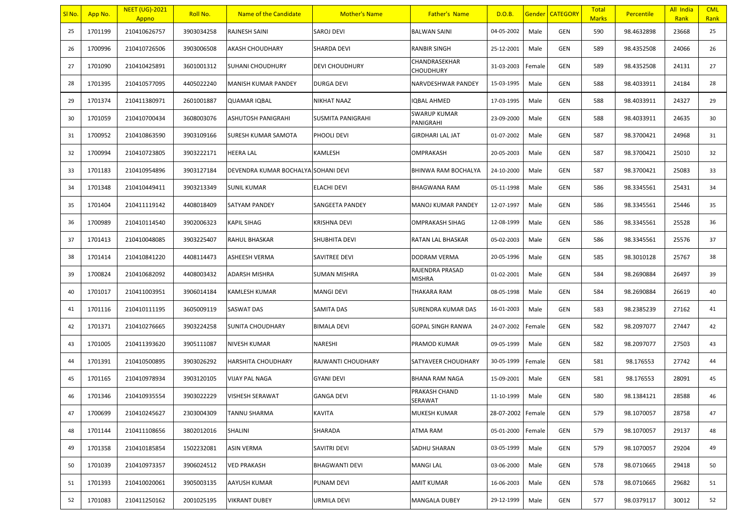| Sl No. | App No. | NEET (UG)-2021 Appno | Roll No. | Name of the Candidate | Mother's Name | Father's Name | D.O.B. | Gender | CATEGORY | Total Marks | Percentile | All India Rank | CML Rank |
|---|---|---|---|---|---|---|---|---|---|---|---|---|---|
| 25 | 1701199 | 210410626757 | 3903034258 | RAJNESH SAINI | SAROJ DEVI | BALWAN SAINI | 04-05-2002 | Male | GEN | 590 | 98.4632898 | 23668 | 25 |
| 26 | 1700996 | 210410726506 | 3903006508 | AKASH CHOUDHARY | SHARDA DEVI | RANBIR SINGH | 25-12-2001 | Male | GEN | 589 | 98.4352508 | 24066 | 26 |
| 27 | 1701090 | 210410425891 | 3601001312 | SUHANI CHOUDHURY | DEVI CHOUDHURY | CHANDRASEKHAR CHOUDHURY | 31-03-2003 | Female | GEN | 589 | 98.4352508 | 24131 | 27 |
| 28 | 1701395 | 210410577095 | 4405022240 | MANISH KUMAR PANDEY | DURGA DEVI | NARVDESHWAR PANDEY | 15-03-1995 | Male | GEN | 588 | 98.4033911 | 24184 | 28 |
| 29 | 1701374 | 210411380971 | 2601001887 | QUAMAR IQBAL | NIKHAT NAAZ | IQBAL AHMED | 17-03-1995 | Male | GEN | 588 | 98.4033911 | 24327 | 29 |
| 30 | 1701059 | 210410700434 | 3608003076 | ASHUTOSH PANIGRAHI | SUSMITA PANIGRAHI | SWARUP KUMAR PANIGRAHI | 23-09-2000 | Male | GEN | 588 | 98.4033911 | 24635 | 30 |
| 31 | 1700952 | 210410863590 | 3903109166 | SURESH KUMAR SAMOTA | PHOOLI DEVI | GIRDHARI LAL JAT | 01-07-2002 | Male | GEN | 587 | 98.3700421 | 24968 | 31 |
| 32 | 1700994 | 210410723805 | 3903222171 | HEERA LAL | KAMLESH | OMPRAKASH | 20-05-2003 | Male | GEN | 587 | 98.3700421 | 25010 | 32 |
| 33 | 1701183 | 210410954896 | 3903127184 | DEVENDRA KUMAR BOCHALYA | SOHANI DEVI | BHINWA RAM BOCHALYA | 24-10-2000 | Male | GEN | 587 | 98.3700421 | 25083 | 33 |
| 34 | 1701348 | 210410449411 | 3903213349 | SUNIL KUMAR | ELACHI DEVI | BHAGWANA RAM | 05-11-1998 | Male | GEN | 586 | 98.3345561 | 25431 | 34 |
| 35 | 1701404 | 210411119142 | 4408018409 | SATYAM PANDEY | SANGEETA PANDEY | MANOJ KUMAR PANDEY | 12-07-1997 | Male | GEN | 586 | 98.3345561 | 25446 | 35 |
| 36 | 1700989 | 210410114540 | 3902006323 | KAPIL SIHAG | KRISHNA DEVI | OMPRAKASH SIHAG | 12-08-1999 | Male | GEN | 586 | 98.3345561 | 25528 | 36 |
| 37 | 1701413 | 210410048085 | 3903225407 | RAHUL BHASKAR | SHUBHITA DEVI | RATAN LAL BHASKAR | 05-02-2003 | Male | GEN | 586 | 98.3345561 | 25576 | 37 |
| 38 | 1701414 | 210410841220 | 4408114473 | ASHEESH VERMA | SAVITREE DEVI | DODRAM VERMA | 20-05-1996 | Male | GEN | 585 | 98.3010128 | 25767 | 38 |
| 39 | 1700824 | 210410682092 | 4408003432 | ADARSH MISHRA | SUMAN MISHRA | RAJENDRA PRASAD MISHRA | 01-02-2001 | Male | GEN | 584 | 98.2690884 | 26497 | 39 |
| 40 | 1701017 | 210411003951 | 3906014184 | KAMLESH KUMAR | MANGI DEVI | THAKARA RAM | 08-05-1998 | Male | GEN | 584 | 98.2690884 | 26619 | 40 |
| 41 | 1701116 | 210410111195 | 3605009119 | SASWAT DAS | SAMITA DAS | SURENDRA KUMAR DAS | 16-01-2003 | Male | GEN | 583 | 98.2385239 | 27162 | 41 |
| 42 | 1701371 | 210410276665 | 3903224258 | SUNITA CHOUDHARY | BIMALA DEVI | GOPAL SINGH RANWA | 24-07-2002 | Female | GEN | 582 | 98.2097077 | 27447 | 42 |
| 43 | 1701005 | 210411393620 | 3905111087 | NIVESH KUMAR | NARESHI | PRAMOD KUMAR | 09-05-1999 | Male | GEN | 582 | 98.2097077 | 27503 | 43 |
| 44 | 1701391 | 210410500895 | 3903026292 | HARSHITA CHOUDHARY | RAJWANTI CHOUDHARY | SATYAVEER CHOUDHARY | 30-05-1999 | Female | GEN | 581 | 98.176553 | 27742 | 44 |
| 45 | 1701165 | 210410978934 | 3903120105 | VIJAY PAL NAGA | GYANI DEVI | BHANA RAM NAGA | 15-09-2001 | Male | GEN | 581 | 98.176553 | 28091 | 45 |
| 46 | 1701346 | 210410935554 | 3903022229 | VISHESH SERAWAT | GANGA DEVI | PRAKASH CHAND SERAWAT | 11-10-1999 | Male | GEN | 580 | 98.1384121 | 28588 | 46 |
| 47 | 1700699 | 210410245627 | 2303004309 | TANNU SHARMA | KAVITA | MUKESH KUMAR | 28-07-2002 | Female | GEN | 579 | 98.1070057 | 28758 | 47 |
| 48 | 1701144 | 210411108656 | 3802012016 | SHALINI | SHARADA | ATMA RAM | 05-01-2000 | Female | GEN | 579 | 98.1070057 | 29137 | 48 |
| 49 | 1701358 | 210410185854 | 1502232081 | ASIN VERMA | SAVITRI DEVI | SADHU SHARAN | 03-05-1999 | Male | GEN | 579 | 98.1070057 | 29204 | 49 |
| 50 | 1701039 | 210410973357 | 3906024512 | VED PRAKASH | BHAGWANTI DEVI | MANGI LAL | 03-06-2000 | Male | GEN | 578 | 98.0710665 | 29418 | 50 |
| 51 | 1701393 | 210410020061 | 3905003135 | AAYUSH KUMAR | PUNAM DEVI | AMIT KUMAR | 16-06-2003 | Male | GEN | 578 | 98.0710665 | 29682 | 51 |
| 52 | 1701083 | 210411250162 | 2001025195 | VIKRANT DUBEY | URMILA DEVI | MANGALA DUBEY | 29-12-1999 | Male | GEN | 577 | 98.0379117 | 30012 | 52 |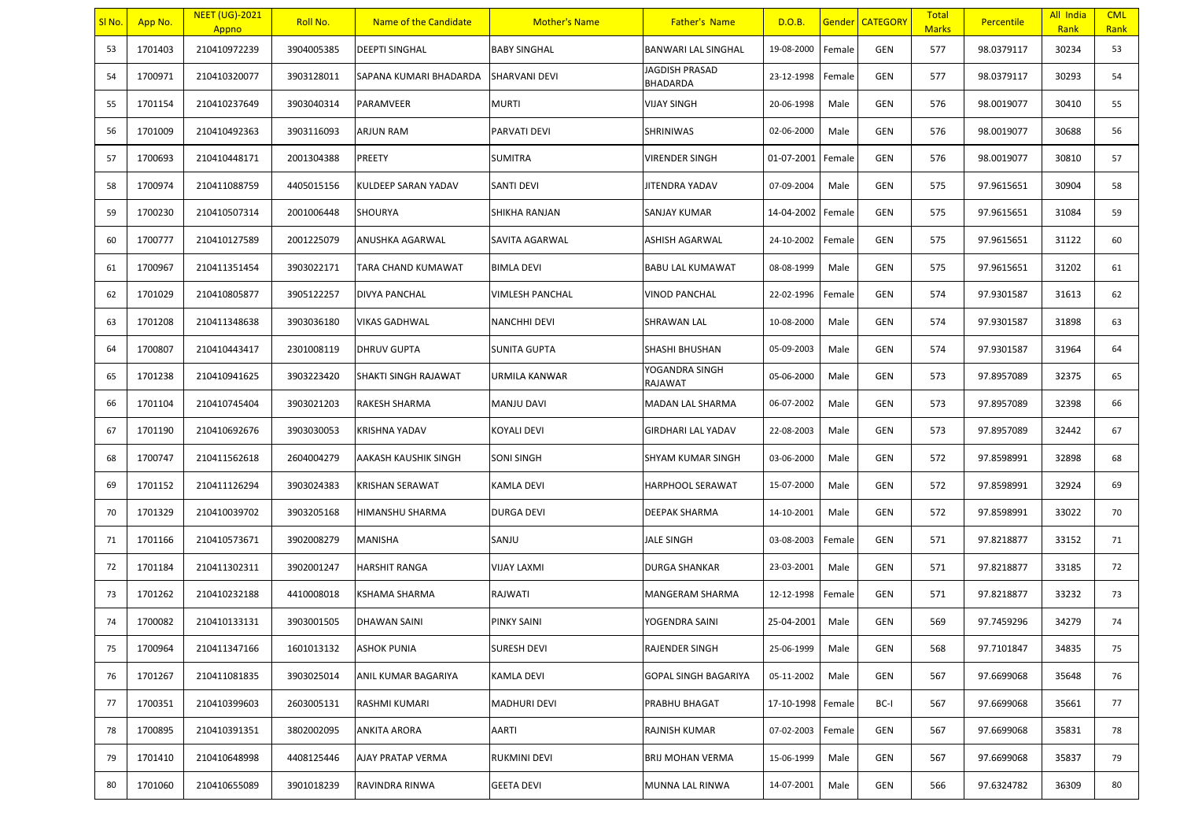| Sl No. | App No. | NEET (UG)-2021 Appno | Roll No. | Name of the Candidate | Mother's Name | Father's Name | D.O.B. | Gender | CATEGORY | Total Marks | Percentile | All India Rank | CML Rank |
|---|---|---|---|---|---|---|---|---|---|---|---|---|---|
| 53 | 1701403 | 210410972239 | 3904005385 | DEEPTI SINGHAL | BABY SINGHAL | BANWARI LAL SINGHAL | 19-08-2000 | Female | GEN | 577 | 98.0379117 | 30234 | 53 |
| 54 | 1700971 | 210410320077 | 3903128011 | SAPANA KUMARI BHADARDA | SHARVANI DEVI | JAGDISH PRASAD BHADARDA | 23-12-1998 | Female | GEN | 577 | 98.0379117 | 30293 | 54 |
| 55 | 1701154 | 210410237649 | 3903040314 | PARAMVEER | MURTI | VIJAY SINGH | 20-06-1998 | Male | GEN | 576 | 98.0019077 | 30410 | 55 |
| 56 | 1701009 | 210410492363 | 3903116093 | ARJUN RAM | PARVATI DEVI | SHRINIWAS | 02-06-2000 | Male | GEN | 576 | 98.0019077 | 30688 | 56 |
| 57 | 1700693 | 210410448171 | 2001304388 | PREETY | SUMITRA | VIRENDER SINGH | 01-07-2001 | Female | GEN | 576 | 98.0019077 | 30810 | 57 |
| 58 | 1700974 | 210411088759 | 4405015156 | KULDEEP SARAN YADAV | SANTI DEVI | JITENDRA YADAV | 07-09-2004 | Male | GEN | 575 | 97.9615651 | 30904 | 58 |
| 59 | 1700230 | 210410507314 | 2001006448 | SHOURYA | SHIKHA RANJAN | SANJAY KUMAR | 14-04-2002 | Female | GEN | 575 | 97.9615651 | 31084 | 59 |
| 60 | 1700777 | 210410127589 | 2001225079 | ANUSHKA AGARWAL | SAVITA AGARWAL | ASHISH AGARWAL | 24-10-2002 | Female | GEN | 575 | 97.9615651 | 31122 | 60 |
| 61 | 1700967 | 210411351454 | 3903022171 | TARA CHAND KUMAWAT | BIMLA DEVI | BABU LAL KUMAWAT | 08-08-1999 | Male | GEN | 575 | 97.9615651 | 31202 | 61 |
| 62 | 1701029 | 210410805877 | 3905122257 | DIVYA PANCHAL | VIMLESH PANCHAL | VINOD PANCHAL | 22-02-1996 | Female | GEN | 574 | 97.9301587 | 31613 | 62 |
| 63 | 1701208 | 210411348638 | 3903036180 | VIKAS GADHWAL | NANCHHI DEVI | SHRAWAN LAL | 10-08-2000 | Male | GEN | 574 | 97.9301587 | 31898 | 63 |
| 64 | 1700807 | 210410443417 | 2301008119 | DHRUV GUPTA | SUNITA GUPTA | SHASHI BHUSHAN | 05-09-2003 | Male | GEN | 574 | 97.9301587 | 31964 | 64 |
| 65 | 1701238 | 210410941625 | 3903223420 | SHAKTI SINGH RAJAWAT | URMILA KANWAR | YOGANDRA SINGH RAJAWAT | 05-06-2000 | Male | GEN | 573 | 97.8957089 | 32375 | 65 |
| 66 | 1701104 | 210410745404 | 3903021203 | RAKESH SHARMA | MANJU DAVI | MADAN LAL SHARMA | 06-07-2002 | Male | GEN | 573 | 97.8957089 | 32398 | 66 |
| 67 | 1701190 | 210410692676 | 3903030053 | KRISHNA YADAV | KOYALI DEVI | GIRDHARI LAL YADAV | 22-08-2003 | Male | GEN | 573 | 97.8957089 | 32442 | 67 |
| 68 | 1700747 | 210411562618 | 2604004279 | AAKASH KAUSHIK SINGH | SONI SINGH | SHYAM KUMAR SINGH | 03-06-2000 | Male | GEN | 572 | 97.8598991 | 32898 | 68 |
| 69 | 1701152 | 210411126294 | 3903024383 | KRISHAN SERAWAT | KAMLA DEVI | HARPHOOL SERAWAT | 15-07-2000 | Male | GEN | 572 | 97.8598991 | 32924 | 69 |
| 70 | 1701329 | 210410039702 | 3903205168 | HIMANSHU SHARMA | DURGA DEVI | DEEPAK SHARMA | 14-10-2001 | Male | GEN | 572 | 97.8598991 | 33022 | 70 |
| 71 | 1701166 | 210410573671 | 3902008279 | MANISHA | SANJU | JALE SINGH | 03-08-2003 | Female | GEN | 571 | 97.8218877 | 33152 | 71 |
| 72 | 1701184 | 210411302311 | 3902001247 | HARSHIT RANGA | VIJAY LAXMI | DURGA SHANKAR | 23-03-2001 | Male | GEN | 571 | 97.8218877 | 33185 | 72 |
| 73 | 1701262 | 210410232188 | 4410008018 | KSHAMA SHARMA | RAJWATI | MANGERAM SHARMA | 12-12-1998 | Female | GEN | 571 | 97.8218877 | 33232 | 73 |
| 74 | 1700082 | 210410133131 | 3903001505 | DHAWAN SAINI | PINKY SAINI | YOGENDRA SAINI | 25-04-2001 | Male | GEN | 569 | 97.7459296 | 34279 | 74 |
| 75 | 1700964 | 210411347166 | 1601013132 | ASHOK PUNIA | SURESH DEVI | RAJENDER SINGH | 25-06-1999 | Male | GEN | 568 | 97.7101847 | 34835 | 75 |
| 76 | 1701267 | 210411081835 | 3903025014 | ANIL KUMAR BAGARIYA | KAMLA DEVI | GOPAL SINGH BAGARIYA | 05-11-2002 | Male | GEN | 567 | 97.6699068 | 35648 | 76 |
| 77 | 1700351 | 210410399603 | 2603005131 | RASHMI KUMARI | MADHURI DEVI | PRABHU BHAGAT | 17-10-1998 | Female | BC-I | 567 | 97.6699068 | 35661 | 77 |
| 78 | 1700895 | 210410391351 | 3802002095 | ANKITA ARORA | AARTI | RAJNISH KUMAR | 07-02-2003 | Female | GEN | 567 | 97.6699068 | 35831 | 78 |
| 79 | 1701410 | 210410648998 | 4408125446 | AJAY PRATAP VERMA | RUKMINI DEVI | BRIJ MOHAN VERMA | 15-06-1999 | Male | GEN | 567 | 97.6699068 | 35837 | 79 |
| 80 | 1701060 | 210410655089 | 3901018239 | RAVINDRA RINWA | GEETA DEVI | MUNNA LAL RINWA | 14-07-2001 | Male | GEN | 566 | 97.6324782 | 36309 | 80 |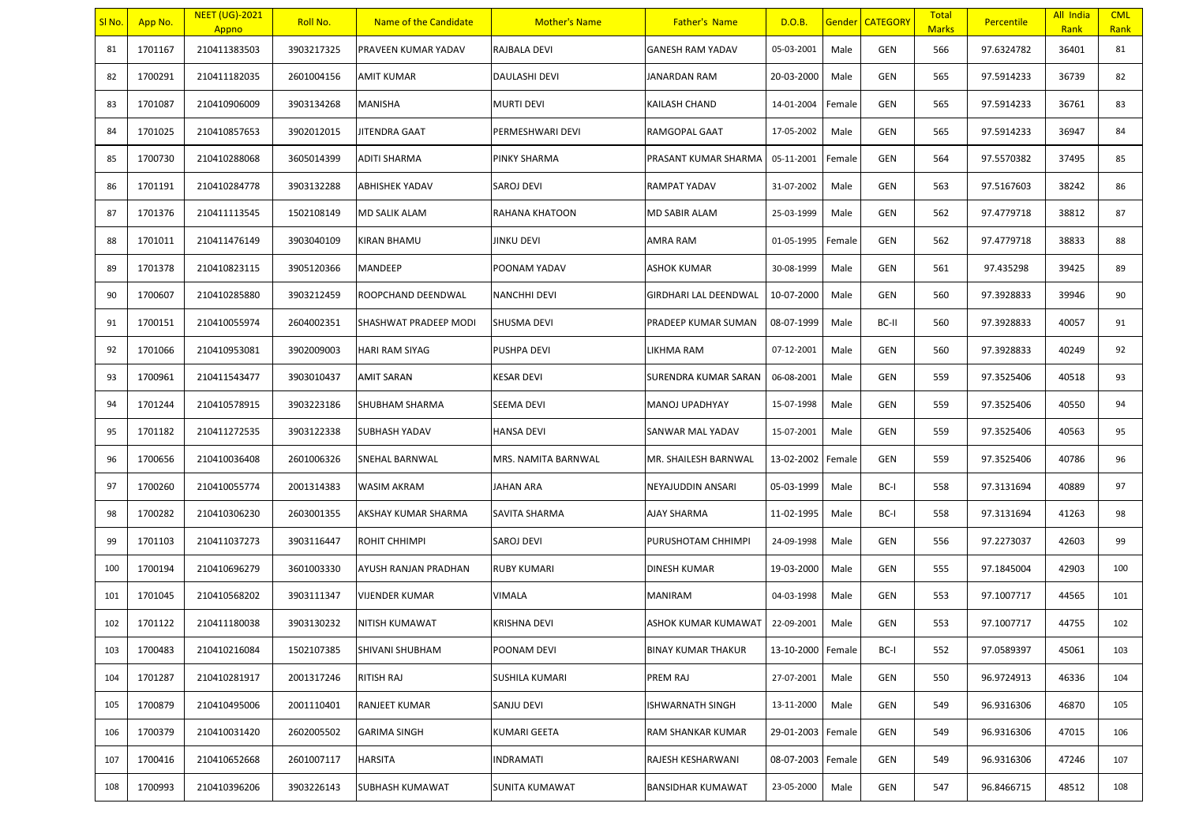| Sl No. | App No. | NEET (UG)-2021 Appno | Roll No. | Name of the Candidate | Mother's Name | Father's Name | D.O.B. | Gender | CATEGORY | Total Marks | Percentile | All India Rank | CML Rank |
|---|---|---|---|---|---|---|---|---|---|---|---|---|---|
| 81 | 1701167 | 210411383503 | 3903217325 | PRAVEEN KUMAR YADAV | RAJBALA DEVI | GANESH RAM YADAV | 05-03-2001 | Male | GEN | 566 | 97.6324782 | 36401 | 81 |
| 82 | 1700291 | 210411182035 | 2601004156 | AMIT KUMAR | DAULASHI DEVI | JANARDAN RAM | 20-03-2000 | Male | GEN | 565 | 97.5914233 | 36739 | 82 |
| 83 | 1701087 | 210410906009 | 3903134268 | MANISHA | MURTI DEVI | KAILASH CHAND | 14-01-2004 | Female | GEN | 565 | 97.5914233 | 36761 | 83 |
| 84 | 1701025 | 210410857653 | 3902012015 | JITENDRA GAAT | PERMESHWARI DEVI | RAMGOPAL GAAT | 17-05-2002 | Male | GEN | 565 | 97.5914233 | 36947 | 84 |
| 85 | 1700730 | 210410288068 | 3605014399 | ADITI SHARMA | PINKY SHARMA | PRASANT KUMAR SHARMA | 05-11-2001 | Female | GEN | 564 | 97.5570382 | 37495 | 85 |
| 86 | 1701191 | 210410284778 | 3903132288 | ABHISHEK YADAV | SAROJ DEVI | RAMPAT YADAV | 31-07-2002 | Male | GEN | 563 | 97.5167603 | 38242 | 86 |
| 87 | 1701376 | 210411113545 | 1502108149 | MD SALIK ALAM | RAHANA KHATOON | MD SABIR ALAM | 25-03-1999 | Male | GEN | 562 | 97.4779718 | 38812 | 87 |
| 88 | 1701011 | 210411476149 | 3903040109 | KIRAN BHAMU | JINKU DEVI | AMRA RAM | 01-05-1995 | Female | GEN | 562 | 97.4779718 | 38833 | 88 |
| 89 | 1701378 | 210410823115 | 3905120366 | MANDEEP | POONAM YADAV | ASHOK KUMAR | 30-08-1999 | Male | GEN | 561 | 97.435298 | 39425 | 89 |
| 90 | 1700607 | 210410285880 | 3903212459 | ROOPCHAND DEENDWAL | NANCHHI DEVI | GIRDHARI LAL DEENDWAL | 10-07-2000 | Male | GEN | 560 | 97.3928833 | 39946 | 90 |
| 91 | 1700151 | 210410055974 | 2604002351 | SHASHWAT PRADEEP MODI | SHUSMA DEVI | PRADEEP KUMAR SUMAN | 08-07-1999 | Male | BC-II | 560 | 97.3928833 | 40057 | 91 |
| 92 | 1701066 | 210410953081 | 3902009003 | HARI RAM SIYAG | PUSHPA DEVI | LIKHMA RAM | 07-12-2001 | Male | GEN | 560 | 97.3928833 | 40249 | 92 |
| 93 | 1700961 | 210411543477 | 3903010437 | AMIT SARAN | KESAR DEVI | SURENDRA KUMAR SARAN | 06-08-2001 | Male | GEN | 559 | 97.3525406 | 40518 | 93 |
| 94 | 1701244 | 210410578915 | 3903223186 | SHUBHAM SHARMA | SEEMA DEVI | MANOJ UPADHYAY | 15-07-1998 | Male | GEN | 559 | 97.3525406 | 40550 | 94 |
| 95 | 1701182 | 210411272535 | 3903122338 | SUBHASH YADAV | HANSA DEVI | SANWAR MAL YADAV | 15-07-2001 | Male | GEN | 559 | 97.3525406 | 40563 | 95 |
| 96 | 1700656 | 210410036408 | 2601006326 | SNEHAL BARNWAL | MRS. NAMITA BARNWAL | MR. SHAILESH BARNWAL | 13-02-2002 | Female | GEN | 559 | 97.3525406 | 40786 | 96 |
| 97 | 1700260 | 210410055774 | 2001314383 | WASIM AKRAM | JAHAN ARA | NEYAJUDDIN ANSARI | 05-03-1999 | Male | BC-I | 558 | 97.3131694 | 40889 | 97 |
| 98 | 1700282 | 210410306230 | 2603001355 | AKSHAY KUMAR SHARMA | SAVITA SHARMA | AJAY SHARMA | 11-02-1995 | Male | BC-I | 558 | 97.3131694 | 41263 | 98 |
| 99 | 1701103 | 210411037273 | 3903116447 | ROHIT CHHIMPI | SAROJ DEVI | PURUSHOTAM CHHIMPI | 24-09-1998 | Male | GEN | 556 | 97.2273037 | 42603 | 99 |
| 100 | 1700194 | 210410696279 | 3601003330 | AYUSH RANJAN PRADHAN | RUBY KUMARI | DINESH KUMAR | 19-03-2000 | Male | GEN | 555 | 97.1845004 | 42903 | 100 |
| 101 | 1701045 | 210410568202 | 3903111347 | VIJENDER KUMAR | VIMALA | MANIRAM | 04-03-1998 | Male | GEN | 553 | 97.1007717 | 44565 | 101 |
| 102 | 1701122 | 210411180038 | 3903130232 | NITISH KUMAWAT | KRISHNA DEVI | ASHOK KUMAR KUMAWAT | 22-09-2001 | Male | GEN | 553 | 97.1007717 | 44755 | 102 |
| 103 | 1700483 | 210410216084 | 1502107385 | SHIVANI SHUBHAM | POONAM DEVI | BINAY KUMAR THAKUR | 13-10-2000 | Female | BC-I | 552 | 97.0589397 | 45061 | 103 |
| 104 | 1701287 | 210410281917 | 2001317246 | RITISH RAJ | SUSHILA KUMARI | PREM RAJ | 27-07-2001 | Male | GEN | 550 | 96.9724913 | 46336 | 104 |
| 105 | 1700879 | 210410495006 | 2001110401 | RANJEET KUMAR | SANJU DEVI | ISHWARNATH SINGH | 13-11-2000 | Male | GEN | 549 | 96.9316306 | 46870 | 105 |
| 106 | 1700379 | 210410031420 | 2602005502 | GARIMA SINGH | KUMARI GEETA | RAM SHANKAR KUMAR | 29-01-2003 | Female | GEN | 549 | 96.9316306 | 47015 | 106 |
| 107 | 1700416 | 210410652668 | 2601007117 | HARSITA | INDRAMATI | RAJESH KESHARWANI | 08-07-2003 | Female | GEN | 549 | 96.9316306 | 47246 | 107 |
| 108 | 1700993 | 210410396206 | 3903226143 | SUBHASH KUMAWAT | SUNITA KUMAWAT | BANSIDHAR KUMAWAT | 23-05-2000 | Male | GEN | 547 | 96.8466715 | 48512 | 108 |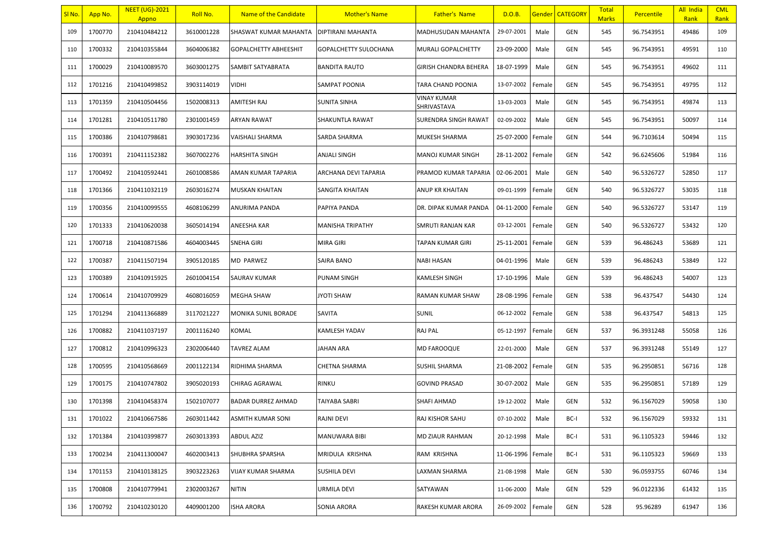| Sl No. | App No. | NEET (UG)-2021 Appno | Roll No. | Name of the Candidate | Mother's Name | Father's Name | D.O.B. | Gender | CATEGORY | Total Marks | Percentile | All India Rank | CML Rank |
|---|---|---|---|---|---|---|---|---|---|---|---|---|---|
| 109 | 1700770 | 210410484212 | 3610001228 | SHASWAT KUMAR MAHANTA | DIPTIRANI MAHANTA | MADHUSUDAN MAHANTA | 29-07-2001 | Male | GEN | 545 | 96.7543951 | 49486 | 109 |
| 110 | 1700332 | 210410355844 | 3604006382 | GOPALCHETTY ABHEESHIT | GOPALCHETTY SULOCHANA | MURALI GOPALCHETTY | 23-09-2000 | Male | GEN | 545 | 96.7543951 | 49591 | 110 |
| 111 | 1700029 | 210410089570 | 3603001275 | SAMBIT SATYABRATA | BANDITA RAUTO | GIRISH CHANDRA BEHERA | 18-07-1999 | Male | GEN | 545 | 96.7543951 | 49602 | 111 |
| 112 | 1701216 | 210410499852 | 3903114019 | VIDHI | SAMPAT POONIA | TARA CHAND POONIA | 13-07-2002 | Female | GEN | 545 | 96.7543951 | 49795 | 112 |
| 113 | 1701359 | 210410504456 | 1502008313 | AMITESH RAJ | SUNITA SINHA | VINAY KUMAR SHRIVASTAVA | 13-03-2003 | Male | GEN | 545 | 96.7543951 | 49874 | 113 |
| 114 | 1701281 | 210410511780 | 2301001459 | ARYAN RAWAT | SHAKUNTLA RAWAT | SURENDRA SINGH RAWAT | 02-09-2002 | Male | GEN | 545 | 96.7543951 | 50097 | 114 |
| 115 | 1700386 | 210410798681 | 3903017236 | VAISHALI SHARMA | SARDA SHARMA | MUKESH SHARMA | 25-07-2000 | Female | GEN | 544 | 96.7103614 | 50494 | 115 |
| 116 | 1700391 | 210411152382 | 3607002276 | HARSHITA SINGH | ANJALI SINGH | MANOJ KUMAR SINGH | 28-11-2002 | Female | GEN | 542 | 96.6245606 | 51984 | 116 |
| 117 | 1700492 | 210410592441 | 2601008586 | AMAN KUMAR TAPARIA | ARCHANA DEVI TAPARIA | PRAMOD KUMAR TAPARIA | 02-06-2001 | Male | GEN | 540 | 96.5326727 | 52850 | 117 |
| 118 | 1701366 | 210411032119 | 2603016274 | MUSKAN KHAITAN | SANGITA KHAITAN | ANUP KR KHAITAN | 09-01-1999 | Female | GEN | 540 | 96.5326727 | 53035 | 118 |
| 119 | 1700356 | 210410099555 | 4608106299 | ANURIMA PANDA | PAPIYA PANDA | DR. DIPAK KUMAR PANDA | 04-11-2000 | Female | GEN | 540 | 96.5326727 | 53147 | 119 |
| 120 | 1701333 | 210410620038 | 3605014194 | ANEESHA KAR | MANISHA TRIPATHY | SMRUTI RANJAN KAR | 03-12-2001 | Female | GEN | 540 | 96.5326727 | 53432 | 120 |
| 121 | 1700718 | 210410871586 | 4604003445 | SNEHA GIRI | MIRA GIRI | TAPAN KUMAR GIRI | 25-11-2001 | Female | GEN | 539 | 96.486243 | 53689 | 121 |
| 122 | 1700387 | 210411507194 | 3905120185 | MD PARWEZ | SAIRA BANO | NABI HASAN | 04-01-1996 | Male | GEN | 539 | 96.486243 | 53849 | 122 |
| 123 | 1700389 | 210410915925 | 2601004154 | SAURAV KUMAR | PUNAM SINGH | KAMLESH SINGH | 17-10-1996 | Male | GEN | 539 | 96.486243 | 54007 | 123 |
| 124 | 1700614 | 210410709929 | 4608016059 | MEGHA SHAW | JYOTI SHAW | RAMAN KUMAR SHAW | 28-08-1996 | Female | GEN | 538 | 96.437547 | 54430 | 124 |
| 125 | 1701294 | 210411366889 | 3117021227 | MONIKA SUNIL BORADE | SAVITA | SUNIL | 06-12-2002 | Female | GEN | 538 | 96.437547 | 54813 | 125 |
| 126 | 1700882 | 210411037197 | 2001116240 | KOMAL | KAMLESH YADAV | RAJ PAL | 05-12-1997 | Female | GEN | 537 | 96.3931248 | 55058 | 126 |
| 127 | 1700812 | 210410996323 | 2302006440 | TAVREZ ALAM | JAHAN ARA | MD FAROOQUE | 22-01-2000 | Male | GEN | 537 | 96.3931248 | 55149 | 127 |
| 128 | 1700595 | 210410568669 | 2001122134 | RIDHIMA SHARMA | CHETNA SHARMA | SUSHIL SHARMA | 21-08-2002 | Female | GEN | 535 | 96.2950851 | 56716 | 128 |
| 129 | 1700175 | 210410747802 | 3905020193 | CHIRAG AGRAWAL | RINKU | GOVIND PRASAD | 30-07-2002 | Male | GEN | 535 | 96.2950851 | 57189 | 129 |
| 130 | 1701398 | 210410458374 | 1502107077 | BADAR DURREZ AHMAD | TAIYABA SABRI | SHAFI AHMAD | 19-12-2002 | Male | GEN | 532 | 96.1567029 | 59058 | 130 |
| 131 | 1701022 | 210410667586 | 2603011442 | ASMITH KUMAR SONI | RAJNI DEVI | RAJ KISHOR SAHU | 07-10-2002 | Male | BC-I | 532 | 96.1567029 | 59332 | 131 |
| 132 | 1701384 | 210410399877 | 2603013393 | ABDUL AZIZ | MANUWARA BIBI | MD ZIAUR RAHMAN | 20-12-1998 | Male | BC-I | 531 | 96.1105323 | 59446 | 132 |
| 133 | 1700234 | 210411300047 | 4602003413 | SHUBHRA SPARSHA | MRIDULA KRISHNA | RAM KRISHNA | 11-06-1996 | Female | BC-I | 531 | 96.1105323 | 59669 | 133 |
| 134 | 1701153 | 210410138125 | 3903223263 | VIJAY KUMAR SHARMA | SUSHILA DEVI | LAXMAN SHARMA | 21-08-1998 | Male | GEN | 530 | 96.0593755 | 60746 | 134 |
| 135 | 1700808 | 210410779941 | 2302003267 | NITIN | URMILA DEVI | SATYAWAN | 11-06-2000 | Male | GEN | 529 | 96.0122336 | 61432 | 135 |
| 136 | 1700792 | 210410230120 | 4409001200 | ISHA ARORA | SONIA ARORA | RAKESH KUMAR ARORA | 26-09-2002 | Female | GEN | 528 | 95.96289 | 61947 | 136 |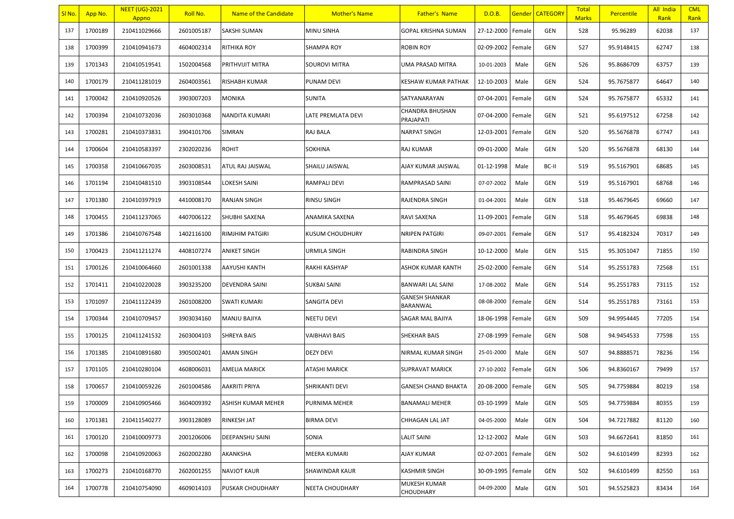| Sl No. | App No. | NEET (UG)-2021 Appno | Roll No. | Name of the Candidate | Mother's Name | Father's Name | D.O.B. | Gender | CATEGORY | Total Marks | Percentile | All India Rank | CML Rank |
|---|---|---|---|---|---|---|---|---|---|---|---|---|---|
| 137 | 1700189 | 210411029666 | 2601005187 | SAKSHI SUMAN | MINU SINHA | GOPAL KRISHNA SUMAN | 27-12-2000 | Female | GEN | 528 | 95.96289 | 62038 | 137 |
| 138 | 1700399 | 210410941673 | 4604002314 | RITHIKA ROY | SHAMPA ROY | ROBIN ROY | 02-09-2002 | Female | GEN | 527 | 95.9148415 | 62747 | 138 |
| 139 | 1701343 | 210410519541 | 1502004568 | PRITHVIJIT MITRA | SOUROVI MITRA | UMA PRASAD MITRA | 10-01-2003 | Male | GEN | 526 | 95.8686709 | 63757 | 139 |
| 140 | 1700179 | 210411281019 | 2604003561 | RISHABH KUMAR | PUNAM DEVI | KESHAW KUMAR PATHAK | 12-10-2003 | Male | GEN | 524 | 95.7675877 | 64647 | 140 |
| 141 | 1700042 | 210410920526 | 3903007203 | MONIKA | SUNITA | SATYANARAYAN | 07-04-2001 | Female | GEN | 524 | 95.7675877 | 65332 | 141 |
| 142 | 1700394 | 210410732036 | 2603010368 | NANDITA KUMARI | LATE PREMLATA DEVI | CHANDRA BHUSHAN PRAJAPATI | 07-04-2000 | Female | GEN | 521 | 95.6197512 | 67258 | 142 |
| 143 | 1700281 | 210410373831 | 3904101706 | SIMRAN | RAJ BALA | NARPAT SINGH | 12-03-2001 | Female | GEN | 520 | 95.5676878 | 67747 | 143 |
| 144 | 1700604 | 210410583397 | 2302020236 | ROHIT | SOKHINA | RAJ KUMAR | 09-01-2000 | Male | GEN | 520 | 95.5676878 | 68130 | 144 |
| 145 | 1700358 | 210410667035 | 2603008531 | ATUL RAJ JAISWAL | SHAILU JAISWAL | AJAY KUMAR JAISWAL | 01-12-1998 | Male | BC-II | 519 | 95.5167901 | 68685 | 145 |
| 146 | 1701194 | 210410481510 | 3903108544 | LOKESH SAINI | RAMPALI DEVI | RAMPRASAD SAINI | 07-07-2002 | Male | GEN | 519 | 95.5167901 | 68768 | 146 |
| 147 | 1701380 | 210410397919 | 4410008170 | RANJAN SINGH | RINSU SINGH | RAJENDRA SINGH | 01-04-2001 | Male | GEN | 518 | 95.4679645 | 69660 | 147 |
| 148 | 1700455 | 210411237065 | 4407006122 | SHUBHI SAXENA | ANAMIKA SAXENA | RAVI SAXENA | 11-09-2001 | Female | GEN | 518 | 95.4679645 | 69838 | 148 |
| 149 | 1701386 | 210410767548 | 1402116100 | RIMJHIM PATGIRI | KUSUM CHOUDHURY | NRIPEN PATGIRI | 09-07-2001 | Female | GEN | 517 | 95.4182324 | 70317 | 149 |
| 150 | 1700423 | 210411211274 | 4408107274 | ANIKET SINGH | URMILA SINGH | RABINDRA SINGH | 10-12-2000 | Male | GEN | 515 | 95.3051047 | 71855 | 150 |
| 151 | 1700126 | 210410064660 | 2601001338 | AAYUSHI KANTH | RAKHI KASHYAP | ASHOK KUMAR KANTH | 25-02-2000 | Female | GEN | 514 | 95.2551783 | 72568 | 151 |
| 152 | 1701411 | 210410220028 | 3903235200 | DEVENDRA SAINI | SUKBAI SAINI | BANWARI LAL SAINI | 17-08-2002 | Male | GEN | 514 | 95.2551783 | 73115 | 152 |
| 153 | 1701097 | 210411122439 | 2601008200 | SWATI KUMARI | SANGITA DEVI | GANESH SHANKAR BARANWAL | 08-08-2000 | Female | GEN | 514 | 95.2551783 | 73161 | 153 |
| 154 | 1700344 | 210410709457 | 3903034160 | MANJU BAJIYA | NEETU DEVI | SAGAR MAL BAJIYA | 18-06-1998 | Female | GEN | 509 | 94.9954445 | 77205 | 154 |
| 155 | 1700125 | 210411241532 | 2603004103 | SHREYA BAIS | VAIBHAVI BAIS | SHEKHAR BAIS | 27-08-1999 | Female | GEN | 508 | 94.9454533 | 77598 | 155 |
| 156 | 1701385 | 210410891680 | 3905002401 | AMAN SINGH | DEZY DEVI | NIRMAL KUMAR SINGH | 25-01-2000 | Male | GEN | 507 | 94.8888571 | 78236 | 156 |
| 157 | 1701105 | 210410280104 | 4608006031 | AMELIA MARICK | ATASHI MARICK | SUPRAVAT MARICK | 27-10-2002 | Female | GEN | 506 | 94.8360167 | 79499 | 157 |
| 158 | 1700657 | 210410059226 | 2601004586 | AAKRITI PRIYA | SHRIKANTI DEVI | GANESH CHAND BHAKTA | 20-08-2000 | Female | GEN | 505 | 94.7759884 | 80219 | 158 |
| 159 | 1700009 | 210410905466 | 3604009392 | ASHISH KUMAR MEHER | PURNIMA MEHER | BANAMALI MEHER | 03-10-1999 | Male | GEN | 505 | 94.7759884 | 80355 | 159 |
| 160 | 1701381 | 210411540277 | 3903128089 | RINKESH JAT | BIRMA DEVI | CHHAGAN LAL JAT | 04-05-2000 | Male | GEN | 504 | 94.7217882 | 81120 | 160 |
| 161 | 1700120 | 210410009773 | 2001206006 | DEEPANSHU SAINI | SONIA | LALIT SAINI | 12-12-2002 | Male | GEN | 503 | 94.6672641 | 81850 | 161 |
| 162 | 1700098 | 210410920063 | 2602002280 | AKANKSHA | MEERA KUMARI | AJAY KUMAR | 02-07-2001 | Female | GEN | 502 | 94.6101499 | 82393 | 162 |
| 163 | 1700273 | 210410168770 | 2602001255 | NAVJOT KAUR | SHAWINDAR KAUR | KASHMIR SINGH | 30-09-1995 | Female | GEN | 502 | 94.6101499 | 82550 | 163 |
| 164 | 1700778 | 210410754090 | 4609014103 | PUSKAR CHOUDHARY | NEETA CHOUDHARY | MUKESH KUMAR CHOUDHARY | 04-09-2000 | Male | GEN | 501 | 94.5525823 | 83434 | 164 |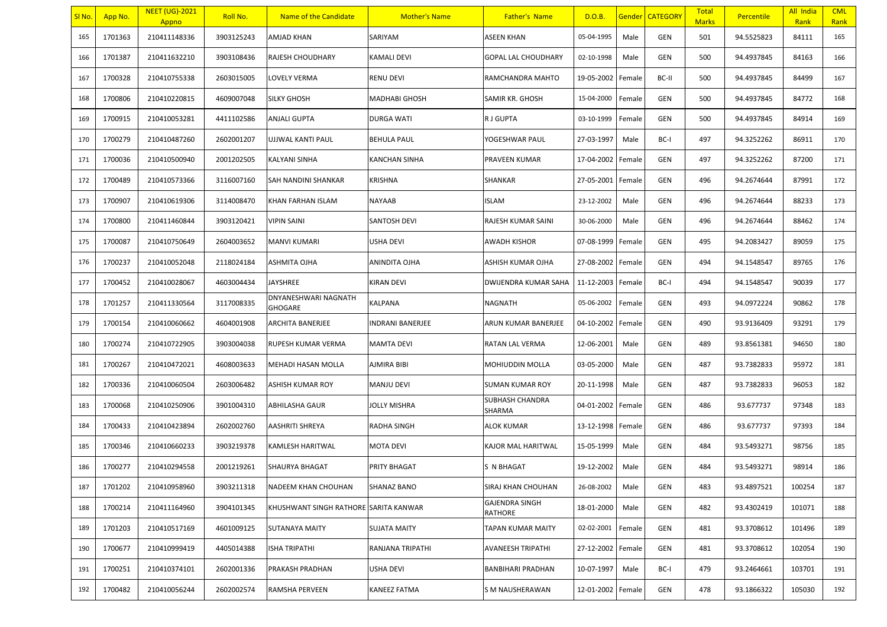| Sl No. | App No. | NEET (UG)-2021 Appno | Roll No. | Name of the Candidate | Mother's Name | Father's Name | D.O.B. | Gender | CATEGORY | Total Marks | Percentile | All India Rank | CML Rank |
|---|---|---|---|---|---|---|---|---|---|---|---|---|---|
| 165 | 1701363 | 210411148336 | 3903125243 | AMJAD KHAN | SARIYAM | ASEEN KHAN | 05-04-1995 | Male | GEN | 501 | 94.5525823 | 84111 | 165 |
| 166 | 1701387 | 210411632210 | 3903108436 | RAJESH CHOUDHARY | KAMALI DEVI | GOPAL LAL CHOUDHARY | 02-10-1998 | Male | GEN | 500 | 94.4937845 | 84163 | 166 |
| 167 | 1700328 | 210410755338 | 2603015005 | LOVELY VERMA | RENU DEVI | RAMCHANDRA MAHTO | 19-05-2002 | Female | BC-II | 500 | 94.4937845 | 84499 | 167 |
| 168 | 1700806 | 210410220815 | 4609007048 | SILKY GHOSH | MADHABI GHOSH | SAMIR KR. GHOSH | 15-04-2000 | Female | GEN | 500 | 94.4937845 | 84772 | 168 |
| 169 | 1700915 | 210410053281 | 4411102586 | ANJALI GUPTA | DURGA WATI | R J GUPTA | 03-10-1999 | Female | GEN | 500 | 94.4937845 | 84914 | 169 |
| 170 | 1700279 | 210410487260 | 2602001207 | UJJWAL KANTI PAUL | BEHULA PAUL | YOGESHWAR PAUL | 27-03-1997 | Male | BC-I | 497 | 94.3252262 | 86911 | 170 |
| 171 | 1700036 | 210410500940 | 2001202505 | KALYANI SINHA | KANCHAN SINHA | PRAVEEN KUMAR | 17-04-2002 | Female | GEN | 497 | 94.3252262 | 87200 | 171 |
| 172 | 1700489 | 210410573366 | 3116007160 | SAH NANDINI SHANKAR | KRISHNA | SHANKAR | 27-05-2001 | Female | GEN | 496 | 94.2674644 | 87991 | 172 |
| 173 | 1700907 | 210410619306 | 3114008470 | KHAN FARHAN ISLAM | NAYAAB | ISLAM | 23-12-2002 | Male | GEN | 496 | 94.2674644 | 88233 | 173 |
| 174 | 1700800 | 210411460844 | 3903120421 | VIPIN SAINI | SANTOSH DEVI | RAJESH KUMAR SAINI | 30-06-2000 | Male | GEN | 496 | 94.2674644 | 88462 | 174 |
| 175 | 1700087 | 210410750649 | 2604003652 | MANVI KUMARI | USHA DEVI | AWADH KISHOR | 07-08-1999 | Female | GEN | 495 | 94.2083427 | 89059 | 175 |
| 176 | 1700237 | 210410052048 | 2118024184 | ASHMITA OJHA | ANINDITA OJHA | ASHISH KUMAR OJHA | 27-08-2002 | Female | GEN | 494 | 94.1548547 | 89765 | 176 |
| 177 | 1700452 | 210410028067 | 4603004434 | JAYSHREE | KIRAN DEVI | DWIJENDRA KUMAR SAHA | 11-12-2003 | Female | BC-I | 494 | 94.1548547 | 90039 | 177 |
| 178 | 1701257 | 210411330564 | 3117008335 | DNYANESHWARI NAGNATH GHOGARE | KALPANA | NAGNATH | 05-06-2002 | Female | GEN | 493 | 94.0972224 | 90862 | 178 |
| 179 | 1700154 | 210410060662 | 4604001908 | ARCHITA BANERJEE | INDRANI BANERJEE | ARUN KUMAR BANERJEE | 04-10-2002 | Female | GEN | 490 | 93.9136409 | 93291 | 179 |
| 180 | 1700274 | 210410722905 | 3903004038 | RUPESH KUMAR VERMA | MAMTA DEVI | RATAN LAL VERMA | 12-06-2001 | Male | GEN | 489 | 93.8561381 | 94650 | 180 |
| 181 | 1700267 | 210410472021 | 4608003633 | MEHADI HASAN MOLLA | AJMIRA BIBI | MOHIUDDIN MOLLA | 03-05-2000 | Male | GEN | 487 | 93.7382833 | 95972 | 181 |
| 182 | 1700336 | 210410060504 | 2603006482 | ASHISH KUMAR ROY | MANJU DEVI | SUMAN KUMAR ROY | 20-11-1998 | Male | GEN | 487 | 93.7382833 | 96053 | 182 |
| 183 | 1700068 | 210410250906 | 3901004310 | ABHILASHA GAUR | JOLLY MISHRA | SUBHASH CHANDRA SHARMA | 04-01-2002 | Female | GEN | 486 | 93.677737 | 97348 | 183 |
| 184 | 1700433 | 210410423894 | 2602002760 | AASHRITI SHREYA | RADHA SINGH | ALOK KUMAR | 13-12-1998 | Female | GEN | 486 | 93.677737 | 97393 | 184 |
| 185 | 1700346 | 210410660233 | 3903219378 | KAMLESH HARITWAL | MOTA DEVI | KAJOR MAL HARITWAL | 15-05-1999 | Male | GEN | 484 | 93.5493271 | 98756 | 185 |
| 186 | 1700277 | 210410294558 | 2001219261 | SHAURYA BHAGAT | PRITY BHAGAT | S N BHAGAT | 19-12-2002 | Male | GEN | 484 | 93.5493271 | 98914 | 186 |
| 187 | 1701202 | 210410958960 | 3903211318 | NADEEM KHAN CHOUHAN | SHANAZ BANO | SIRAJ KHAN CHOUHAN | 26-08-2002 | Male | GEN | 483 | 93.4897521 | 100254 | 187 |
| 188 | 1700214 | 210411164960 | 3904101345 | KHUSHWANT SINGH RATHORE | SARITA KANWAR | GAJENDRA SINGH RATHORE | 18-01-2000 | Male | GEN | 482 | 93.4302419 | 101071 | 188 |
| 189 | 1701203 | 210410517169 | 4601009125 | SUTANAYA MAITY | SUJATA MAITY | TAPAN KUMAR MAITY | 02-02-2001 | Female | GEN | 481 | 93.3708612 | 101496 | 189 |
| 190 | 1700677 | 210410999419 | 4405014388 | ISHA TRIPATHI | RANJANA TRIPATHI | AVANEESH TRIPATHI | 27-12-2002 | Female | GEN | 481 | 93.3708612 | 102054 | 190 |
| 191 | 1700251 | 210410374101 | 2602001336 | PRAKASH PRADHAN | USHA DEVI | BANBIHARI PRADHAN | 10-07-1997 | Male | BC-I | 479 | 93.2464661 | 103701 | 191 |
| 192 | 1700482 | 210410056244 | 2602002574 | RAMSHA PERVEEN | KANEEZ FATMA | S M NAUSHERAWAN | 12-01-2002 | Female | GEN | 478 | 93.1866322 | 105030 | 192 |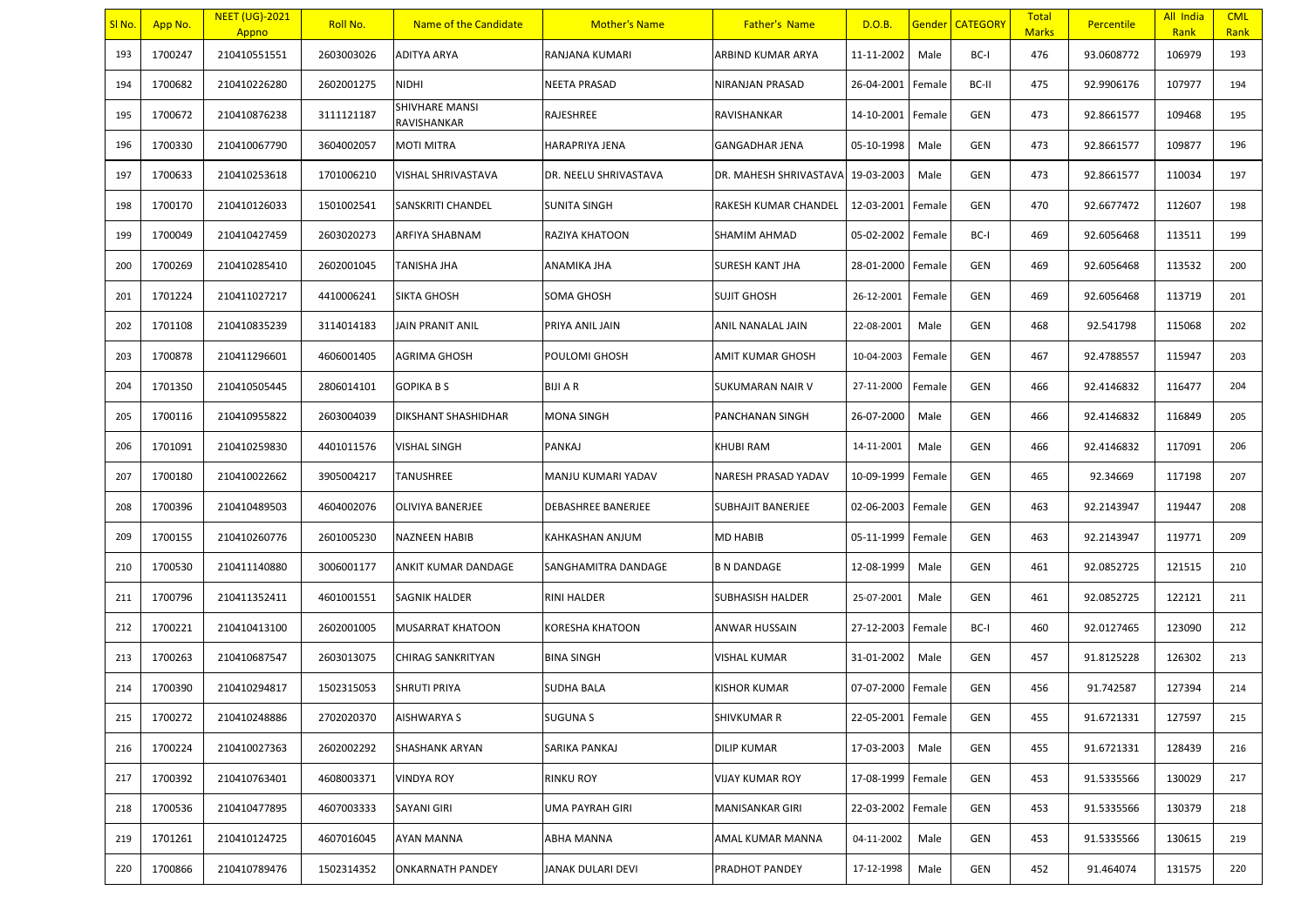| Sl No. | App No. | NEET (UG)-2021 Appno | Roll No. | Name of the Candidate | Mother's Name | Father's Name | D.O.B. | Gender | CATEGORY | Total Marks | Percentile | All India Rank | CML Rank |
|---|---|---|---|---|---|---|---|---|---|---|---|---|---|
| 193 | 1700247 | 210410551551 | 2603003026 | ADITYA ARYA | RANJANA KUMARI | ARBIND KUMAR ARYA | 11-11-2002 | Male | BC-I | 476 | 93.0608772 | 106979 | 193 |
| 194 | 1700682 | 210410226280 | 2602001275 | NIDHI | NEETA PRASAD | NIRANJAN PRASAD | 26-04-2001 | Female | BC-II | 475 | 92.9906176 | 107977 | 194 |
| 195 | 1700672 | 210410876238 | 3111121187 | SHIVHARE MANSI RAVISHANKAR | RAJESHREE | RAVISHANKAR | 14-10-2001 | Female | GEN | 473 | 92.8661577 | 109468 | 195 |
| 196 | 1700330 | 210410067790 | 3604002057 | MOTI MITRA | HARAPRIYA JENA | GANGADHAR JENA | 05-10-1998 | Male | GEN | 473 | 92.8661577 | 109877 | 196 |
| 197 | 1700633 | 210410253618 | 1701006210 | VISHAL SHRIVASTAVA | DR. NEELU SHRIVASTAVA | DR. MAHESH SHRIVASTAVA | 19-03-2003 | Male | GEN | 473 | 92.8661577 | 110034 | 197 |
| 198 | 1700170 | 210410126033 | 1501002541 | SANSKRITI CHANDEL | SUNITA SINGH | RAKESH KUMAR CHANDEL | 12-03-2001 | Female | GEN | 470 | 92.6677472 | 112607 | 198 |
| 199 | 1700049 | 210410427459 | 2603020273 | ARFIYA SHABNAM | RAZIYA KHATOON | SHAMIM AHMAD | 05-02-2002 | Female | BC-I | 469 | 92.6056468 | 113511 | 199 |
| 200 | 1700269 | 210410285410 | 2602001045 | TANISHA JHA | ANAMIKA JHA | SURESH KANT JHA | 28-01-2000 | Female | GEN | 469 | 92.6056468 | 113532 | 200 |
| 201 | 1701224 | 210411027217 | 4410006241 | SIKTA GHOSH | SOMA GHOSH | SUJIT GHOSH | 26-12-2001 | Female | GEN | 469 | 92.6056468 | 113719 | 201 |
| 202 | 1701108 | 210410835239 | 3114014183 | JAIN PRANIT ANIL | PRIYA ANIL JAIN | ANIL NANALAL JAIN | 22-08-2001 | Male | GEN | 468 | 92.541798 | 115068 | 202 |
| 203 | 1700878 | 210411296601 | 4606001405 | AGRIMA GHOSH | POULOMI GHOSH | AMIT KUMAR GHOSH | 10-04-2003 | Female | GEN | 467 | 92.4788557 | 115947 | 203 |
| 204 | 1701350 | 210410505445 | 2806014101 | GOPIKA B S | BIJI A R | SUKUMARAN NAIR V | 27-11-2000 | Female | GEN | 466 | 92.4146832 | 116477 | 204 |
| 205 | 1700116 | 210410955822 | 2603004039 | DIKSHANT SHASHIDHAR | MONA SINGH | PANCHANAN SINGH | 26-07-2000 | Male | GEN | 466 | 92.4146832 | 116849 | 205 |
| 206 | 1701091 | 210410259830 | 4401011576 | VISHAL SINGH | PANKAJ | KHUBI RAM | 14-11-2001 | Male | GEN | 466 | 92.4146832 | 117091 | 206 |
| 207 | 1700180 | 210410022662 | 3905004217 | TANUSHREE | MANJU KUMARI YADAV | NARESH PRASAD YADAV | 10-09-1999 | Female | GEN | 465 | 92.34669 | 117198 | 207 |
| 208 | 1700396 | 210410489503 | 4604002076 | OLIVIYA BANERJEE | DEBASHREE BANERJEE | SUBHAJIT BANERJEE | 02-06-2003 | Female | GEN | 463 | 92.2143947 | 119447 | 208 |
| 209 | 1700155 | 210410260776 | 2601005230 | NAZNEEN HABIB | KAHKASHAN ANJUM | MD HABIB | 05-11-1999 | Female | GEN | 463 | 92.2143947 | 119771 | 209 |
| 210 | 1700530 | 210411140880 | 3006001177 | ANKIT KUMAR DANDAGE | SANGHAMITRA DANDAGE | B N DANDAGE | 12-08-1999 | Male | GEN | 461 | 92.0852725 | 121515 | 210 |
| 211 | 1700796 | 210411352411 | 4601001551 | SAGNIK HALDER | RINI HALDER | SUBHASISH HALDER | 25-07-2001 | Male | GEN | 461 | 92.0852725 | 122121 | 211 |
| 212 | 1700221 | 210410413100 | 2602001005 | MUSARRAT KHATOON | KORESHA KHATOON | ANWAR HUSSAIN | 27-12-2003 | Female | BC-I | 460 | 92.0127465 | 123090 | 212 |
| 213 | 1700263 | 210410687547 | 2603013075 | CHIRAG SANKRITYAN | BINA SINGH | VISHAL KUMAR | 31-01-2002 | Male | GEN | 457 | 91.8125228 | 126302 | 213 |
| 214 | 1700390 | 210410294817 | 1502315053 | SHRUTI PRIYA | SUDHA BALA | KISHOR KUMAR | 07-07-2000 | Female | GEN | 456 | 91.742587 | 127394 | 214 |
| 215 | 1700272 | 210410248886 | 2702020370 | AISHWARYA S | SUGUNA S | SHIVKUMAR R | 22-05-2001 | Female | GEN | 455 | 91.6721331 | 127597 | 215 |
| 216 | 1700224 | 210410027363 | 2602002292 | SHASHANK ARYAN | SARIKA PANKAJ | DILIP KUMAR | 17-03-2003 | Male | GEN | 455 | 91.6721331 | 128439 | 216 |
| 217 | 1700392 | 210410763401 | 4608003371 | VINDYA ROY | RINKU ROY | VIJAY KUMAR ROY | 17-08-1999 | Female | GEN | 453 | 91.5335566 | 130029 | 217 |
| 218 | 1700536 | 210410477895 | 4607003333 | SAYANI GIRI | UMA PAYRAH GIRI | MANISANKAR GIRI | 22-03-2002 | Female | GEN | 453 | 91.5335566 | 130379 | 218 |
| 219 | 1701261 | 210410124725 | 4607016045 | AYAN MANNA | ABHA MANNA | AMAL KUMAR MANNA | 04-11-2002 | Male | GEN | 453 | 91.5335566 | 130615 | 219 |
| 220 | 1700866 | 210410789476 | 1502314352 | ONKARNATH PANDEY | JANAK DULARI DEVI | PRADHOT PANDEY | 17-12-1998 | Male | GEN | 452 | 91.464074 | 131575 | 220 |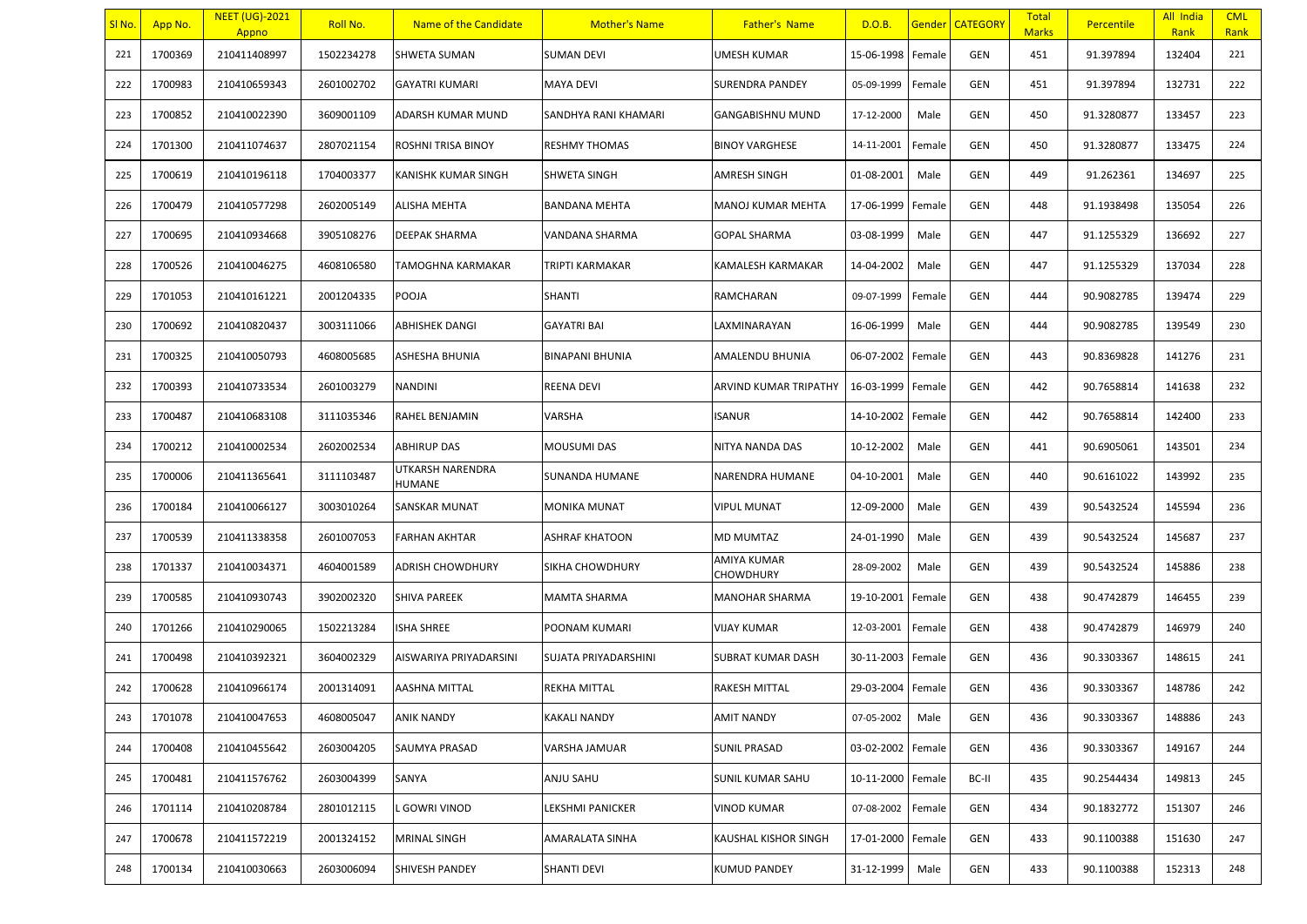| Sl No. | App No. | NEET (UG)-2021 Appno | Roll No. | Name of the Candidate | Mother's Name | Father's Name | D.O.B. | Gender | CATEGORY | Total Marks | Percentile | All India Rank | CML Rank |
|---|---|---|---|---|---|---|---|---|---|---|---|---|---|
| 221 | 1700369 | 210411408997 | 1502234278 | SHWETA SUMAN | SUMAN DEVI | UMESH KUMAR | 15-06-1998 | Female | GEN | 451 | 91.397894 | 132404 | 221 |
| 222 | 1700983 | 210410659343 | 2601002702 | GAYATRI KUMARI | MAYA DEVI | SURENDRA PANDEY | 05-09-1999 | Female | GEN | 451 | 91.397894 | 132731 | 222 |
| 223 | 1700852 | 210410022390 | 3609001109 | ADARSH KUMAR MUND | SANDHYA RANI KHAMARI | GANGABISHNU MUND | 17-12-2000 | Male | GEN | 450 | 91.3280877 | 133457 | 223 |
| 224 | 1701300 | 210411074637 | 2807021154 | ROSHNI TRISA BINOY | RESHMY THOMAS | BINOY VARGHESE | 14-11-2001 | Female | GEN | 450 | 91.3280877 | 133475 | 224 |
| 225 | 1700619 | 210410196118 | 1704003377 | KANISHK KUMAR SINGH | SHWETA SINGH | AMRESH SINGH | 01-08-2001 | Male | GEN | 449 | 91.262361 | 134697 | 225 |
| 226 | 1700479 | 210410577298 | 2602005149 | ALISHA MEHTA | BANDANA MEHTA | MANOJ KUMAR MEHTA | 17-06-1999 | Female | GEN | 448 | 91.1938498 | 135054 | 226 |
| 227 | 1700695 | 210410934668 | 3905108276 | DEEPAK SHARMA | VANDANA SHARMA | GOPAL SHARMA | 03-08-1999 | Male | GEN | 447 | 91.1255329 | 136692 | 227 |
| 228 | 1700526 | 210410046275 | 4608106580 | TAMOGHNA KARMAKAR | TRIPTI KARMAKAR | KAMALESH KARMAKAR | 14-04-2002 | Male | GEN | 447 | 91.1255329 | 137034 | 228 |
| 229 | 1701053 | 210410161221 | 2001204335 | POOJA | SHANTI | RAMCHARAN | 09-07-1999 | Female | GEN | 444 | 90.9082785 | 139474 | 229 |
| 230 | 1700692 | 210410820437 | 3003111066 | ABHISHEK DANGI | GAYATRI BAI | LAXMINARAYAN | 16-06-1999 | Male | GEN | 444 | 90.9082785 | 139549 | 230 |
| 231 | 1700325 | 210410050793 | 4608005685 | ASHESHA BHUNIA | BINAPANI BHUNIA | AMALENDU BHUNIA | 06-07-2002 | Female | GEN | 443 | 90.8369828 | 141276 | 231 |
| 232 | 1700393 | 210410733534 | 2601003279 | NANDINI | REENA DEVI | ARVIND KUMAR TRIPATHY | 16-03-1999 | Female | GEN | 442 | 90.7658814 | 141638 | 232 |
| 233 | 1700487 | 210410683108 | 3111035346 | RAHEL BENJAMIN | VARSHA | ISANUR | 14-10-2002 | Female | GEN | 442 | 90.7658814 | 142400 | 233 |
| 234 | 1700212 | 210410002534 | 2602002534 | ABHIRUP DAS | MOUSUMI DAS | NITYA NANDA DAS | 10-12-2002 | Male | GEN | 441 | 90.6905061 | 143501 | 234 |
| 235 | 1700006 | 210411365641 | 3111103487 | UTKARSH NARENDRA HUMANE | SUNANDA HUMANE | NARENDRA HUMANE | 04-10-2001 | Male | GEN | 440 | 90.6161022 | 143992 | 235 |
| 236 | 1700184 | 210410066127 | 3003010264 | SANSKAR MUNAT | MONIKA MUNAT | VIPUL MUNAT | 12-09-2000 | Male | GEN | 439 | 90.5432524 | 145594 | 236 |
| 237 | 1700539 | 210411338358 | 2601007053 | FARHAN AKHTAR | ASHRAF KHATOON | MD MUMTAZ | 24-01-1990 | Male | GEN | 439 | 90.5432524 | 145687 | 237 |
| 238 | 1701337 | 210410034371 | 4604001589 | ADRISH CHOWDHURY | SIKHA CHOWDHURY | AMIYA KUMAR CHOWDHURY | 28-09-2002 | Male | GEN | 439 | 90.5432524 | 145886 | 238 |
| 239 | 1700585 | 210410930743 | 3902002320 | SHIVA PAREEK | MAMTA SHARMA | MANOHAR SHARMA | 19-10-2001 | Female | GEN | 438 | 90.4742879 | 146455 | 239 |
| 240 | 1701266 | 210410290065 | 1502213284 | ISHA SHREE | POONAM KUMARI | VIJAY KUMAR | 12-03-2001 | Female | GEN | 438 | 90.4742879 | 146979 | 240 |
| 241 | 1700498 | 210410392321 | 3604002329 | AISWARIYA PRIYADARSINI | SUJATA PRIYADARSHINI | SUBRAT KUMAR DASH | 30-11-2003 | Female | GEN | 436 | 90.3303367 | 148615 | 241 |
| 242 | 1700628 | 210410966174 | 2001314091 | AASHNA MITTAL | REKHA MITTAL | RAKESH MITTAL | 29-03-2004 | Female | GEN | 436 | 90.3303367 | 148786 | 242 |
| 243 | 1701078 | 210410047653 | 4608005047 | ANIK NANDY | KAKALI NANDY | AMIT NANDY | 07-05-2002 | Male | GEN | 436 | 90.3303367 | 148886 | 243 |
| 244 | 1700408 | 210410455642 | 2603004205 | SAUMYA PRASAD | VARSHA JAMUAR | SUNIL PRASAD | 03-02-2002 | Female | GEN | 436 | 90.3303367 | 149167 | 244 |
| 245 | 1700481 | 210411576762 | 2603004399 | SANYA | ANJU SAHU | SUNIL KUMAR SAHU | 10-11-2000 | Female | BC-II | 435 | 90.2544434 | 149813 | 245 |
| 246 | 1701114 | 210410208784 | 2801012115 | L GOWRI VINOD | LEKSHMI PANICKER | VINOD KUMAR | 07-08-2002 | Female | GEN | 434 | 90.1832772 | 151307 | 246 |
| 247 | 1700678 | 210411572219 | 2001324152 | MRINAL SINGH | AMARALATA SINHA | KAUSHAL KISHOR SINGH | 17-01-2000 | Female | GEN | 433 | 90.1100388 | 151630 | 247 |
| 248 | 1700134 | 210410030663 | 2603006094 | SHIVESH PANDEY | SHANTI DEVI | KUMUD PANDEY | 31-12-1999 | Male | GEN | 433 | 90.1100388 | 152313 | 248 |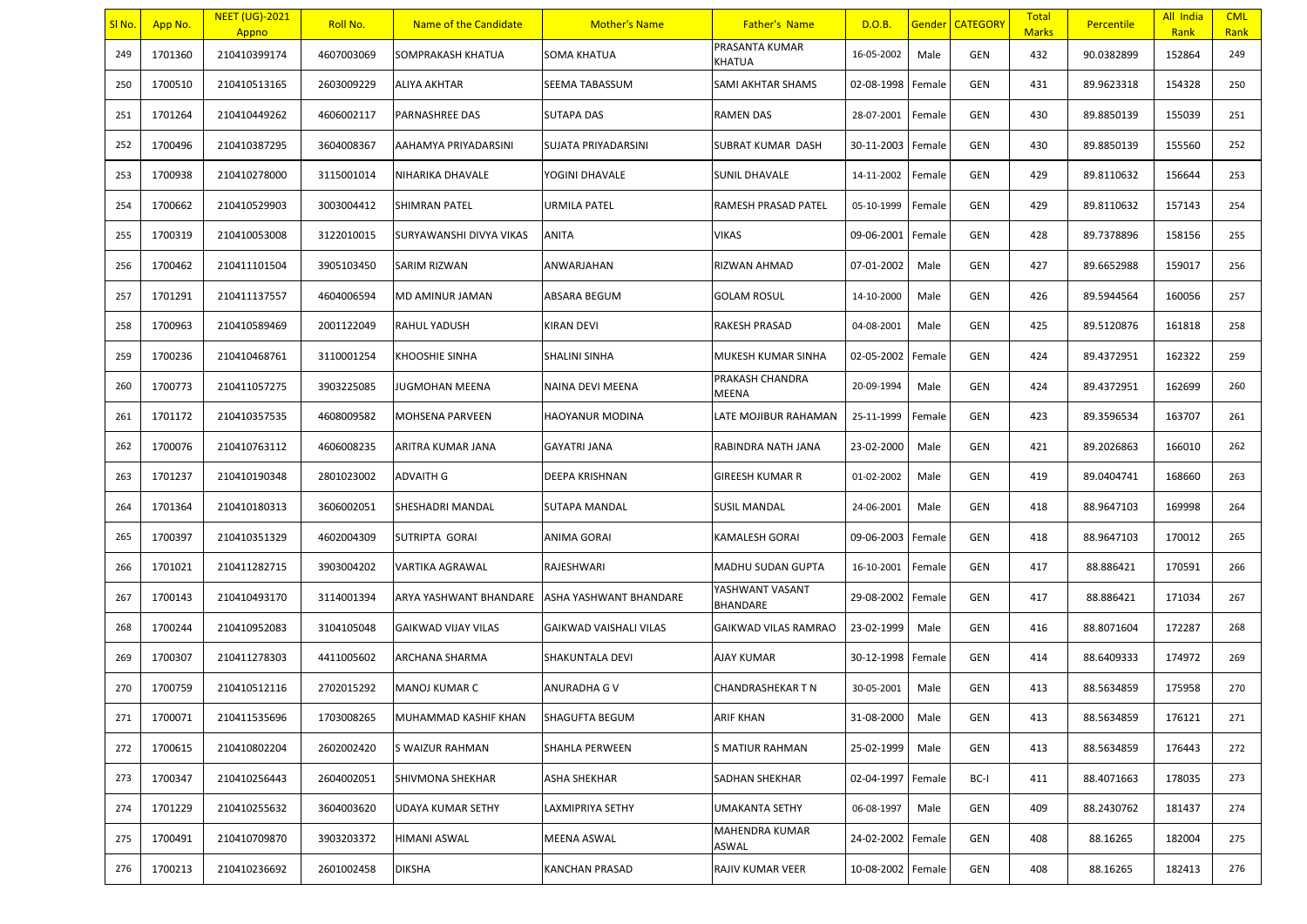| Sl No. | App No. | NEET (UG)-2021 Appno | Roll No. | Name of the Candidate | Mother's Name | Father's Name | D.O.B. | Gender | CATEGORY | Total Marks | Percentile | All India Rank | CML Rank |
|---|---|---|---|---|---|---|---|---|---|---|---|---|---|
| 249 | 1701360 | 210410399174 | 4607003069 | SOMPRAKASH KHATUA | SOMA KHATUA | PRASANTA KUMAR KHATUA | 16-05-2002 | Male | GEN | 432 | 90.0382899 | 152864 | 249 |
| 250 | 1700510 | 210410513165 | 2603009229 | ALIYA AKHTAR | SEEMA TABASSUM | SAMI AKHTAR SHAMS | 02-08-1998 | Female | GEN | 431 | 89.9623318 | 154328 | 250 |
| 251 | 1701264 | 210410449262 | 4606002117 | PARNASHREE DAS | SUTAPA DAS | RAMEN DAS | 28-07-2001 | Female | GEN | 430 | 89.8850139 | 155039 | 251 |
| 252 | 1700496 | 210410387295 | 3604008367 | AAHAMYA PRIYADARSINI | SUJATA PRIYADARSINI | SUBRAT KUMAR DASH | 30-11-2003 | Female | GEN | 430 | 89.8850139 | 155560 | 252 |
| 253 | 1700938 | 210410278000 | 3115001014 | NIHARIKA DHAVALE | YOGINI DHAVALE | SUNIL DHAVALE | 14-11-2002 | Female | GEN | 429 | 89.8110632 | 156644 | 253 |
| 254 | 1700662 | 210410529903 | 3003004412 | SHIMRAN PATEL | URMILA PATEL | RAMESH PRASAD PATEL | 05-10-1999 | Female | GEN | 429 | 89.8110632 | 157143 | 254 |
| 255 | 1700319 | 210410053008 | 3122010015 | SURYAWANSHI DIVYA VIKAS | ANITA | VIKAS | 09-06-2001 | Female | GEN | 428 | 89.7378896 | 158156 | 255 |
| 256 | 1700462 | 210411101504 | 3905103450 | SARIM RIZWAN | ANWARJAHAN | RIZWAN AHMAD | 07-01-2002 | Male | GEN | 427 | 89.6652988 | 159017 | 256 |
| 257 | 1701291 | 210411137557 | 4604006594 | MD AMINUR JAMAN | ABSARA BEGUM | GOLAM ROSUL | 14-10-2000 | Male | GEN | 426 | 89.5944564 | 160056 | 257 |
| 258 | 1700963 | 210410589469 | 2001122049 | RAHUL YADUSH | KIRAN DEVI | RAKESH PRASAD | 04-08-2001 | Male | GEN | 425 | 89.5120876 | 161818 | 258 |
| 259 | 1700236 | 210410468761 | 3110001254 | KHOOSHIE SINHA | SHALINI SINHA | MUKESH KUMAR SINHA | 02-05-2002 | Female | GEN | 424 | 89.4372951 | 162322 | 259 |
| 260 | 1700773 | 210411057275 | 3903225085 | JUGMOHAN MEENA | NAINA DEVI MEENA | PRAKASH CHANDRA MEENA | 20-09-1994 | Male | GEN | 424 | 89.4372951 | 162699 | 260 |
| 261 | 1701172 | 210410357535 | 4608009582 | MOHSENA PARVEEN | HAOYANUR MODINA | LATE MOJIBUR RAHAMAN | 25-11-1999 | Female | GEN | 423 | 89.3596534 | 163707 | 261 |
| 262 | 1700076 | 210410763112 | 4606008235 | ARITRA KUMAR JANA | GAYATRI JANA | RABINDRA NATH JANA | 23-02-2000 | Male | GEN | 421 | 89.2026863 | 166010 | 262 |
| 263 | 1701237 | 210410190348 | 2801023002 | ADVAITH G | DEEPA KRISHNAN | GIREESH KUMAR R | 01-02-2002 | Male | GEN | 419 | 89.0404741 | 168660 | 263 |
| 264 | 1701364 | 210410180313 | 3606002051 | SHESHADRI MANDAL | SUTAPA MANDAL | SUSIL MANDAL | 24-06-2001 | Male | GEN | 418 | 88.9647103 | 169998 | 264 |
| 265 | 1700397 | 210410351329 | 4602004309 | SUTRIPTA GORAI | ANIMA GORAI | KAMALESH GORAI | 09-06-2003 | Female | GEN | 418 | 88.9647103 | 170012 | 265 |
| 266 | 1701021 | 210411282715 | 3903004202 | VARTIKA AGRAWAL | RAJESHWARI | MADHU SUDAN GUPTA | 16-10-2001 | Female | GEN | 417 | 88.886421 | 170591 | 266 |
| 267 | 1700143 | 210410493170 | 3114001394 | ARYA YASHWANT BHANDARE | ASHA YASHWANT BHANDARE | YASHWANT VASANT BHANDARE | 29-08-2002 | Female | GEN | 417 | 88.886421 | 171034 | 267 |
| 268 | 1700244 | 210410952083 | 3104105048 | GAIKWAD VIJAY VILAS | GAIKWAD VAISHALI VILAS | GAIKWAD VILAS RAMRAO | 23-02-1999 | Male | GEN | 416 | 88.8071604 | 172287 | 268 |
| 269 | 1700307 | 210411278303 | 4411005602 | ARCHANA SHARMA | SHAKUNTALA DEVI | AJAY KUMAR | 30-12-1998 | Female | GEN | 414 | 88.6409333 | 174972 | 269 |
| 270 | 1700759 | 210410512116 | 2702015292 | MANOJ KUMAR C | ANURADHA G V | CHANDRASHEKAR T N | 30-05-2001 | Male | GEN | 413 | 88.5634859 | 175958 | 270 |
| 271 | 1700071 | 210411535696 | 1703008265 | MUHAMMAD KASHIF KHAN | SHAGUFTA BEGUM | ARIF KHAN | 31-08-2000 | Male | GEN | 413 | 88.5634859 | 176121 | 271 |
| 272 | 1700615 | 210410802204 | 2602002420 | S WAIZUR RAHMAN | SHAHLA PERWEEN | S MATIUR RAHMAN | 25-02-1999 | Male | GEN | 413 | 88.5634859 | 176443 | 272 |
| 273 | 1700347 | 210410256443 | 2604002051 | SHIVMONA SHEKHAR | ASHA SHEKHAR | SADHAN SHEKHAR | 02-04-1997 | Female | BC-I | 411 | 88.4071663 | 178035 | 273 |
| 274 | 1701229 | 210410255632 | 3604003620 | UDAYA KUMAR SETHY | LAXMIPRIYA SETHY | UMAKANTA SETHY | 06-08-1997 | Male | GEN | 409 | 88.2430762 | 181437 | 274 |
| 275 | 1700491 | 210410709870 | 3903203372 | HIMANI ASWAL | MEENA ASWAL | MAHENDRA KUMAR ASWAL | 24-02-2002 | Female | GEN | 408 | 88.16265 | 182004 | 275 |
| 276 | 1700213 | 210410236692 | 2601002458 | DIKSHA | KANCHAN PRASAD | RAJIV KUMAR VEER | 10-08-2002 | Female | GEN | 408 | 88.16265 | 182413 | 276 |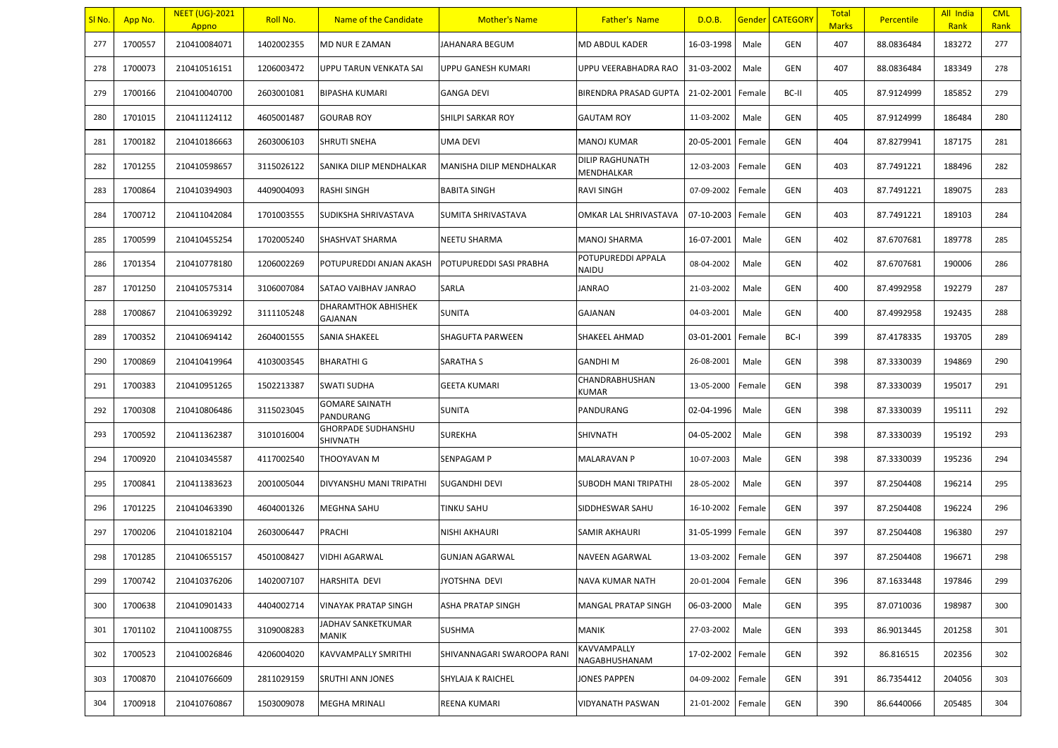| Sl No. | App No. | NEET (UG)-2021 Appno | Roll No. | Name of the Candidate | Mother's Name | Father's Name | D.O.B. | Gender | CATEGORY | Total Marks | Percentile | All India Rank | CML Rank |
|---|---|---|---|---|---|---|---|---|---|---|---|---|---|
| 277 | 1700557 | 210410084071 | 1402002355 | MD NUR E ZAMAN | JAHANARA BEGUM | MD ABDUL KADER | 16-03-1998 | Male | GEN | 407 | 88.0836484 | 183272 | 277 |
| 278 | 1700073 | 210410516151 | 1206003472 | UPPU TARUN VENKATA SAI | UPPU GANESH KUMARI | UPPU VEERABHADRA RAO | 31-03-2002 | Male | GEN | 407 | 88.0836484 | 183349 | 278 |
| 279 | 1700166 | 210410040700 | 2603001081 | BIPASHA KUMARI | GANGA DEVI | BIRENDRA PRASAD GUPTA | 21-02-2001 | Female | BC-II | 405 | 87.9124999 | 185852 | 279 |
| 280 | 1701015 | 210411124112 | 4605001487 | GOURAB ROY | SHILPI SARKAR ROY | GAUTAM ROY | 11-03-2002 | Male | GEN | 405 | 87.9124999 | 186484 | 280 |
| 281 | 1700182 | 210410186663 | 2603006103 | SHRUTI SNEHA | UMA DEVI | MANOJ KUMAR | 20-05-2001 | Female | GEN | 404 | 87.8279941 | 187175 | 281 |
| 282 | 1701255 | 210410598657 | 3115026122 | SANIKA DILIP MENDHALKAR | MANISHA DILIP MENDHALKAR | DILIP RAGHUNATH MENDHALKAR | 12-03-2003 | Female | GEN | 403 | 87.7491221 | 188496 | 282 |
| 283 | 1700864 | 210410394903 | 4409004093 | RASHI SINGH | BABITA SINGH | RAVI SINGH | 07-09-2002 | Female | GEN | 403 | 87.7491221 | 189075 | 283 |
| 284 | 1700712 | 210411042084 | 1701003555 | SUDIKSHA SHRIVASTAVA | SUMITA SHRIVASTAVA | OMKAR LAL SHRIVASTAVA | 07-10-2003 | Female | GEN | 403 | 87.7491221 | 189103 | 284 |
| 285 | 1700599 | 210410455254 | 1702005240 | SHASHVAT SHARMA | NEETU SHARMA | MANOJ SHARMA | 16-07-2001 | Male | GEN | 402 | 87.6707681 | 189778 | 285 |
| 286 | 1701354 | 210410778180 | 1206002269 | POTUPUREDDI ANJAN AKASH | POTUPUREDDI SASI PRABHA | POTUPUREDDI APPALA NAIDU | 08-04-2002 | Male | GEN | 402 | 87.6707681 | 190006 | 286 |
| 287 | 1701250 | 210410575314 | 3106007084 | SATAO VAIBHAV JANRAO | SARLA | JANRAO | 21-03-2002 | Male | GEN | 400 | 87.4992958 | 192279 | 287 |
| 288 | 1700867 | 210410639292 | 3111105248 | DHARAMTHOK ABHISHEK GAJANAN | SUNITA | GAJANAN | 04-03-2001 | Male | GEN | 400 | 87.4992958 | 192435 | 288 |
| 289 | 1700352 | 210410694142 | 2604001555 | SANIA SHAKEEL | SHAGUFTA PARWEEN | SHAKEEL AHMAD | 03-01-2001 | Female | BC-I | 399 | 87.4178335 | 193705 | 289 |
| 290 | 1700869 | 210410419964 | 4103003545 | BHARATHI G | SARATHA S | GANDHI M | 26-08-2001 | Male | GEN | 398 | 87.3330039 | 194869 | 290 |
| 291 | 1700383 | 210410951265 | 1502213387 | SWATI SUDHA | GEETA KUMARI | CHANDRABHUSHAN KUMAR | 13-05-2000 | Female | GEN | 398 | 87.3330039 | 195017 | 291 |
| 292 | 1700308 | 210410806486 | 3115023045 | GOMARE SAINATH PANDURANG | SUNITA | PANDURANG | 02-04-1996 | Male | GEN | 398 | 87.3330039 | 195111 | 292 |
| 293 | 1700592 | 210411362387 | 3101016004 | GHORPADE SUDHANSHU SHIVNATH | SUREKHA | SHIVNATH | 04-05-2002 | Male | GEN | 398 | 87.3330039 | 195192 | 293 |
| 294 | 1700920 | 210410345587 | 4117002540 | THOOYAVAN M | SENPAGAM P | MALARAVAN P | 10-07-2003 | Male | GEN | 398 | 87.3330039 | 195236 | 294 |
| 295 | 1700841 | 210411383623 | 2001005044 | DIVYANSHU MANI TRIPATHI | SUGANDHI DEVI | SUBODH MANI TRIPATHI | 28-05-2002 | Male | GEN | 397 | 87.2504408 | 196214 | 295 |
| 296 | 1701225 | 210410463390 | 4604001326 | MEGHNA SAHU | TINKU SAHU | SIDDHESWAR SAHU | 16-10-2002 | Female | GEN | 397 | 87.2504408 | 196224 | 296 |
| 297 | 1700206 | 210410182104 | 2603006447 | PRACHI | NISHI AKHAURI | SAMIR AKHAURI | 31-05-1999 | Female | GEN | 397 | 87.2504408 | 196380 | 297 |
| 298 | 1701285 | 210410655157 | 4501008427 | VIDHI AGARWAL | GUNJAN AGARWAL | NAVEEN AGARWAL | 13-03-2002 | Female | GEN | 397 | 87.2504408 | 196671 | 298 |
| 299 | 1700742 | 210410376206 | 1402007107 | HARSHITA DEVI | JYOTSHNA DEVI | NAVA KUMAR NATH | 20-01-2004 | Female | GEN | 396 | 87.1633448 | 197846 | 299 |
| 300 | 1700638 | 210410901433 | 4404002714 | VINAYAK PRATAP SINGH | ASHA PRATAP SINGH | MANGAL PRATAP SINGH | 06-03-2000 | Male | GEN | 395 | 87.0710036 | 198987 | 300 |
| 301 | 1701102 | 210411008755 | 3109008283 | JADHAV SANKETKUMAR MANIK | SUSHMA | MANIK | 27-03-2002 | Male | GEN | 393 | 86.9013445 | 201258 | 301 |
| 302 | 1700523 | 210410026846 | 4206004020 | KAVVAMPALLY SMRITHI | SHIVANNAGARI SWAROOPA RANI | KAVVAMPALLY NAGABHUSHANAM | 17-02-2002 | Female | GEN | 392 | 86.816515 | 202356 | 302 |
| 303 | 1700870 | 210410766609 | 2811029159 | SRUTHI ANN JONES | SHYLAJA K RAICHEL | JONES PAPPEN | 04-09-2002 | Female | GEN | 391 | 86.7354412 | 204056 | 303 |
| 304 | 1700918 | 210410760867 | 1503009078 | MEGHA MRINALI | REENA KUMARI | VIDYANATH PASWAN | 21-01-2002 | Female | GEN | 390 | 86.6440066 | 205485 | 304 |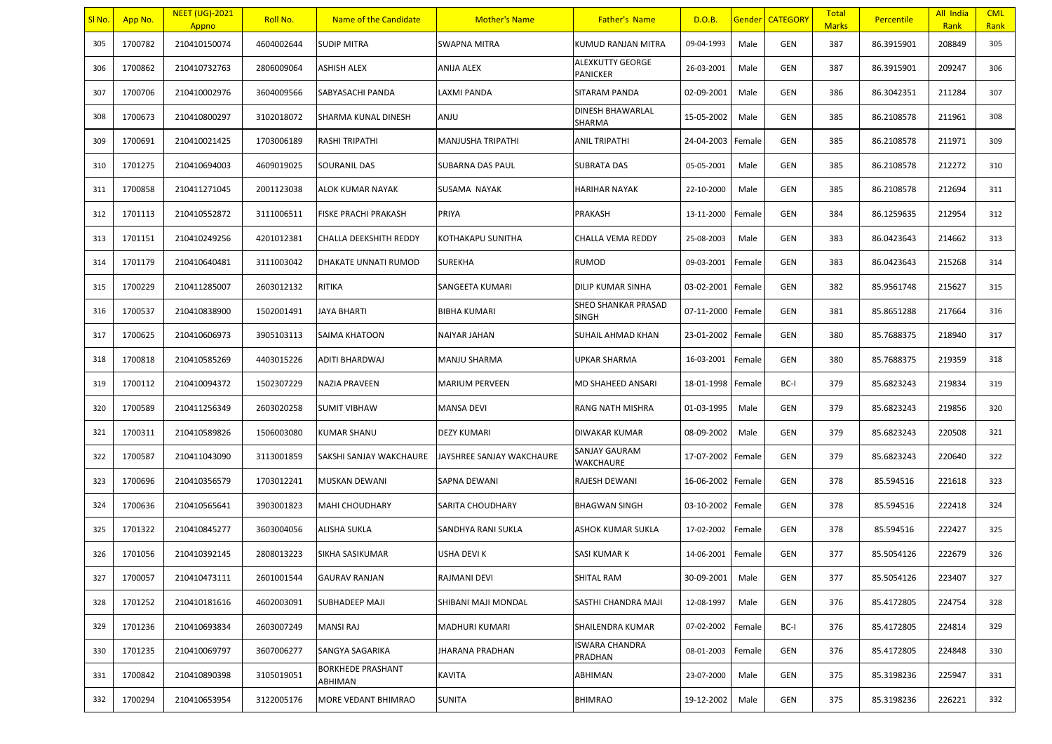| Sl No. | App No. | NEET (UG)-2021 Appno | Roll No. | Name of the Candidate | Mother's Name | Father's Name | D.O.B. | Gender | CATEGORY | Total Marks | Percentile | All India Rank | CML Rank |
|---|---|---|---|---|---|---|---|---|---|---|---|---|---|
| 305 | 1700782 | 210410150074 | 4604002644 | SUDIP MITRA | SWAPNA MITRA | KUMUD RANJAN MITRA | 09-04-1993 | Male | GEN | 387 | 86.3915901 | 208849 | 305 |
| 306 | 1700862 | 210410732763 | 2806009064 | ASHISH ALEX | ANIJA ALEX | ALEXKUTTY GEORGE PANICKER | 26-03-2001 | Male | GEN | 387 | 86.3915901 | 209247 | 306 |
| 307 | 1700706 | 210410002976 | 3604009566 | SABYASACHI PANDA | LAXMI PANDA | SITARAM PANDA | 02-09-2001 | Male | GEN | 386 | 86.3042351 | 211284 | 307 |
| 308 | 1700673 | 210410800297 | 3102018072 | SHARMA KUNAL DINESH | ANJU | DINESH BHAWARLAL SHARMA | 15-05-2002 | Male | GEN | 385 | 86.2108578 | 211961 | 308 |
| 309 | 1700691 | 210410021425 | 1703006189 | RASHI TRIPATHI | MANJUSHA TRIPATHI | ANIL TRIPATHI | 24-04-2003 | Female | GEN | 385 | 86.2108578 | 211971 | 309 |
| 310 | 1701275 | 210410694003 | 4609019025 | SOURANIL DAS | SUBARNA DAS PAUL | SUBRATA DAS | 05-05-2001 | Male | GEN | 385 | 86.2108578 | 212272 | 310 |
| 311 | 1700858 | 210411271045 | 2001123038 | ALOK KUMAR NAYAK | SUSAMA NAYAK | HARIHAR NAYAK | 22-10-2000 | Male | GEN | 385 | 86.2108578 | 212694 | 311 |
| 312 | 1701113 | 210410552872 | 3111006511 | FISKE PRACHI PRAKASH | PRIYA | PRAKASH | 13-11-2000 | Female | GEN | 384 | 86.1259635 | 212954 | 312 |
| 313 | 1701151 | 210410249256 | 4201012381 | CHALLA DEEKSHITH REDDY | KOTHAKAPU SUNITHA | CHALLA VEMA REDDY | 25-08-2003 | Male | GEN | 383 | 86.0423643 | 214662 | 313 |
| 314 | 1701179 | 210410640481 | 3111003042 | DHAKATE UNNATI RUMOD | SUREKHA | RUMOD | 09-03-2001 | Female | GEN | 383 | 86.0423643 | 215268 | 314 |
| 315 | 1700229 | 210411285007 | 2603012132 | RITIKA | SANGEETA KUMARI | DILIP KUMAR SINHA | 03-02-2001 | Female | GEN | 382 | 85.9561748 | 215627 | 315 |
| 316 | 1700537 | 210410838900 | 1502001491 | JAYA BHARTI | BIBHA KUMARI | SHEO SHANKAR PRASAD SINGH | 07-11-2000 | Female | GEN | 381 | 85.8651288 | 217664 | 316 |
| 317 | 1700625 | 210410606973 | 3905103113 | SAIMA KHATOON | NAIYAR JAHAN | SUHAIL AHMAD KHAN | 23-01-2002 | Female | GEN | 380 | 85.7688375 | 218940 | 317 |
| 318 | 1700818 | 210410585269 | 4403015226 | ADITI BHARDWAJ | MANJU SHARMA | UPKAR SHARMA | 16-03-2001 | Female | GEN | 380 | 85.7688375 | 219359 | 318 |
| 319 | 1700112 | 210410094372 | 1502307229 | NAZIA PRAVEEN | MARIUM PERVEEN | MD SHAHEED ANSARI | 18-01-1998 | Female | BC-I | 379 | 85.6823243 | 219834 | 319 |
| 320 | 1700589 | 210411256349 | 2603020258 | SUMIT VIBHAW | MANSA DEVI | RANG NATH MISHRA | 01-03-1995 | Male | GEN | 379 | 85.6823243 | 219856 | 320 |
| 321 | 1700311 | 210410589826 | 1506003080 | KUMAR SHANU | DEZY KUMARI | DIWAKAR KUMAR | 08-09-2002 | Male | GEN | 379 | 85.6823243 | 220508 | 321 |
| 322 | 1700587 | 210411043090 | 3113001859 | SAKSHI SANJAY WAKCHAURE | JAYSHREE SANJAY WAKCHAURE | SANJAY GAURAM WAKCHAURE | 17-07-2002 | Female | GEN | 379 | 85.6823243 | 220640 | 322 |
| 323 | 1700696 | 210410356579 | 1703012241 | MUSKAN DEWANI | SAPNA DEWANI | RAJESH DEWANI | 16-06-2002 | Female | GEN | 378 | 85.594516 | 221618 | 323 |
| 324 | 1700636 | 210410565641 | 3903001823 | MAHI CHOUDHARY | SARITA CHOUDHARY | BHAGWAN SINGH | 03-10-2002 | Female | GEN | 378 | 85.594516 | 222418 | 324 |
| 325 | 1701322 | 210410845277 | 3603004056 | ALISHA SUKLA | SANDHYA RANI SUKLA | ASHOK KUMAR SUKLA | 17-02-2002 | Female | GEN | 378 | 85.594516 | 222427 | 325 |
| 326 | 1701056 | 210410392145 | 2808013223 | SIKHA SASIKUMAR | USHA DEVI K | SASI KUMAR K | 14-06-2001 | Female | GEN | 377 | 85.5054126 | 222679 | 326 |
| 327 | 1700057 | 210410473111 | 2601001544 | GAURAV RANJAN | RAJMANI DEVI | SHITAL RAM | 30-09-2001 | Male | GEN | 377 | 85.5054126 | 223407 | 327 |
| 328 | 1701252 | 210410181616 | 4602003091 | SUBHADEEP MAJI | SHIBANI MAJI MONDAL | SASTHI CHANDRA MAJI | 12-08-1997 | Male | GEN | 376 | 85.4172805 | 224754 | 328 |
| 329 | 1701236 | 210410693834 | 2603007249 | MANSI RAJ | MADHURI KUMARI | SHAILENDRA KUMAR | 07-02-2002 | Female | BC-I | 376 | 85.4172805 | 224814 | 329 |
| 330 | 1701235 | 210410069797 | 3607006277 | SANGYA SAGARIKA | JHARANA PRADHAN | ISWARA CHANDRA PRADHAN | 08-01-2003 | Female | GEN | 376 | 85.4172805 | 224848 | 330 |
| 331 | 1700842 | 210410890398 | 3105019051 | BORKHEDE PRASHANT ABHIMAN | KAVITA | ABHIMAN | 23-07-2000 | Male | GEN | 375 | 85.3198236 | 225947 | 331 |
| 332 | 1700294 | 210410653954 | 3122005176 | MORE VEDANT BHIMRAO | SUNITA | BHIMRAO | 19-12-2002 | Male | GEN | 375 | 85.3198236 | 226221 | 332 |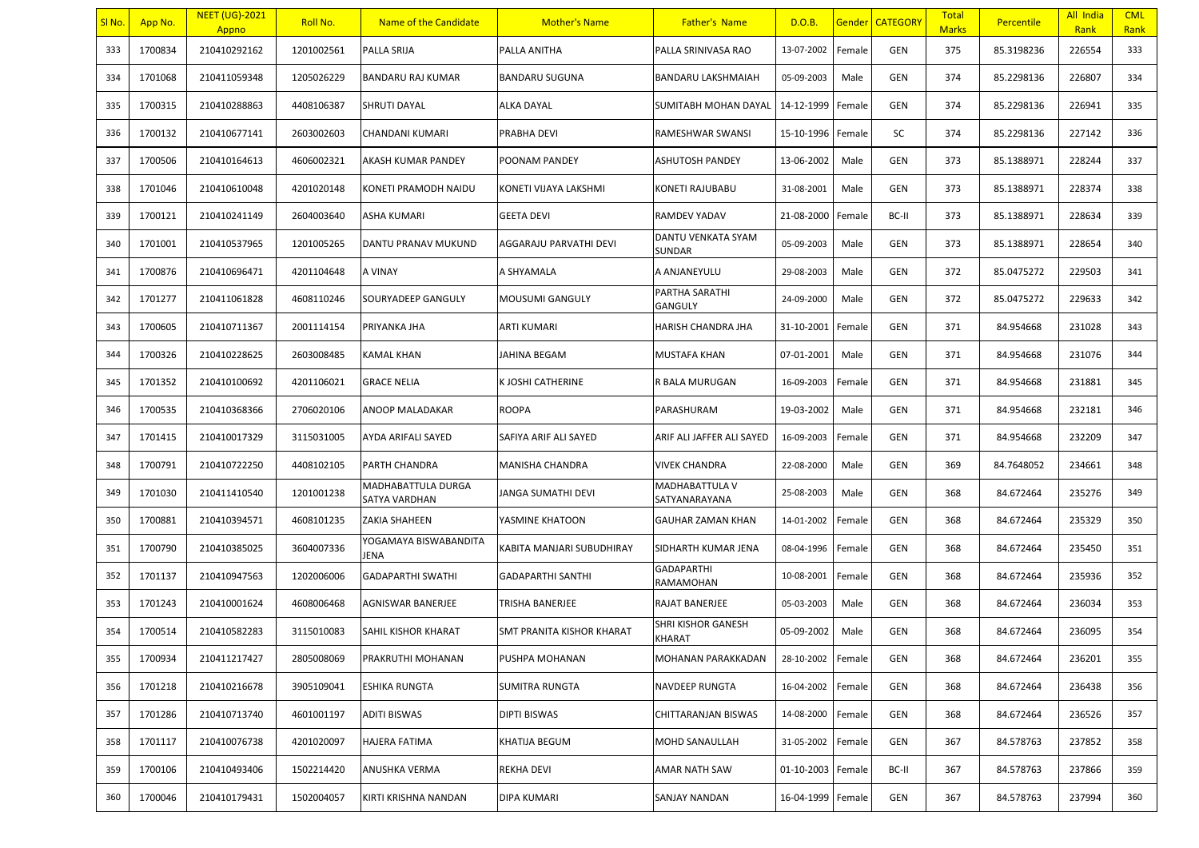| Sl No. | App No. | NEET (UG)-2021 Appno | Roll No. | Name of the Candidate | Mother's Name | Father's Name | D.O.B. | Gender | CATEGORY | Total Marks | Percentile | All India Rank | CML Rank |
|---|---|---|---|---|---|---|---|---|---|---|---|---|---|
| 333 | 1700834 | 210410292162 | 1201002561 | PALLA SRIJA | PALLA ANITHA | PALLA SRINIVASA RAO | 13-07-2002 | Female | GEN | 375 | 85.3198236 | 226554 | 333 |
| 334 | 1701068 | 210411059348 | 1205026229 | BANDARU RAJ KUMAR | BANDARU SUGUNA | BANDARU LAKSHMAIAH | 05-09-2003 | Male | GEN | 374 | 85.2298136 | 226807 | 334 |
| 335 | 1700315 | 210410288863 | 4408106387 | SHRUTI DAYAL | ALKA DAYAL | SUMITABH MOHAN DAYAL | 14-12-1999 | Female | GEN | 374 | 85.2298136 | 226941 | 335 |
| 336 | 1700132 | 210410677141 | 2603002603 | CHANDANI KUMARI | PRABHA DEVI | RAMESHWAR SWANSI | 15-10-1996 | Female | SC | 374 | 85.2298136 | 227142 | 336 |
| 337 | 1700506 | 210410164613 | 4606002321 | AKASH KUMAR PANDEY | POONAM PANDEY | ASHUTOSH PANDEY | 13-06-2002 | Male | GEN | 373 | 85.1388971 | 228244 | 337 |
| 338 | 1701046 | 210410610048 | 4201020148 | KONETI PRAMODH NAIDU | KONETI VIJAYA LAKSHMI | KONETI RAJUBABU | 31-08-2001 | Male | GEN | 373 | 85.1388971 | 228374 | 338 |
| 339 | 1700121 | 210410241149 | 2604003640 | ASHA KUMARI | GEETA DEVI | RAMDEV YADAV | 21-08-2000 | Female | BC-II | 373 | 85.1388971 | 228634 | 339 |
| 340 | 1701001 | 210410537965 | 1201005265 | DANTU PRANAV MUKUND | AGGARAJU PARVATHI DEVI | DANTU VENKATA SYAM SUNDAR | 05-09-2003 | Male | GEN | 373 | 85.1388971 | 228654 | 340 |
| 341 | 1700876 | 210410696471 | 4201104648 | A VINAY | A SHYAMALA | A ANJANEYULU | 29-08-2003 | Male | GEN | 372 | 85.0475272 | 229503 | 341 |
| 342 | 1701277 | 210411061828 | 4608110246 | SOURYADEEP GANGULY | MOUSUMI GANGULY | PARTHA SARATHI GANGULY | 24-09-2000 | Male | GEN | 372 | 85.0475272 | 229633 | 342 |
| 343 | 1700605 | 210410711367 | 2001114154 | PRIYANKA JHA | ARTI KUMARI | HARISH CHANDRA JHA | 31-10-2001 | Female | GEN | 371 | 84.954668 | 231028 | 343 |
| 344 | 1700326 | 210410228625 | 2603008485 | KAMAL KHAN | JAHINA BEGAM | MUSTAFA KHAN | 07-01-2001 | Male | GEN | 371 | 84.954668 | 231076 | 344 |
| 345 | 1701352 | 210410100692 | 4201106021 | GRACE NELIA | K JOSHI CATHERINE | R BALA MURUGAN | 16-09-2003 | Female | GEN | 371 | 84.954668 | 231881 | 345 |
| 346 | 1700535 | 210410368366 | 2706020106 | ANOOP MALADAKAR | ROOPA | PARASHURAM | 19-03-2002 | Male | GEN | 371 | 84.954668 | 232181 | 346 |
| 347 | 1701415 | 210410017329 | 3115031005 | AYDA ARIFALI SAYED | SAFIYA ARIF ALI SAYED | ARIF ALI JAFFER ALI SAYED | 16-09-2003 | Female | GEN | 371 | 84.954668 | 232209 | 347 |
| 348 | 1700791 | 210410722250 | 4408102105 | PARTH CHANDRA | MANISHA CHANDRA | VIVEK CHANDRA | 22-08-2000 | Male | GEN | 369 | 84.7648052 | 234661 | 348 |
| 349 | 1701030 | 210411410540 | 1201001238 | MADHABATTULA DURGA SATYA VARDHAN | JANGA SUMATHI DEVI | MADHABATTULA V SATYANARAYANA | 25-08-2003 | Male | GEN | 368 | 84.672464 | 235276 | 349 |
| 350 | 1700881 | 210410394571 | 4608101235 | ZAKIA SHAHEEN | YASMINE KHATOON | GAUHAR ZAMAN KHAN | 14-01-2002 | Female | GEN | 368 | 84.672464 | 235329 | 350 |
| 351 | 1700790 | 210410385025 | 3604007336 | YOGAMAYA BISWABANDITA JENA | KABITA MANJARI SUBUDHIRAY | SIDHARTH KUMAR JENA | 08-04-1996 | Female | GEN | 368 | 84.672464 | 235450 | 351 |
| 352 | 1701137 | 210410947563 | 1202006006 | GADAPARTHI SWATHI | GADAPARTHI SANTHI | GADAPARTHI RAMAMOHAN | 10-08-2001 | Female | GEN | 368 | 84.672464 | 235936 | 352 |
| 353 | 1701243 | 210410001624 | 4608006468 | AGNISWAR BANERJEE | TRISHA BANERJEE | RAJAT BANERJEE | 05-03-2003 | Male | GEN | 368 | 84.672464 | 236034 | 353 |
| 354 | 1700514 | 210410582283 | 3115010083 | SAHIL KISHOR KHARAT | SMT PRANITA KISHOR KHARAT | SHRI KISHOR GANESH KHARAT | 05-09-2002 | Male | GEN | 368 | 84.672464 | 236095 | 354 |
| 355 | 1700934 | 210411217427 | 2805008069 | PRAKRUTHI MOHANAN | PUSHPA MOHANAN | MOHANAN PARAKKADAN | 28-10-2002 | Female | GEN | 368 | 84.672464 | 236201 | 355 |
| 356 | 1701218 | 210410216678 | 3905109041 | ESHIKA RUNGTA | SUMITRA RUNGTA | NAVDEEP RUNGTA | 16-04-2002 | Female | GEN | 368 | 84.672464 | 236438 | 356 |
| 357 | 1701286 | 210410713740 | 4601001197 | ADITI BISWAS | DIPTI BISWAS | CHITTARANJAN BISWAS | 14-08-2000 | Female | GEN | 368 | 84.672464 | 236526 | 357 |
| 358 | 1701117 | 210410076738 | 4201020097 | HAJERA FATIMA | KHATIJA BEGUM | MOHD SANAULLAH | 31-05-2002 | Female | GEN | 367 | 84.578763 | 237852 | 358 |
| 359 | 1700106 | 210410493406 | 1502214420 | ANUSHKA VERMA | REKHA DEVI | AMAR NATH SAW | 01-10-2003 | Female | BC-II | 367 | 84.578763 | 237866 | 359 |
| 360 | 1700046 | 210410179431 | 1502004057 | KIRTI KRISHNA NANDAN | DIPA KUMARI | SANJAY NANDAN | 16-04-1999 | Female | GEN | 367 | 84.578763 | 237994 | 360 |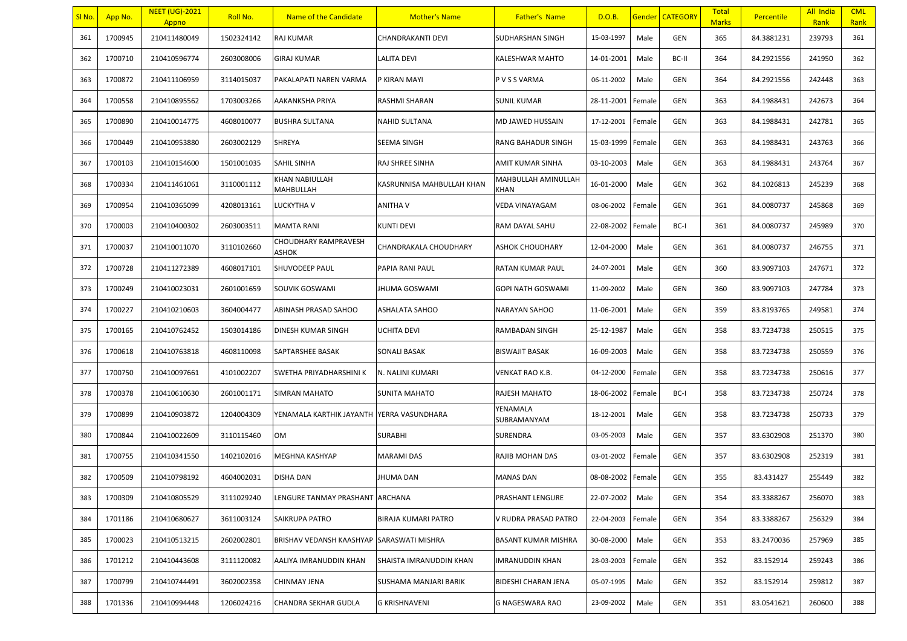| Sl No. | App No. | NEET (UG)-2021 Appno | Roll No. | Name of the Candidate | Mother's Name | Father's Name | D.O.B. | Gender | CATEGORY | Total Marks | Percentile | All India Rank | CML Rank |
|---|---|---|---|---|---|---|---|---|---|---|---|---|---|
| 361 | 1700945 | 210411480049 | 1502324142 | RAJ KUMAR | CHANDRAKANTI DEVI | SUDHARSHAN SINGH | 15-03-1997 | Male | GEN | 365 | 84.3881231 | 239793 | 361 |
| 362 | 1700710 | 210410596774 | 2603008006 | GIRAJ KUMAR | LALITA DEVI | KALESHWAR MAHTO | 14-01-2001 | Male | BC-II | 364 | 84.2921556 | 241950 | 362 |
| 363 | 1700872 | 210411106959 | 3114015037 | PAKALAPATI NAREN VARMA | P KIRAN MAYI | P V S S VARMA | 06-11-2002 | Male | GEN | 364 | 84.2921556 | 242448 | 363 |
| 364 | 1700558 | 210410895562 | 1703003266 | AAKANKSHA PRIYA | RASHMI SHARAN | SUNIL KUMAR | 28-11-2001 | Female | GEN | 363 | 84.1988431 | 242673 | 364 |
| 365 | 1700890 | 210410014775 | 4608010077 | BUSHRA SULTANA | NAHID SULTANA | MD JAWED HUSSAIN | 17-12-2001 | Female | GEN | 363 | 84.1988431 | 242781 | 365 |
| 366 | 1700449 | 210410953880 | 2603002129 | SHREYA | SEEMA SINGH | RANG BAHADUR SINGH | 15-03-1999 | Female | GEN | 363 | 84.1988431 | 243763 | 366 |
| 367 | 1700103 | 210410154600 | 1501001035 | SAHIL SINHA | RAJ SHREE SINHA | AMIT KUMAR SINHA | 03-10-2003 | Male | GEN | 363 | 84.1988431 | 243764 | 367 |
| 368 | 1700334 | 210411461061 | 3110001112 | KHAN NABIULLAH MAHBULLAH | KASRUNNISA MAHBULLAH KHAN | MAHBULLAH AMINULLAH KHAN | 16-01-2000 | Male | GEN | 362 | 84.1026813 | 245239 | 368 |
| 369 | 1700954 | 210410365099 | 4208013161 | LUCKYTHA V | ANITHA V | VEDA VINAYAGAM | 08-06-2002 | Female | GEN | 361 | 84.0080737 | 245868 | 369 |
| 370 | 1700003 | 210410400302 | 2603003511 | MAMTA RANI | KUNTI DEVI | RAM DAYAL SAHU | 22-08-2002 | Female | BC-I | 361 | 84.0080737 | 245989 | 370 |
| 371 | 1700037 | 210410011070 | 3110102660 | CHOUDHARY RAMPRAVESH ASHOK | CHANDRAKALA CHOUDHARY | ASHOK CHOUDHARY | 12-04-2000 | Male | GEN | 361 | 84.0080737 | 246755 | 371 |
| 372 | 1700728 | 210411272389 | 4608017101 | SHUVODEEP PAUL | PAPIA RANI PAUL | RATAN KUMAR PAUL | 24-07-2001 | Male | GEN | 360 | 83.9097103 | 247671 | 372 |
| 373 | 1700249 | 210410023031 | 2601001659 | SOUVIK GOSWAMI | JHUMA GOSWAMI | GOPI NATH GOSWAMI | 11-09-2002 | Male | GEN | 360 | 83.9097103 | 247784 | 373 |
| 374 | 1700227 | 210410210603 | 3604004477 | ABINASH PRASAD SAHOO | ASHALATA SAHOO | NARAYAN SAHOO | 11-06-2001 | Male | GEN | 359 | 83.8193765 | 249581 | 374 |
| 375 | 1700165 | 210410762452 | 1503014186 | DINESH KUMAR SINGH | UCHITA DEVI | RAMBADAN SINGH | 25-12-1987 | Male | GEN | 358 | 83.7234738 | 250515 | 375 |
| 376 | 1700618 | 210410763818 | 4608110098 | SAPTARSHEE BASAK | SONALI BASAK | BISWAJIT BASAK | 16-09-2003 | Male | GEN | 358 | 83.7234738 | 250559 | 376 |
| 377 | 1700750 | 210410097661 | 4101002207 | SWETHA PRIYADHARSHINI K | N. NALINI KUMARI | VENKAT RAO K.B. | 04-12-2000 | Female | GEN | 358 | 83.7234738 | 250616 | 377 |
| 378 | 1700378 | 210410610630 | 2601001171 | SIMRAN MAHATO | SUNITA MAHATO | RAJESH MAHATO | 18-06-2002 | Female | BC-I | 358 | 83.7234738 | 250724 | 378 |
| 379 | 1700899 | 210410903872 | 1204004309 | YENAMALA KARTHIK JAYANTH | YERRA VASUNDHARA | YENAMALA SUBRAMANYAM | 18-12-2001 | Male | GEN | 358 | 83.7234738 | 250733 | 379 |
| 380 | 1700844 | 210410022609 | 3110115460 | OM | SURABHI | SURENDRA | 03-05-2003 | Male | GEN | 357 | 83.6302908 | 251370 | 380 |
| 381 | 1700755 | 210410341550 | 1402102016 | MEGHNA KASHYAP | MARAMI DAS | RAJIB MOHAN DAS | 03-01-2002 | Female | GEN | 357 | 83.6302908 | 252319 | 381 |
| 382 | 1700509 | 210410798192 | 4604002031 | DISHA DAN | JHUMA DAN | MANAS DAN | 08-08-2002 | Female | GEN | 355 | 83.431427 | 255449 | 382 |
| 383 | 1700309 | 210410805529 | 3111029240 | LENGURE TANMAY PRASHANT | ARCHANA | PRASHANT LENGURE | 22-07-2002 | Male | GEN | 354 | 83.3388267 | 256070 | 383 |
| 384 | 1701186 | 210410680627 | 3611003124 | SAIKRUPA PATRO | BIRAJA KUMARI PATRO | V RUDRA PRASAD PATRO | 22-04-2003 | Female | GEN | 354 | 83.3388267 | 256329 | 384 |
| 385 | 1700023 | 210410513215 | 2602002801 | BRISHAV VEDANSH KAASHYAP | SARASWATI MISHRA | BASANT KUMAR MISHRA | 30-08-2000 | Male | GEN | 353 | 83.2470036 | 257969 | 385 |
| 386 | 1701212 | 210410443608 | 3111120082 | AALIYA IMRANUDDIN KHAN | SHAISTA IMRANUDDIN KHAN | IMRANUDDIN KHAN | 28-03-2003 | Female | GEN | 352 | 83.152914 | 259243 | 386 |
| 387 | 1700799 | 210410744491 | 3602002358 | CHINMAY JENA | SUSHAMA MANJARI BARIK | BIDESHI CHARAN JENA | 05-07-1995 | Male | GEN | 352 | 83.152914 | 259812 | 387 |
| 388 | 1701336 | 210410994448 | 1206024216 | CHANDRA SEKHAR GUDLA | G KRISHNAVENI | G NAGESWARA RAO | 23-09-2002 | Male | GEN | 351 | 83.0541621 | 260600 | 388 |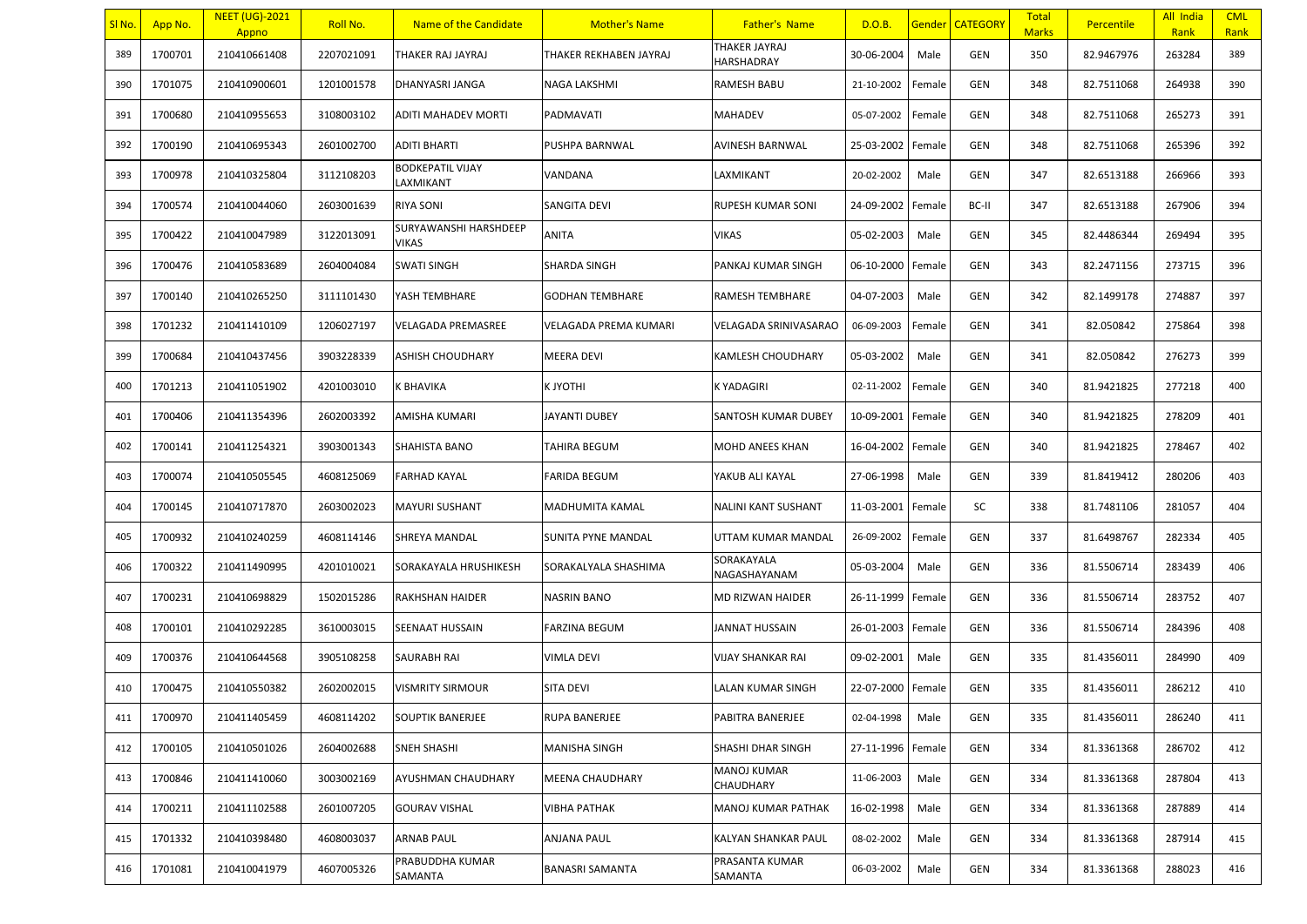| Sl No. | App No. | NEET (UG)-2021 Appno | Roll No. | Name of the Candidate | Mother's Name | Father's Name | D.O.B. | Gender | CATEGORY | Total Marks | Percentile | All India Rank | CML Rank |
|---|---|---|---|---|---|---|---|---|---|---|---|---|---|
| 389 | 1700701 | 210410661408 | 2207021091 | THAKER RAJ JAYRAJ | THAKER REKHABEN JAYRAJ | THAKER JAYRAJ HARSHADRAY | 30-06-2004 | Male | GEN | 350 | 82.9467976 | 263284 | 389 |
| 390 | 1701075 | 210410900601 | 1201001578 | DHANYASRI JANGA | NAGA LAKSHMI | RAMESH BABU | 21-10-2002 | Female | GEN | 348 | 82.7511068 | 264938 | 390 |
| 391 | 1700680 | 210410955653 | 3108003102 | ADITI MAHADEV MORTI | PADMAVATI | MAHADEV | 05-07-2002 | Female | GEN | 348 | 82.7511068 | 265273 | 391 |
| 392 | 1700190 | 210410695343 | 2601002700 | ADITI BHARTI | PUSHPA BARNWAL | AVINESH BARNWAL | 25-03-2002 | Female | GEN | 348 | 82.7511068 | 265396 | 392 |
| 393 | 1700978 | 210410325804 | 3112108203 | BODKEPATIL VIJAY LAXMIKANT | VANDANA | LAXMIKANT | 20-02-2002 | Male | GEN | 347 | 82.6513188 | 266966 | 393 |
| 394 | 1700574 | 210410044060 | 2603001639 | RIYA SONI | SANGITA DEVI | RUPESH KUMAR SONI | 24-09-2002 | Female | BC-II | 347 | 82.6513188 | 267906 | 394 |
| 395 | 1700422 | 210410047989 | 3122013091 | SURYAWANSHI HARSHDEEP VIKAS | ANITA | VIKAS | 05-02-2003 | Male | GEN | 345 | 82.4486344 | 269494 | 395 |
| 396 | 1700476 | 210410583689 | 2604004084 | SWATI SINGH | SHARDA SINGH | PANKAJ KUMAR SINGH | 06-10-2000 | Female | GEN | 343 | 82.2471156 | 273715 | 396 |
| 397 | 1700140 | 210410265250 | 3111101430 | YASH TEMBHARE | GODHAN TEMBHARE | RAMESH TEMBHARE | 04-07-2003 | Male | GEN | 342 | 82.1499178 | 274887 | 397 |
| 398 | 1701232 | 210411410109 | 1206027197 | VELAGADA PREMASREE | VELAGADA PREMA KUMARI | VELAGADA SRINIVASARAO | 06-09-2003 | Female | GEN | 341 | 82.050842 | 275864 | 398 |
| 399 | 1700684 | 210410437456 | 3903228339 | ASHISH CHOUDHARY | MEERA DEVI | KAMLESH CHOUDHARY | 05-03-2002 | Male | GEN | 341 | 82.050842 | 276273 | 399 |
| 400 | 1701213 | 210411051902 | 4201003010 | K BHAVIKA | K JYOTHI | K YADAGIRI | 02-11-2002 | Female | GEN | 340 | 81.9421825 | 277218 | 400 |
| 401 | 1700406 | 210411354396 | 2602003392 | AMISHA KUMARI | JAYANTI DUBEY | SANTOSH KUMAR DUBEY | 10-09-2001 | Female | GEN | 340 | 81.9421825 | 278209 | 401 |
| 402 | 1700141 | 210411254321 | 3903001343 | SHAHISTA BANO | TAHIRA BEGUM | MOHD ANEES KHAN | 16-04-2002 | Female | GEN | 340 | 81.9421825 | 278467 | 402 |
| 403 | 1700074 | 210410505545 | 4608125069 | FARHAD KAYAL | FARIDA BEGUM | YAKUB ALI KAYAL | 27-06-1998 | Male | GEN | 339 | 81.8419412 | 280206 | 403 |
| 404 | 1700145 | 210410717870 | 2603002023 | MAYURI SUSHANT | MADHUMITA KAMAL | NALINI KANT SUSHANT | 11-03-2001 | Female | SC | 338 | 81.7481106 | 281057 | 404 |
| 405 | 1700932 | 210410240259 | 4608114146 | SHREYA MANDAL | SUNITA PYNE MANDAL | UTTAM KUMAR MANDAL | 26-09-2002 | Female | GEN | 337 | 81.6498767 | 282334 | 405 |
| 406 | 1700322 | 210411490995 | 4201010021 | SORAKAYALA HRUSHIKESH | SORAKALYALA SHASHIMA | SORAKAYALA NAGASHAYANAM | 05-03-2004 | Male | GEN | 336 | 81.5506714 | 283439 | 406 |
| 407 | 1700231 | 210410698829 | 1502015286 | RAKHSHAN HAIDER | NASRIN BANO | MD RIZWAN HAIDER | 26-11-1999 | Female | GEN | 336 | 81.5506714 | 283752 | 407 |
| 408 | 1700101 | 210410292285 | 3610003015 | SEENAAT HUSSAIN | FARZINA BEGUM | JANNAT HUSSAIN | 26-01-2003 | Female | GEN | 336 | 81.5506714 | 284396 | 408 |
| 409 | 1700376 | 210410644568 | 3905108258 | SAURABH RAI | VIMLA DEVI | VIJAY SHANKAR RAI | 09-02-2001 | Male | GEN | 335 | 81.4356011 | 284990 | 409 |
| 410 | 1700475 | 210410550382 | 2602002015 | VISMRITY SIRMOUR | SITA DEVI | LALAN KUMAR SINGH | 22-07-2000 | Female | GEN | 335 | 81.4356011 | 286212 | 410 |
| 411 | 1700970 | 210411405459 | 4608114202 | SOUPTIK BANERJEE | RUPA BANERJEE | PABITRA BANERJEE | 02-04-1998 | Male | GEN | 335 | 81.4356011 | 286240 | 411 |
| 412 | 1700105 | 210410501026 | 2604002688 | SNEH SHASHI | MANISHA SINGH | SHASHI DHAR SINGH | 27-11-1996 | Female | GEN | 334 | 81.3361368 | 286702 | 412 |
| 413 | 1700846 | 210411410060 | 3003002169 | AYUSHMAN CHAUDHARY | MEENA CHAUDHARY | MANOJ KUMAR CHAUDHARY | 11-06-2003 | Male | GEN | 334 | 81.3361368 | 287804 | 413 |
| 414 | 1700211 | 210411102588 | 2601007205 | GOURAV VISHAL | VIBHA PATHAK | MANOJ KUMAR PATHAK | 16-02-1998 | Male | GEN | 334 | 81.3361368 | 287889 | 414 |
| 415 | 1701332 | 210410398480 | 4608003037 | ARNAB PAUL | ANJANA PAUL | KALYAN SHANKAR PAUL | 08-02-2002 | Male | GEN | 334 | 81.3361368 | 287914 | 415 |
| 416 | 1701081 | 210410041979 | 4607005326 | PRABUDDHA KUMAR SAMANTA | BANASRI SAMANTA | PRASANTA KUMAR SAMANTA | 06-03-2002 | Male | GEN | 334 | 81.3361368 | 288023 | 416 |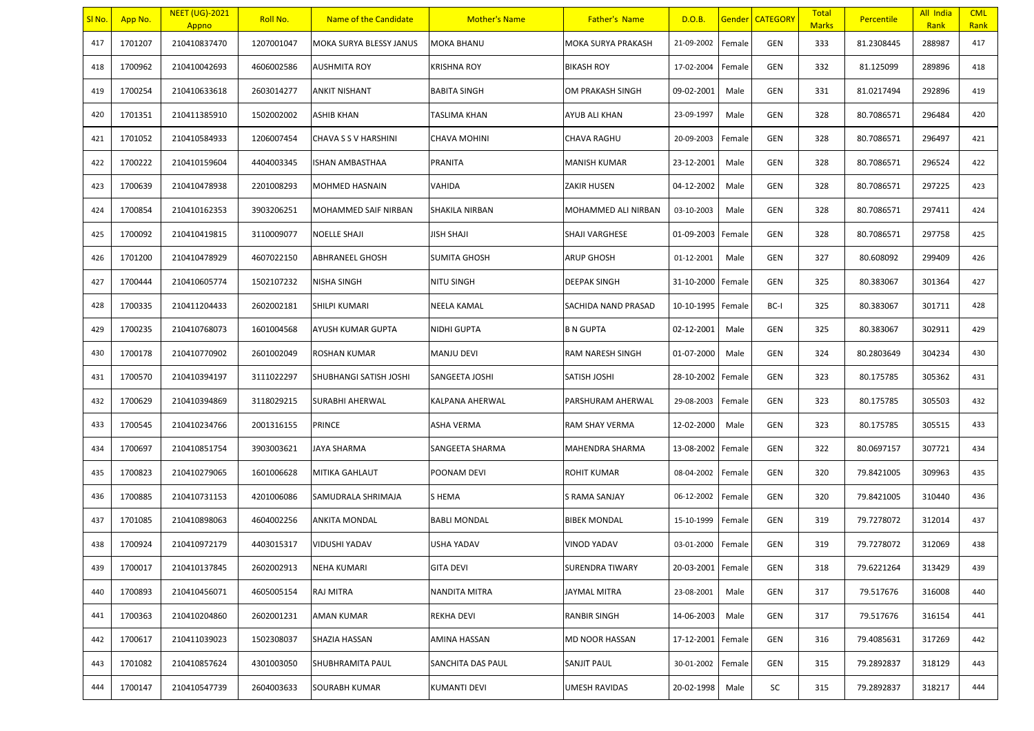| Sl No. | App No. | NEET (UG)-2021 Appno | Roll No. | Name of the Candidate | Mother's Name | Father's Name | D.O.B. | Gender | CATEGORY | Total Marks | Percentile | All India Rank | CML Rank |
|---|---|---|---|---|---|---|---|---|---|---|---|---|---|
| 417 | 1701207 | 210410837470 | 1207001047 | MOKA SURYA BLESSY JANUS | MOKA BHANU | MOKA SURYA PRAKASH | 21-09-2002 | Female | GEN | 333 | 81.2308445 | 288987 | 417 |
| 418 | 1700962 | 210410042693 | 4606002586 | AUSHMITA ROY | KRISHNA ROY | BIKASH ROY | 17-02-2004 | Female | GEN | 332 | 81.125099 | 289896 | 418 |
| 419 | 1700254 | 210410633618 | 2603014277 | ANKIT NISHANT | BABITA SINGH | OM PRAKASH SINGH | 09-02-2001 | Male | GEN | 331 | 81.0217494 | 292896 | 419 |
| 420 | 1701351 | 210411385910 | 1502002002 | ASHIB KHAN | TASLIMA KHAN | AYUB ALI KHAN | 23-09-1997 | Male | GEN | 328 | 80.7086571 | 296484 | 420 |
| 421 | 1701052 | 210410584933 | 1206007454 | CHAVA S S V HARSHINI | CHAVA MOHINI | CHAVA RAGHU | 20-09-2003 | Female | GEN | 328 | 80.7086571 | 296497 | 421 |
| 422 | 1700222 | 210410159604 | 4404003345 | ISHAN AMBASTHAA | PRANITA | MANISH KUMAR | 23-12-2001 | Male | GEN | 328 | 80.7086571 | 296524 | 422 |
| 423 | 1700639 | 210410478938 | 2201008293 | MOHMED HASNAIN | VAHIDA | ZAKIR HUSEN | 04-12-2002 | Male | GEN | 328 | 80.7086571 | 297225 | 423 |
| 424 | 1700854 | 210410162353 | 3903206251 | MOHAMMED SAIF NIRBAN | SHAKILA NIRBAN | MOHAMMED ALI NIRBAN | 03-10-2003 | Male | GEN | 328 | 80.7086571 | 297411 | 424 |
| 425 | 1700092 | 210410419815 | 3110009077 | NOELLE SHAJI | JISH SHAJI | SHAJI VARGHESE | 01-09-2003 | Female | GEN | 328 | 80.7086571 | 297758 | 425 |
| 426 | 1701200 | 210410478929 | 4607022150 | ABHRANEEL GHOSH | SUMITA GHOSH | ARUP GHOSH | 01-12-2001 | Male | GEN | 327 | 80.608092 | 299409 | 426 |
| 427 | 1700444 | 210410605774 | 1502107232 | NISHA SINGH | NITU SINGH | DEEPAK SINGH | 31-10-2000 | Female | GEN | 325 | 80.383067 | 301364 | 427 |
| 428 | 1700335 | 210411204433 | 2602002181 | SHILPI KUMARI | NEELA KAMAL | SACHIDA NAND PRASAD | 10-10-1995 | Female | BC-I | 325 | 80.383067 | 301711 | 428 |
| 429 | 1700235 | 210410768073 | 1601004568 | AYUSH KUMAR GUPTA | NIDHI GUPTA | B N GUPTA | 02-12-2001 | Male | GEN | 325 | 80.383067 | 302911 | 429 |
| 430 | 1700178 | 210410770902 | 2601002049 | ROSHAN KUMAR | MANJU DEVI | RAM NARESH SINGH | 01-07-2000 | Male | GEN | 324 | 80.2803649 | 304234 | 430 |
| 431 | 1700570 | 210410394197 | 3111022297 | SHUBHANGI SATISH JOSHI | SANGEETA JOSHI | SATISH JOSHI | 28-10-2002 | Female | GEN | 323 | 80.175785 | 305362 | 431 |
| 432 | 1700629 | 210410394869 | 3118029215 | SURABHI AHERWAL | KALPANA AHERWAL | PARSHURAM AHERWAL | 29-08-2003 | Female | GEN | 323 | 80.175785 | 305503 | 432 |
| 433 | 1700545 | 210410234766 | 2001316155 | PRINCE | ASHA VERMA | RAM SHAY VERMA | 12-02-2000 | Male | GEN | 323 | 80.175785 | 305515 | 433 |
| 434 | 1700697 | 210410851754 | 3903003621 | JAYA SHARMA | SANGEETA SHARMA | MAHENDRA SHARMA | 13-08-2002 | Female | GEN | 322 | 80.0697157 | 307721 | 434 |
| 435 | 1700823 | 210410279065 | 1601006628 | MITIKA GAHLAUT | POONAM DEVI | ROHIT KUMAR | 08-04-2002 | Female | GEN | 320 | 79.8421005 | 309963 | 435 |
| 436 | 1700885 | 210410731153 | 4201006086 | SAMUDRALA SHRIMAJA | S HEMA | S RAMA SANJAY | 06-12-2002 | Female | GEN | 320 | 79.8421005 | 310440 | 436 |
| 437 | 1701085 | 210410898063 | 4604002256 | ANKITA MONDAL | BABLI MONDAL | BIBEK MONDAL | 15-10-1999 | Female | GEN | 319 | 79.7278072 | 312014 | 437 |
| 438 | 1700924 | 210410972179 | 4403015317 | VIDUSHI YADAV | USHA YADAV | VINOD YADAV | 03-01-2000 | Female | GEN | 319 | 79.7278072 | 312069 | 438 |
| 439 | 1700017 | 210410137845 | 2602002913 | NEHA KUMARI | GITA DEVI | SURENDRA TIWARY | 20-03-2001 | Female | GEN | 318 | 79.6221264 | 313429 | 439 |
| 440 | 1700893 | 210410456071 | 4605005154 | RAJ MITRA | NANDITA MITRA | JAYMAL MITRA | 23-08-2001 | Male | GEN | 317 | 79.517676 | 316008 | 440 |
| 441 | 1700363 | 210410204860 | 2602001231 | AMAN KUMAR | REKHA DEVI | RANBIR SINGH | 14-06-2003 | Male | GEN | 317 | 79.517676 | 316154 | 441 |
| 442 | 1700617 | 210411039023 | 1502308037 | SHAZIA HASSAN | AMINA HASSAN | MD NOOR HASSAN | 17-12-2001 | Female | GEN | 316 | 79.4085631 | 317269 | 442 |
| 443 | 1701082 | 210410857624 | 4301003050 | SHUBHRAMITA PAUL | SANCHITA DAS PAUL | SANJIT PAUL | 30-01-2002 | Female | GEN | 315 | 79.2892837 | 318129 | 443 |
| 444 | 1700147 | 210410547739 | 2604003633 | SOURABH KUMAR | KUMANTI DEVI | UMESH RAVIDAS | 20-02-1998 | Male | SC | 315 | 79.2892837 | 318217 | 444 |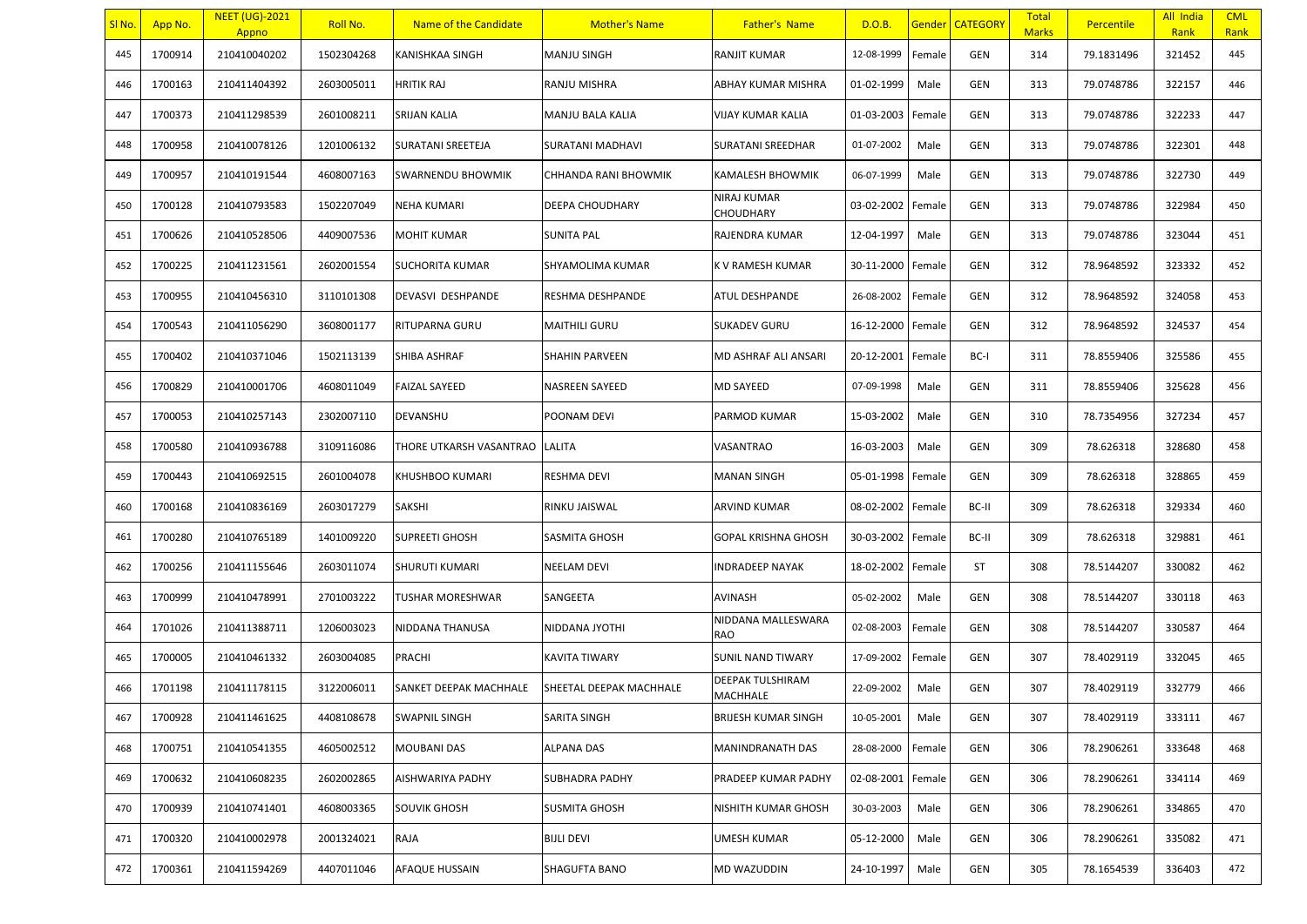| Sl No. | App No. | NEET (UG)-2021 Appno | Roll No. | Name of the Candidate | Mother's Name | Father's Name | D.O.B. | Gender | CATEGORY | Total Marks | Percentile | All India Rank | CML Rank |
|---|---|---|---|---|---|---|---|---|---|---|---|---|---|
| 445 | 1700914 | 210410040202 | 1502304268 | KANISHKAA SINGH | MANJU SINGH | RANJIT KUMAR | 12-08-1999 | Female | GEN | 314 | 79.1831496 | 321452 | 445 |
| 446 | 1700163 | 210411404392 | 2603005011 | HRITIK RAJ | RANJU MISHRA | ABHAY KUMAR MISHRA | 01-02-1999 | Male | GEN | 313 | 79.0748786 | 322157 | 446 |
| 447 | 1700373 | 210411298539 | 2601008211 | SRIJAN KALIA | MANJU BALA KALIA | VIJAY KUMAR KALIA | 01-03-2003 | Female | GEN | 313 | 79.0748786 | 322233 | 447 |
| 448 | 1700958 | 210410078126 | 1201006132 | SURATANI SREETEJA | SURATANI MADHAVI | SURATANI SREEDHAR | 01-07-2002 | Male | GEN | 313 | 79.0748786 | 322301 | 448 |
| 449 | 1700957 | 210410191544 | 4608007163 | SWARNENDU BHOWMIK | CHHANDA RANI BHOWMIK | KAMALESH BHOWMIK | 06-07-1999 | Male | GEN | 313 | 79.0748786 | 322730 | 449 |
| 450 | 1700128 | 210410793583 | 1502207049 | NEHA KUMARI | DEEPA CHOUDHARY | NIRAJ KUMAR CHOUDHARY | 03-02-2002 | Female | GEN | 313 | 79.0748786 | 322984 | 450 |
| 451 | 1700626 | 210410528506 | 4409007536 | MOHIT KUMAR | SUNITA PAL | RAJENDRA KUMAR | 12-04-1997 | Male | GEN | 313 | 79.0748786 | 323044 | 451 |
| 452 | 1700225 | 210411231561 | 2602001554 | SUCHORITA KUMAR | SHYAMOLIMA KUMAR | K V RAMESH KUMAR | 30-11-2000 | Female | GEN | 312 | 78.9648592 | 323332 | 452 |
| 453 | 1700955 | 210410456310 | 3110101308 | DEVASVI DESHPANDE | RESHMA DESHPANDE | ATUL DESHPANDE | 26-08-2002 | Female | GEN | 312 | 78.9648592 | 324058 | 453 |
| 454 | 1700543 | 210411056290 | 3608001177 | RITUPARNA GURU | MAITHILI GURU | SUKADEV GURU | 16-12-2000 | Female | GEN | 312 | 78.9648592 | 324537 | 454 |
| 455 | 1700402 | 210410371046 | 1502113139 | SHIBA ASHRAF | SHAHIN PARVEEN | MD ASHRAF ALI ANSARI | 20-12-2001 | Female | BC-I | 311 | 78.8559406 | 325586 | 455 |
| 456 | 1700829 | 210410001706 | 4608011049 | FAIZAL SAYEED | NASREEN SAYEED | MD SAYEED | 07-09-1998 | Male | GEN | 311 | 78.8559406 | 325628 | 456 |
| 457 | 1700053 | 210410257143 | 2302007110 | DEVANSHU | POONAM DEVI | PARMOD KUMAR | 15-03-2002 | Male | GEN | 310 | 78.7354956 | 327234 | 457 |
| 458 | 1700580 | 210410936788 | 3109116086 | THORE UTKARSH VASANTRAO | LALITA | VASANTRAO | 16-03-2003 | Male | GEN | 309 | 78.626318 | 328680 | 458 |
| 459 | 1700443 | 210410692515 | 2601004078 | KHUSHBOO KUMARI | RESHMA DEVI | MANAN SINGH | 05-01-1998 | Female | GEN | 309 | 78.626318 | 328865 | 459 |
| 460 | 1700168 | 210410836169 | 2603017279 | SAKSHI | RINKU JAISWAL | ARVIND KUMAR | 08-02-2002 | Female | BC-II | 309 | 78.626318 | 329334 | 460 |
| 461 | 1700280 | 210410765189 | 1401009220 | SUPREETI GHOSH | SASMITA GHOSH | GOPAL KRISHNA GHOSH | 30-03-2002 | Female | BC-II | 309 | 78.626318 | 329881 | 461 |
| 462 | 1700256 | 210411155646 | 2603011074 | SHURUTI KUMARI | NEELAM DEVI | INDRADEEP NAYAK | 18-02-2002 | Female | ST | 308 | 78.5144207 | 330082 | 462 |
| 463 | 1700999 | 210410478991 | 2701003222 | TUSHAR MORESHWAR | SANGEETA | AVINASH | 05-02-2002 | Male | GEN | 308 | 78.5144207 | 330118 | 463 |
| 464 | 1701026 | 210411388711 | 1206003023 | NIDDANA THANUSA | NIDDANA JYOTHI | NIDDANA MALLESWARA RAO | 02-08-2003 | Female | GEN | 308 | 78.5144207 | 330587 | 464 |
| 465 | 1700005 | 210410461332 | 2603004085 | PRACHI | KAVITA TIWARY | SUNIL NAND TIWARY | 17-09-2002 | Female | GEN | 307 | 78.4029119 | 332045 | 465 |
| 466 | 1701198 | 210411178115 | 3122006011 | SANKET DEEPAK MACHHALE | SHEETAL DEEPAK MACHHALE | DEEPAK TULSHIRAM MACHHALE | 22-09-2002 | Male | GEN | 307 | 78.4029119 | 332779 | 466 |
| 467 | 1700928 | 210411461625 | 4408108678 | SWAPNIL SINGH | SARITA SINGH | BRIJESH KUMAR SINGH | 10-05-2001 | Male | GEN | 307 | 78.4029119 | 333111 | 467 |
| 468 | 1700751 | 210410541355 | 4605002512 | MOUBANI DAS | ALPANA DAS | MANINDRANATH DAS | 28-08-2000 | Female | GEN | 306 | 78.2906261 | 333648 | 468 |
| 469 | 1700632 | 210410608235 | 2602002865 | AISHWARIYA PADHY | SUBHADRA PADHY | PRADEEP KUMAR PADHY | 02-08-2001 | Female | GEN | 306 | 78.2906261 | 334114 | 469 |
| 470 | 1700939 | 210410741401 | 4608003365 | SOUVIK GHOSH | SUSMITA GHOSH | NISHITH KUMAR GHOSH | 30-03-2003 | Male | GEN | 306 | 78.2906261 | 334865 | 470 |
| 471 | 1700320 | 210410002978 | 2001324021 | RAJA | BIJLI DEVI | UMESH KUMAR | 05-12-2000 | Male | GEN | 306 | 78.2906261 | 335082 | 471 |
| 472 | 1700361 | 210411594269 | 4407011046 | AFAQUE HUSSAIN | SHAGUFTA BANO | MD WAZUDDIN | 24-10-1997 | Male | GEN | 305 | 78.1654539 | 336403 | 472 |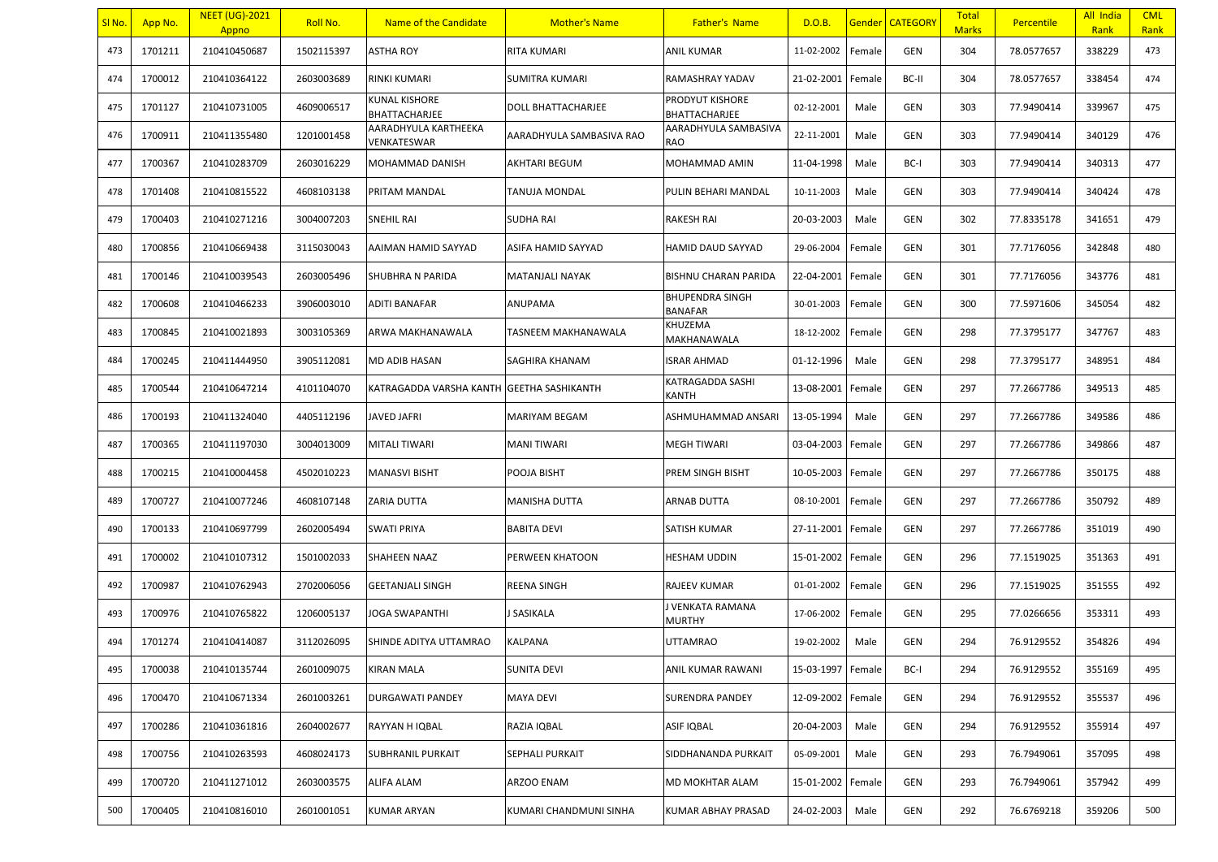| Sl No. | App No. | NEET (UG)-2021 Appno | Roll No. | Name of the Candidate | Mother's Name | Father's Name | D.O.B. | Gender | CATEGORY | Total Marks | Percentile | All India Rank | CML Rank |
|---|---|---|---|---|---|---|---|---|---|---|---|---|---|
| 473 | 1701211 | 210410450687 | 1502115397 | ASTHA ROY | RITA KUMARI | ANIL KUMAR | 11-02-2002 | Female | GEN | 304 | 78.0577657 | 338229 | 473 |
| 474 | 1700012 | 210410364122 | 2603003689 | RINKI KUMARI | SUMITRA KUMARI | RAMASHRAY YADAV | 21-02-2001 | Female | BC-II | 304 | 78.0577657 | 338454 | 474 |
| 475 | 1701127 | 210410731005 | 4609006517 | KUNAL KISHORE BHATTACHARJEE | DOLL BHATTACHARJEE | PRODYUT KISHORE BHATTACHARJEE | 02-12-2001 | Male | GEN | 303 | 77.9490414 | 339967 | 475 |
| 476 | 1700911 | 210411355480 | 1201001458 | AARADHYULA KARTHEEKA VENKATESWAR | AARADHYULA SAMBASIVA RAO | AARADHYULA SAMBASIVA RAO | 22-11-2001 | Male | GEN | 303 | 77.9490414 | 340129 | 476 |
| 477 | 1700367 | 210410283709 | 2603016229 | MOHAMMAD DANISH | AKHTARI BEGUM | MOHAMMAD AMIN | 11-04-1998 | Male | BC-I | 303 | 77.9490414 | 340313 | 477 |
| 478 | 1701408 | 210410815522 | 4608103138 | PRITAM MANDAL | TANUJA MONDAL | PULIN BEHARI MANDAL | 10-11-2003 | Male | GEN | 303 | 77.9490414 | 340424 | 478 |
| 479 | 1700403 | 210410271216 | 3004007203 | SNEHIL RAI | SUDHA RAI | RAKESH RAI | 20-03-2003 | Male | GEN | 302 | 77.8335178 | 341651 | 479 |
| 480 | 1700856 | 210410669438 | 3115030043 | AAIMAN HAMID SAYYAD | ASIFA HAMID SAYYAD | HAMID DAUD SAYYAD | 29-06-2004 | Female | GEN | 301 | 77.7176056 | 342848 | 480 |
| 481 | 1700146 | 210410039543 | 2603005496 | SHUBHRA N PARIDA | MATANJALI NAYAK | BISHNU CHARAN PARIDA | 22-04-2001 | Female | GEN | 301 | 77.7176056 | 343776 | 481 |
| 482 | 1700608 | 210410466233 | 3906003010 | ADITI BANAFAR | ANUPAMA | BHUPENDRA SINGH BANAFAR | 30-01-2003 | Female | GEN | 300 | 77.5971606 | 345054 | 482 |
| 483 | 1700845 | 210410021893 | 3003105369 | ARWA MAKHANAWALA | TASNEEM MAKHANAWALA | KHUZEMA MAKHANAWALA | 18-12-2002 | Female | GEN | 298 | 77.3795177 | 347767 | 483 |
| 484 | 1700245 | 210411444950 | 3905112081 | MD ADIB HASAN | SAGHIRA KHANAM | ISRAR AHMAD | 01-12-1996 | Male | GEN | 298 | 77.3795177 | 348951 | 484 |
| 485 | 1700544 | 210410647214 | 4101104070 | KATRAGADDA VARSHA KANTH | GEETHA SASHIKANTH | KATRAGADDA SASHI KANTH | 13-08-2001 | Female | GEN | 297 | 77.2667786 | 349513 | 485 |
| 486 | 1700193 | 210411324040 | 4405112196 | JAVED JAFRI | MARIYAM BEGAM | ASHMUHAMMAD ANSARI | 13-05-1994 | Male | GEN | 297 | 77.2667786 | 349586 | 486 |
| 487 | 1700365 | 210411197030 | 3004013009 | MITALI TIWARI | MANI TIWARI | MEGH TIWARI | 03-04-2003 | Female | GEN | 297 | 77.2667786 | 349866 | 487 |
| 488 | 1700215 | 210410004458 | 4502010223 | MANASVI BISHT | POOJA BISHT | PREM SINGH BISHT | 10-05-2003 | Female | GEN | 297 | 77.2667786 | 350175 | 488 |
| 489 | 1700727 | 210410077246 | 4608107148 | ZARIA DUTTA | MANISHA DUTTA | ARNAB DUTTA | 08-10-2001 | Female | GEN | 297 | 77.2667786 | 350792 | 489 |
| 490 | 1700133 | 210410697799 | 2602005494 | SWATI PRIYA | BABITA DEVI | SATISH KUMAR | 27-11-2001 | Female | GEN | 297 | 77.2667786 | 351019 | 490 |
| 491 | 1700002 | 210410107312 | 1501002033 | SHAHEEN NAAZ | PERWEEN KHATOON | HESHAM UDDIN | 15-01-2002 | Female | GEN | 296 | 77.1519025 | 351363 | 491 |
| 492 | 1700987 | 210410762943 | 2702006056 | GEETANJALI SINGH | REENA SINGH | RAJEEV KUMAR | 01-01-2002 | Female | GEN | 296 | 77.1519025 | 351555 | 492 |
| 493 | 1700976 | 210410765822 | 1206005137 | JOGA SWAPANTHI | J SASIKALA | J VENKATA RAMANA MURTHY | 17-06-2002 | Female | GEN | 295 | 77.0266656 | 353311 | 493 |
| 494 | 1701274 | 210410414087 | 3112026095 | SHINDE ADITYA UTTAMRAO | KALPANA | UTTAMRAO | 19-02-2002 | Male | GEN | 294 | 76.9129552 | 354826 | 494 |
| 495 | 1700038 | 210410135744 | 2601009075 | KIRAN MALA | SUNITA DEVI | ANIL KUMAR RAWANI | 15-03-1997 | Female | BC-I | 294 | 76.9129552 | 355169 | 495 |
| 496 | 1700470 | 210410671334 | 2601003261 | DURGAWATI PANDEY | MAYA DEVI | SURENDRA PANDEY | 12-09-2002 | Female | GEN | 294 | 76.9129552 | 355537 | 496 |
| 497 | 1700286 | 210410361816 | 2604002677 | RAYYAN H IQBAL | RAZIA IQBAL | ASIF IQBAL | 20-04-2003 | Male | GEN | 294 | 76.9129552 | 355914 | 497 |
| 498 | 1700756 | 210410263593 | 4608024173 | SUBHRANIL PURKAIT | SEPHALI PURKAIT | SIDDHANANDA PURKAIT | 05-09-2001 | Male | GEN | 293 | 76.7949061 | 357095 | 498 |
| 499 | 1700720 | 210411271012 | 2603003575 | ALIFA ALAM | ARZOO ENAM | MD MOKHTAR ALAM | 15-01-2002 | Female | GEN | 293 | 76.7949061 | 357942 | 499 |
| 500 | 1700405 | 210410816010 | 2601001051 | KUMAR ARYAN | KUMARI CHANDMUNI SINHA | KUMAR ABHAY PRASAD | 24-02-2003 | Male | GEN | 292 | 76.6769218 | 359206 | 500 |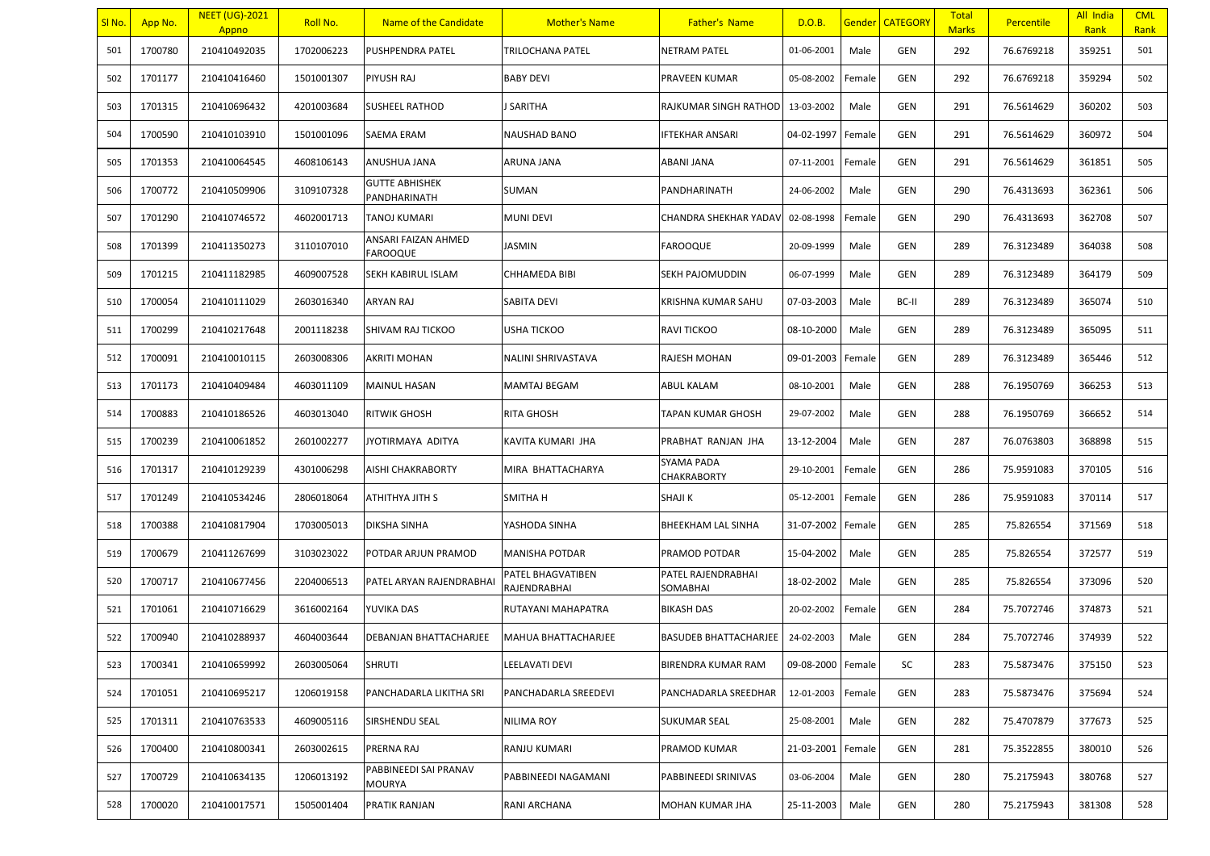| Sl No. | App No. | NEET (UG)-2021 Appno | Roll No. | Name of the Candidate | Mother's Name | Father's Name | D.O.B. | Gender | CATEGORY | Total Marks | Percentile | All India Rank | CML Rank |
|---|---|---|---|---|---|---|---|---|---|---|---|---|---|
| 501 | 1700780 | 210410492035 | 1702006223 | PUSHPENDRA PATEL | TRILOCHANA PATEL | NETRAM PATEL | 01-06-2001 | Male | GEN | 292 | 76.6769218 | 359251 | 501 |
| 502 | 1701177 | 210410416460 | 1501001307 | PIYUSH RAJ | BABY DEVI | PRAVEEN KUMAR | 05-08-2002 | Female | GEN | 292 | 76.6769218 | 359294 | 502 |
| 503 | 1701315 | 210410696432 | 4201003684 | SUSHEEL RATHOD | J SARITHA | RAJKUMAR SINGH RATHOD | 13-03-2002 | Male | GEN | 291 | 76.5614629 | 360202 | 503 |
| 504 | 1700590 | 210410103910 | 1501001096 | SAEMA ERAM | NAUSHAD BANO | IFTEKHAR ANSARI | 04-02-1997 | Female | GEN | 291 | 76.5614629 | 360972 | 504 |
| 505 | 1701353 | 210410064545 | 4608106143 | ANUSHUA JANA | ARUNA JANA | ABANI JANA | 07-11-2001 | Female | GEN | 291 | 76.5614629 | 361851 | 505 |
| 506 | 1700772 | 210410509906 | 3109107328 | GUTTE ABHISHEK PANDHARINATH | SUMAN | PANDHARINATH | 24-06-2002 | Male | GEN | 290 | 76.4313693 | 362361 | 506 |
| 507 | 1701290 | 210410746572 | 4602001713 | TANOJ KUMARI | MUNI DEVI | CHANDRA SHEKHAR YADAV | 02-08-1998 | Female | GEN | 290 | 76.4313693 | 362708 | 507 |
| 508 | 1701399 | 210411350273 | 3110107010 | ANSARI FAIZAN AHMED FAROOQUE | JASMIN | FAROOQUE | 20-09-1999 | Male | GEN | 289 | 76.3123489 | 364038 | 508 |
| 509 | 1701215 | 210411182985 | 4609007528 | SEKH KABIRUL ISLAM | CHHAMEDA BIBI | SEKH PAJOMUDDIN | 06-07-1999 | Male | GEN | 289 | 76.3123489 | 364179 | 509 |
| 510 | 1700054 | 210410111029 | 2603016340 | ARYAN RAJ | SABITA DEVI | KRISHNA KUMAR SAHU | 07-03-2003 | Male | BC-II | 289 | 76.3123489 | 365074 | 510 |
| 511 | 1700299 | 210410217648 | 2001118238 | SHIVAM RAJ TICKOO | USHA TICKOO | RAVI TICKOO | 08-10-2000 | Male | GEN | 289 | 76.3123489 | 365095 | 511 |
| 512 | 1700091 | 210410010115 | 2603008306 | AKRITI MOHAN | NALINI SHRIVASTAVA | RAJESH MOHAN | 09-01-2003 | Female | GEN | 289 | 76.3123489 | 365446 | 512 |
| 513 | 1701173 | 210410409484 | 4603011109 | MAINUL HASAN | MAMTAJ BEGAM | ABUL KALAM | 08-10-2001 | Male | GEN | 288 | 76.1950769 | 366253 | 513 |
| 514 | 1700883 | 210410186526 | 4603013040 | RITWIK GHOSH | RITA GHOSH | TAPAN KUMAR GHOSH | 29-07-2002 | Male | GEN | 288 | 76.1950769 | 366652 | 514 |
| 515 | 1700239 | 210410061852 | 2601002277 | JYOTIRMAYA ADITYA | KAVITA KUMARI JHA | PRABHAT RANJAN JHA | 13-12-2004 | Male | GEN | 287 | 76.0763803 | 368898 | 515 |
| 516 | 1701317 | 210410129239 | 4301006298 | AISHI CHAKRABORTY | MIRA BHATTACHARYA | SYAMA PADA CHAKRABORTY | 29-10-2001 | Female | GEN | 286 | 75.9591083 | 370105 | 516 |
| 517 | 1701249 | 210410534246 | 2806018064 | ATHITHYA JITH S | SMITHA H | SHAJI K | 05-12-2001 | Female | GEN | 286 | 75.9591083 | 370114 | 517 |
| 518 | 1700388 | 210410817904 | 1703005013 | DIKSHA SINHA | YASHODA SINHA | BHEEKHAM LAL SINHA | 31-07-2002 | Female | GEN | 285 | 75.826554 | 371569 | 518 |
| 519 | 1700679 | 210411267699 | 3103023022 | POTDAR ARJUN PRAMOD | MANISHA POTDAR | PRAMOD POTDAR | 15-04-2002 | Male | GEN | 285 | 75.826554 | 372577 | 519 |
| 520 | 1700717 | 210410677456 | 2204006513 | PATEL ARYAN RAJENDRABHAI | PATEL BHAGVATIBEN RAJENDRABHAI | PATEL RAJENDRABHAI SOMABHAI | 18-02-2002 | Male | GEN | 285 | 75.826554 | 373096 | 520 |
| 521 | 1701061 | 210410716629 | 3616002164 | YUVIKA DAS | RUTAYANI MAHAPATRA | BIKASH DAS | 20-02-2002 | Female | GEN | 284 | 75.7072746 | 374873 | 521 |
| 522 | 1700940 | 210410288937 | 4604003644 | DEBANJAN BHATTACHARJEE | MAHUA BHATTACHARJEE | BASUDEB BHATTACHARJEE | 24-02-2003 | Male | GEN | 284 | 75.7072746 | 374939 | 522 |
| 523 | 1700341 | 210410659992 | 2603005064 | SHRUTI | LEELAVATI DEVI | BIRENDRA KUMAR RAM | 09-08-2000 | Female | SC | 283 | 75.5873476 | 375150 | 523 |
| 524 | 1701051 | 210410695217 | 1206019158 | PANCHADARLA LIKITHA SRI | PANCHADARLA SREEDEVI | PANCHADARLA SREEDHAR | 12-01-2003 | Female | GEN | 283 | 75.5873476 | 375694 | 524 |
| 525 | 1701311 | 210410763533 | 4609005116 | SIRSHENDU SEAL | NILIMA ROY | SUKUMAR SEAL | 25-08-2001 | Male | GEN | 282 | 75.4707879 | 377673 | 525 |
| 526 | 1700400 | 210410800341 | 2603002615 | PRERNA RAJ | RANJU KUMARI | PRAMOD KUMAR | 21-03-2001 | Female | GEN | 281 | 75.3522855 | 380010 | 526 |
| 527 | 1700729 | 210410634135 | 1206013192 | PABBINEEDI SAI PRANAV MOURYA | PABBINEEDI NAGAMANI | PABBINEEDI SRINIVAS | 03-06-2004 | Male | GEN | 280 | 75.2175943 | 380768 | 527 |
| 528 | 1700020 | 210410017571 | 1505001404 | PRATIK RANJAN | RANI ARCHANA | MOHAN KUMAR JHA | 25-11-2003 | Male | GEN | 280 | 75.2175943 | 381308 | 528 |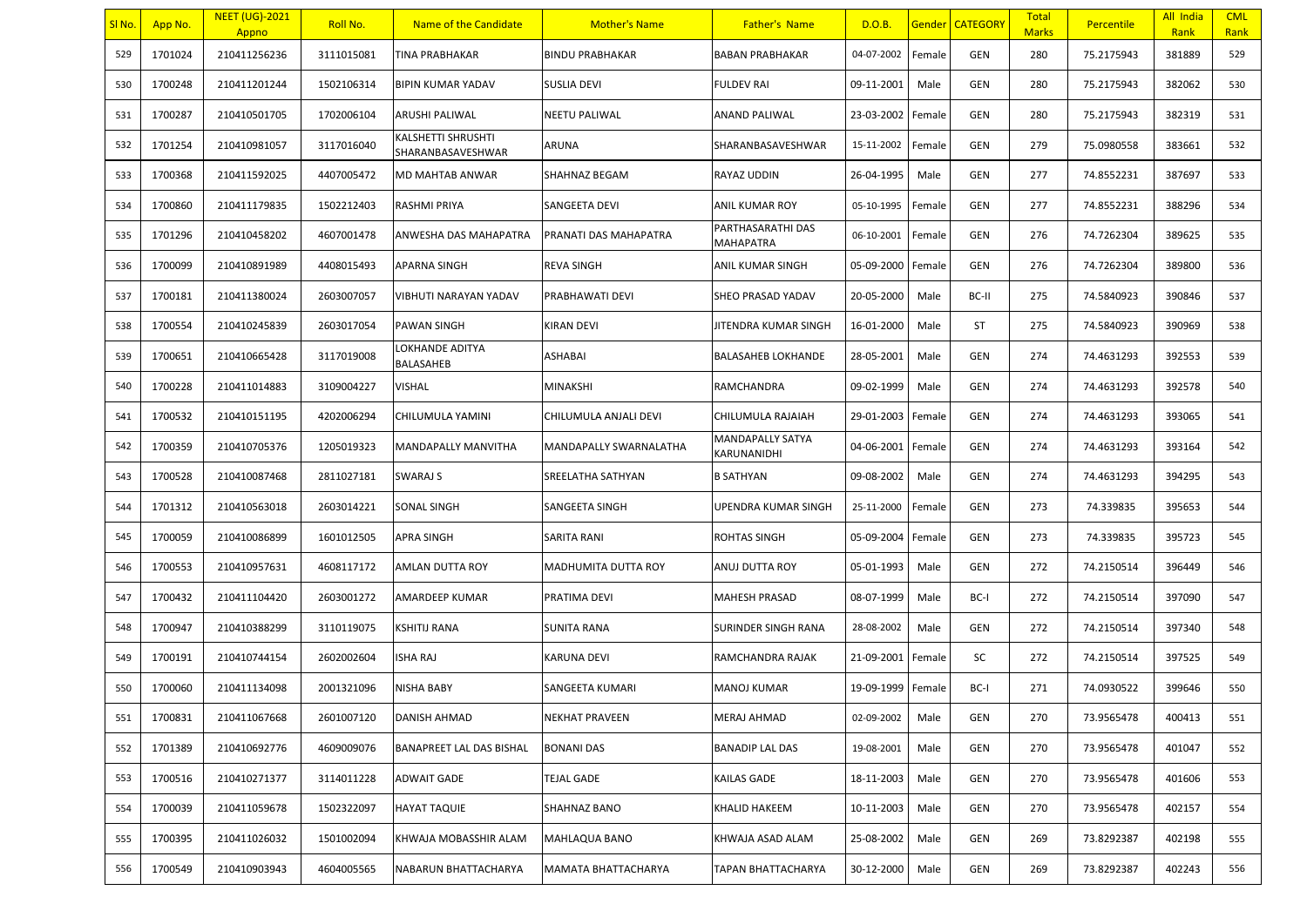| Sl No. | App No. | NEET (UG)-2021 Appno | Roll No. | Name of the Candidate | Mother's Name | Father's Name | D.O.B. | Gender | CATEGORY | Total Marks | Percentile | All India Rank | CML Rank |
|---|---|---|---|---|---|---|---|---|---|---|---|---|---|
| 529 | 1701024 | 210411256236 | 3111015081 | TINA PRABHAKAR | BINDU PRABHAKAR | BABAN PRABHAKAR | 04-07-2002 | Female | GEN | 280 | 75.2175943 | 381889 | 529 |
| 530 | 1700248 | 210411201244 | 1502106314 | BIPIN KUMAR YADAV | SUSLIA DEVI | FULDEV RAI | 09-11-2001 | Male | GEN | 280 | 75.2175943 | 382062 | 530 |
| 531 | 1700287 | 210410501705 | 1702006104 | ARUSHI PALIWAL | NEETU PALIWAL | ANAND PALIWAL | 23-03-2002 | Female | GEN | 280 | 75.2175943 | 382319 | 531 |
| 532 | 1701254 | 210410981057 | 3117016040 | KALSHETTI SHRUSHTI SHARANBASAVESHWAR | ARUNA | SHARANBASAVESHWAR | 15-11-2002 | Female | GEN | 279 | 75.0980558 | 383661 | 532 |
| 533 | 1700368 | 210411592025 | 4407005472 | MD MAHTAB ANWAR | SHAHNAZ BEGAM | RAYAZ UDDIN | 26-04-1995 | Male | GEN | 277 | 74.8552231 | 387697 | 533 |
| 534 | 1700860 | 210411179835 | 1502212403 | RASHMI PRIYA | SANGEETA DEVI | ANIL KUMAR ROY | 05-10-1995 | Female | GEN | 277 | 74.8552231 | 388296 | 534 |
| 535 | 1701296 | 210410458202 | 4607001478 | ANWESHA DAS MAHAPATRA | PRANATI DAS MAHAPATRA | PARTHASARATHI DAS MAHAPATRA | 06-10-2001 | Female | GEN | 276 | 74.7262304 | 389625 | 535 |
| 536 | 1700099 | 210410891989 | 4408015493 | APARNA SINGH | REVA SINGH | ANIL KUMAR SINGH | 05-09-2000 | Female | GEN | 276 | 74.7262304 | 389800 | 536 |
| 537 | 1700181 | 210411380024 | 2603007057 | VIBHUTI NARAYAN YADAV | PRABHAWATI DEVI | SHEO PRASAD YADAV | 20-05-2000 | Male | BC-II | 275 | 74.5840923 | 390846 | 537 |
| 538 | 1700554 | 210410245839 | 2603017054 | PAWAN SINGH | KIRAN DEVI | JITENDRA KUMAR SINGH | 16-01-2000 | Male | ST | 275 | 74.5840923 | 390969 | 538 |
| 539 | 1700651 | 210410665428 | 3117019008 | LOKHANDE ADITYA BALASAHEB | ASHABAI | BALASAHEB LOKHANDE | 28-05-2001 | Male | GEN | 274 | 74.4631293 | 392553 | 539 |
| 540 | 1700228 | 210411014883 | 3109004227 | VISHAL | MINAKSHI | RAMCHANDRA | 09-02-1999 | Male | GEN | 274 | 74.4631293 | 392578 | 540 |
| 541 | 1700532 | 210410151195 | 4202006294 | CHILUMULA YAMINI | CHILUMULA ANJALI DEVI | CHILUMULA RAJAIAH | 29-01-2003 | Female | GEN | 274 | 74.4631293 | 393065 | 541 |
| 542 | 1700359 | 210410705376 | 1205019323 | MANDAPALLY MANVITHA | MANDAPALLY SWARNALATHA | MANDAPALLY SATYA KARUNANIDHI | 04-06-2001 | Female | GEN | 274 | 74.4631293 | 393164 | 542 |
| 543 | 1700528 | 210410087468 | 2811027181 | SWARAJ S | SREELATHA SATHYAN | B SATHYAN | 09-08-2002 | Male | GEN | 274 | 74.4631293 | 394295 | 543 |
| 544 | 1701312 | 210410563018 | 2603014221 | SONAL SINGH | SANGEETA SINGH | UPENDRA KUMAR SINGH | 25-11-2000 | Female | GEN | 273 | 74.339835 | 395653 | 544 |
| 545 | 1700059 | 210410086899 | 1601012505 | APRA SINGH | SARITA RANI | ROHTAS SINGH | 05-09-2004 | Female | GEN | 273 | 74.339835 | 395723 | 545 |
| 546 | 1700553 | 210410957631 | 4608117172 | AMLAN DUTTA ROY | MADHUMITA DUTTA ROY | ANUJ DUTTA ROY | 05-01-1993 | Male | GEN | 272 | 74.2150514 | 396449 | 546 |
| 547 | 1700432 | 210411104420 | 2603001272 | AMARDEEP KUMAR | PRATIMA DEVI | MAHESH PRASAD | 08-07-1999 | Male | BC-I | 272 | 74.2150514 | 397090 | 547 |
| 548 | 1700947 | 210410388299 | 3110119075 | KSHITIJ RANA | SUNITA RANA | SURINDER SINGH RANA | 28-08-2002 | Male | GEN | 272 | 74.2150514 | 397340 | 548 |
| 549 | 1700191 | 210410744154 | 2602002604 | ISHA RAJ | KARUNA DEVI | RAMCHANDRA RAJAK | 21-09-2001 | Female | SC | 272 | 74.2150514 | 397525 | 549 |
| 550 | 1700060 | 210411134098 | 2001321096 | NISHA BABY | SANGEETA KUMARI | MANOJ KUMAR | 19-09-1999 | Female | BC-I | 271 | 74.0930522 | 399646 | 550 |
| 551 | 1700831 | 210411067668 | 2601007120 | DANISH AHMAD | NEKHAT PRAVEEN | MERAJ AHMAD | 02-09-2002 | Male | GEN | 270 | 73.9565478 | 400413 | 551 |
| 552 | 1701389 | 210410692776 | 4609009076 | BANAPREET LAL DAS BISHAL | BONANI DAS | BANADIP LAL DAS | 19-08-2001 | Male | GEN | 270 | 73.9565478 | 401047 | 552 |
| 553 | 1700516 | 210410271377 | 3114011228 | ADWAIT GADE | TEJAL GADE | KAILAS GADE | 18-11-2003 | Male | GEN | 270 | 73.9565478 | 401606 | 553 |
| 554 | 1700039 | 210411059678 | 1502322097 | HAYAT TAQUIE | SHAHNAZ BANO | KHALID HAKEEM | 10-11-2003 | Male | GEN | 270 | 73.9565478 | 402157 | 554 |
| 555 | 1700395 | 210411026032 | 1501002094 | KHWAJA MOBASSHIR ALAM | MAHLAQUA BANO | KHWAJA ASAD ALAM | 25-08-2002 | Male | GEN | 269 | 73.8292387 | 402198 | 555 |
| 556 | 1700549 | 210410903943 | 4604005565 | NABARUN BHATTACHARYA | MAMATA BHATTACHARYA | TAPAN BHATTACHARYA | 30-12-2000 | Male | GEN | 269 | 73.8292387 | 402243 | 556 |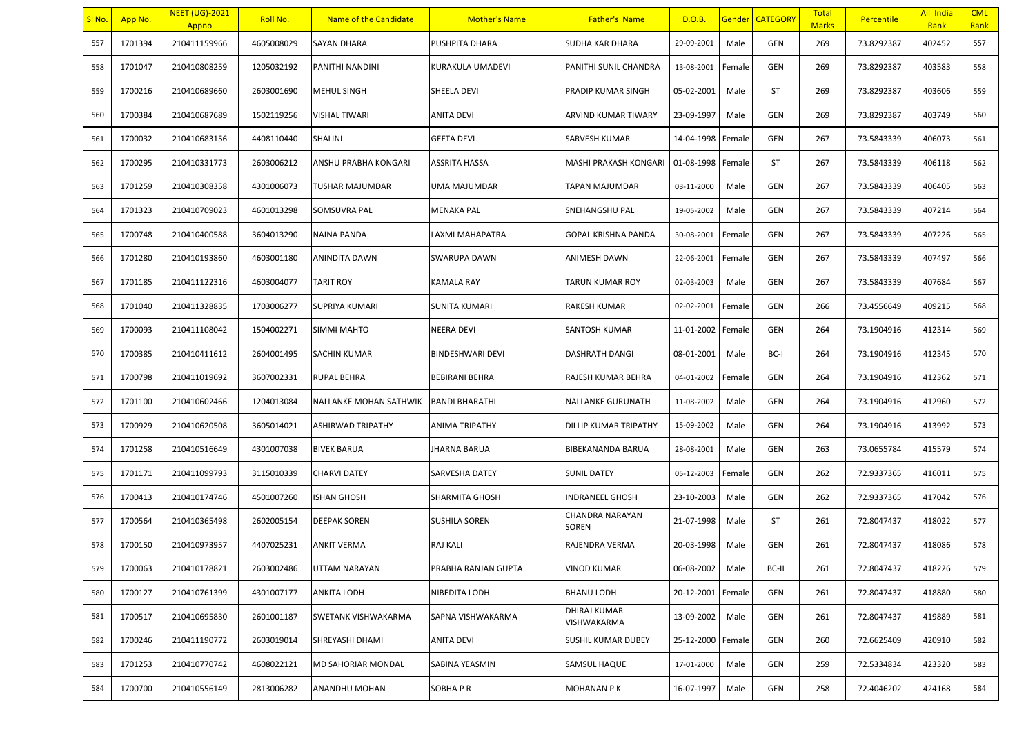| Sl No. | App No. | NEET (UG)-2021 Appno | Roll No. | Name of the Candidate | Mother's Name | Father's Name | D.O.B. | Gender | CATEGORY | Total Marks | Percentile | All India Rank | CML Rank |
|---|---|---|---|---|---|---|---|---|---|---|---|---|---|
| 557 | 1701394 | 210411159966 | 4605008029 | SAYAN DHARA | PUSHPITA DHARA | SUDHA KAR DHARA | 29-09-2001 | Male | GEN | 269 | 73.8292387 | 402452 | 557 |
| 558 | 1701047 | 210410808259 | 1205032192 | PANITHI NANDINI | KURAKULA UMADEVI | PANITHI SUNIL CHANDRA | 13-08-2001 | Female | GEN | 269 | 73.8292387 | 403583 | 558 |
| 559 | 1700216 | 210410689660 | 2603001690 | MEHUL SINGH | SHEELA DEVI | PRADIP KUMAR SINGH | 05-02-2001 | Male | ST | 269 | 73.8292387 | 403606 | 559 |
| 560 | 1700384 | 210410687689 | 1502119256 | VISHAL TIWARI | ANITA DEVI | ARVIND KUMAR TIWARY | 23-09-1997 | Male | GEN | 269 | 73.8292387 | 403749 | 560 |
| 561 | 1700032 | 210410683156 | 4408110440 | SHALINI | GEETA DEVI | SARVESH KUMAR | 14-04-1998 | Female | GEN | 267 | 73.5843339 | 406073 | 561 |
| 562 | 1700295 | 210410331773 | 2603006212 | ANSHU PRABHA KONGARI | ASSRITA HASSA | MASHI PRAKASH KONGARI | 01-08-1998 | Female | ST | 267 | 73.5843339 | 406118 | 562 |
| 563 | 1701259 | 210410308358 | 4301006073 | TUSHAR MAJUMDAR | UMA MAJUMDAR | TAPAN MAJUMDAR | 03-11-2000 | Male | GEN | 267 | 73.5843339 | 406405 | 563 |
| 564 | 1701323 | 210410709023 | 4601013298 | SOMSUVRA PAL | MENAKA PAL | SNEHANGSHU PAL | 19-05-2002 | Male | GEN | 267 | 73.5843339 | 407214 | 564 |
| 565 | 1700748 | 210410400588 | 3604013290 | NAINA PANDA | LAXMI MAHAPATRA | GOPAL KRISHNA PANDA | 30-08-2001 | Female | GEN | 267 | 73.5843339 | 407226 | 565 |
| 566 | 1701280 | 210410193860 | 4603001180 | ANINDITA DAWN | SWARUPA DAWN | ANIMESH DAWN | 22-06-2001 | Female | GEN | 267 | 73.5843339 | 407497 | 566 |
| 567 | 1701185 | 210411122316 | 4603004077 | TARIT ROY | KAMALA RAY | TARUN KUMAR ROY | 02-03-2003 | Male | GEN | 267 | 73.5843339 | 407684 | 567 |
| 568 | 1701040 | 210411328835 | 1703006277 | SUPRIYA KUMARI | SUNITA KUMARI | RAKESH KUMAR | 02-02-2001 | Female | GEN | 266 | 73.4556649 | 409215 | 568 |
| 569 | 1700093 | 210411108042 | 1504002271 | SIMMI MAHTO | NEERA DEVI | SANTOSH KUMAR | 11-01-2002 | Female | GEN | 264 | 73.1904916 | 412314 | 569 |
| 570 | 1700385 | 210410411612 | 2604001495 | SACHIN KUMAR | BINDESHWARI DEVI | DASHRATH DANGI | 08-01-2001 | Male | BC-I | 264 | 73.1904916 | 412345 | 570 |
| 571 | 1700798 | 210411019692 | 3607002331 | RUPAL BEHRA | BEBIRANI BEHRA | RAJESH KUMAR BEHRA | 04-01-2002 | Female | GEN | 264 | 73.1904916 | 412362 | 571 |
| 572 | 1701100 | 210410602466 | 1204013084 | NALLANKE MOHAN SATHWIK | BANDI BHARATHI | NALLANKE GURUNATH | 11-08-2002 | Male | GEN | 264 | 73.1904916 | 412960 | 572 |
| 573 | 1700929 | 210410620508 | 3605014021 | ASHIRWAD TRIPATHY | ANIMA TRIPATHY | DILLIP KUMAR TRIPATHY | 15-09-2002 | Male | GEN | 264 | 73.1904916 | 413992 | 573 |
| 574 | 1701258 | 210410516649 | 4301007038 | BIVEK BARUA | JHARNA BARUA | BIBEKANANDA BARUA | 28-08-2001 | Male | GEN | 263 | 73.0655784 | 415579 | 574 |
| 575 | 1701171 | 210411099793 | 3115010339 | CHARVI DATEY | SARVESHA DATEY | SUNIL DATEY | 05-12-2003 | Female | GEN | 262 | 72.9337365 | 416011 | 575 |
| 576 | 1700413 | 210410174746 | 4501007260 | ISHAN GHOSH | SHARMITA GHOSH | INDRANEEL GHOSH | 23-10-2003 | Male | GEN | 262 | 72.9337365 | 417042 | 576 |
| 577 | 1700564 | 210410365498 | 2602005154 | DEEPAK SOREN | SUSHILA SOREN | CHANDRA NARAYAN SOREN | 21-07-1998 | Male | ST | 261 | 72.8047437 | 418022 | 577 |
| 578 | 1700150 | 210410973957 | 4407025231 | ANKIT VERMA | RAJ KALI | RAJENDRA VERMA | 20-03-1998 | Male | GEN | 261 | 72.8047437 | 418086 | 578 |
| 579 | 1700063 | 210410178821 | 2603002486 | UTTAM NARAYAN | PRABHA RANJAN GUPTA | VINOD KUMAR | 06-08-2002 | Male | BC-II | 261 | 72.8047437 | 418226 | 579 |
| 580 | 1700127 | 210410761399 | 4301007177 | ANKITA LODH | NIBEDITA LODH | BHANU LODH | 20-12-2001 | Female | GEN | 261 | 72.8047437 | 418880 | 580 |
| 581 | 1700517 | 210410695830 | 2601001187 | SWETANK VISHWAKARMA | SAPNA VISHWAKARMA | DHIRAJ KUMAR VISHWAKARMA | 13-09-2002 | Male | GEN | 261 | 72.8047437 | 419889 | 581 |
| 582 | 1700246 | 210411190772 | 2603019014 | SHREYASHI DHAMI | ANITA DEVI | SUSHIL KUMAR DUBEY | 25-12-2000 | Female | GEN | 260 | 72.6625409 | 420910 | 582 |
| 583 | 1701253 | 210410770742 | 4608022121 | MD SAHORIAR MONDAL | SABINA YEASMIN | SAMSUL HAQUE | 17-01-2000 | Male | GEN | 259 | 72.5334834 | 423320 | 583 |
| 584 | 1700700 | 210410556149 | 2813006282 | ANANDHU MOHAN | SOBHA P R | MOHANAN P K | 16-07-1997 | Male | GEN | 258 | 72.4046202 | 424168 | 584 |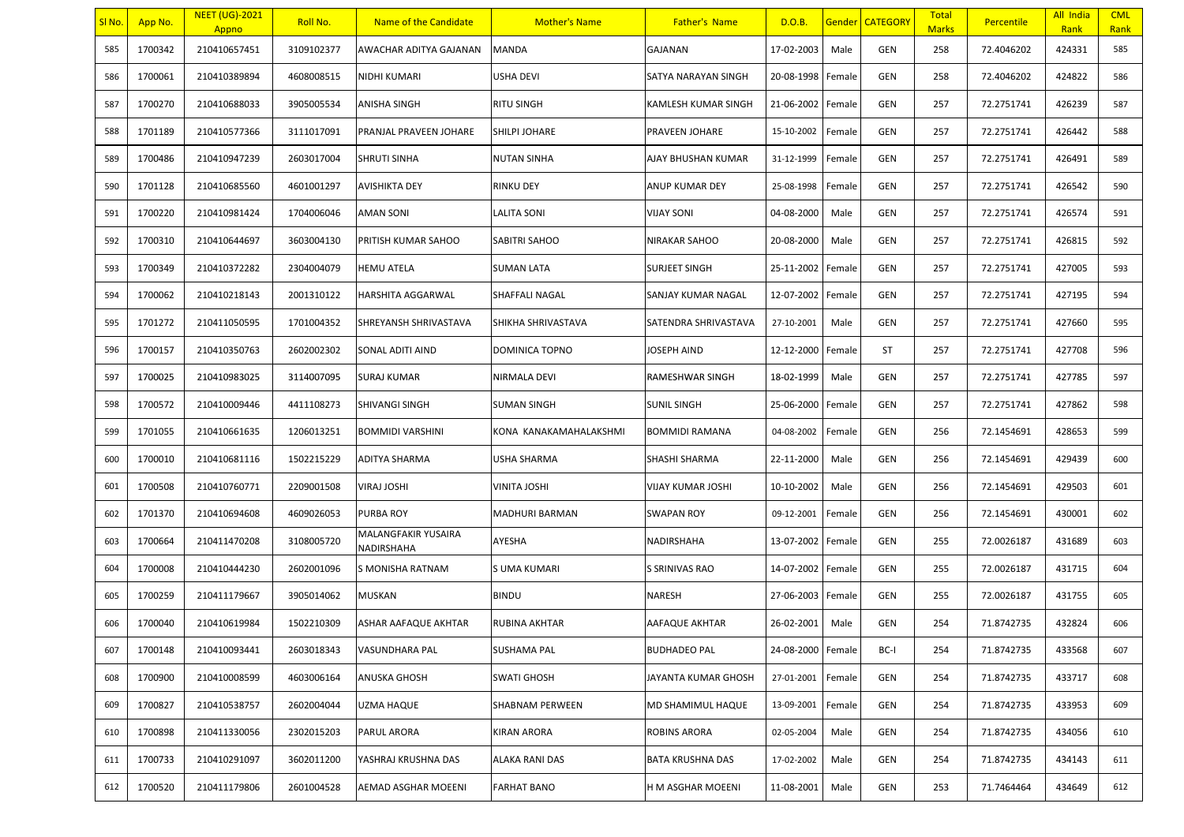| Sl No. | App No. | NEET (UG)-2021 Appno | Roll No. | Name of the Candidate | Mother's Name | Father's Name | D.O.B. | Gender | CATEGORY | Total Marks | Percentile | All India Rank | CML Rank |
|---|---|---|---|---|---|---|---|---|---|---|---|---|---|
| 585 | 1700342 | 210410657451 | 3109102377 | AWACHAR ADITYA GAJANAN | MANDA | GAJANAN | 17-02-2003 | Male | GEN | 258 | 72.4046202 | 424331 | 585 |
| 586 | 1700061 | 210410389894 | 4608008515 | NIDHI KUMARI | USHA DEVI | SATYA NARAYAN SINGH | 20-08-1998 | Female | GEN | 258 | 72.4046202 | 424822 | 586 |
| 587 | 1700270 | 210410688033 | 3905005534 | ANISHA SINGH | RITU SINGH | KAMLESH KUMAR SINGH | 21-06-2002 | Female | GEN | 257 | 72.2751741 | 426239 | 587 |
| 588 | 1701189 | 210410577366 | 3111017091 | PRANJAL PRAVEEN JOHARE | SHILPI JOHARE | PRAVEEN JOHARE | 15-10-2002 | Female | GEN | 257 | 72.2751741 | 426442 | 588 |
| 589 | 1700486 | 210410947239 | 2603017004 | SHRUTI SINHA | NUTAN SINHA | AJAY BHUSHAN KUMAR | 31-12-1999 | Female | GEN | 257 | 72.2751741 | 426491 | 589 |
| 590 | 1701128 | 210410685560 | 4601001297 | AVISHIKTA DEY | RINKU DEY | ANUP KUMAR DEY | 25-08-1998 | Female | GEN | 257 | 72.2751741 | 426542 | 590 |
| 591 | 1700220 | 210410981424 | 1704006046 | AMAN SONI | LALITA SONI | VIJAY SONI | 04-08-2000 | Male | GEN | 257 | 72.2751741 | 426574 | 591 |
| 592 | 1700310 | 210410644697 | 3603004130 | PRITISH KUMAR SAHOO | SABITRI SAHOO | NIRAKAR SAHOO | 20-08-2000 | Male | GEN | 257 | 72.2751741 | 426815 | 592 |
| 593 | 1700349 | 210410372282 | 2304004079 | HEMU ATELA | SUMAN LATA | SURJEET SINGH | 25-11-2002 | Female | GEN | 257 | 72.2751741 | 427005 | 593 |
| 594 | 1700062 | 210410218143 | 2001310122 | HARSHITA AGGARWAL | SHAFFALI NAGAL | SANJAY KUMAR NAGAL | 12-07-2002 | Female | GEN | 257 | 72.2751741 | 427195 | 594 |
| 595 | 1701272 | 210411050595 | 1701004352 | SHREYANSH SHRIVASTAVA | SHIKHA SHRIVASTAVA | SATENDRA SHRIVASTAVA | 27-10-2001 | Male | GEN | 257 | 72.2751741 | 427660 | 595 |
| 596 | 1700157 | 210410350763 | 2602002302 | SONAL ADITI AIND | DOMINICA TOPNO | JOSEPH AIND | 12-12-2000 | Female | ST | 257 | 72.2751741 | 427708 | 596 |
| 597 | 1700025 | 210410983025 | 3114007095 | SURAJ KUMAR | NIRMALA DEVI | RAMESHWAR SINGH | 18-02-1999 | Male | GEN | 257 | 72.2751741 | 427785 | 597 |
| 598 | 1700572 | 210410009446 | 4411108273 | SHIVANGI SINGH | SUMAN SINGH | SUNIL SINGH | 25-06-2000 | Female | GEN | 257 | 72.2751741 | 427862 | 598 |
| 599 | 1701055 | 210410661635 | 1206013251 | BOMMIDI VARSHINI | KONA KANAKAMAHALAKSHMI | BOMMIDI RAMANA | 04-08-2002 | Female | GEN | 256 | 72.1454691 | 428653 | 599 |
| 600 | 1700010 | 210410681116 | 1502215229 | ADITYA SHARMA | USHA SHARMA | SHASHI SHARMA | 22-11-2000 | Male | GEN | 256 | 72.1454691 | 429439 | 600 |
| 601 | 1700508 | 210410760771 | 2209001508 | VIRAJ JOSHI | VINITA JOSHI | VIJAY KUMAR JOSHI | 10-10-2002 | Male | GEN | 256 | 72.1454691 | 429503 | 601 |
| 602 | 1701370 | 210410694608 | 4609026053 | PURBA ROY | MADHURI BARMAN | SWAPAN ROY | 09-12-2001 | Female | GEN | 256 | 72.1454691 | 430001 | 602 |
| 603 | 1700664 | 210411470208 | 3108005720 | MALANGFAKIR YUSAIRA NADIRSHAHA | AYESHA | NADIRSHAHA | 13-07-2002 | Female | GEN | 255 | 72.0026187 | 431689 | 603 |
| 604 | 1700008 | 210410444230 | 2602001096 | S MONISHA RATNAM | S UMA KUMARI | S SRINIVAS RAO | 14-07-2002 | Female | GEN | 255 | 72.0026187 | 431715 | 604 |
| 605 | 1700259 | 210411179667 | 3905014062 | MUSKAN | BINDU | NARESH | 27-06-2003 | Female | GEN | 255 | 72.0026187 | 431755 | 605 |
| 606 | 1700040 | 210410619984 | 1502210309 | ASHAR AAFAQUE AKHTAR | RUBINA AKHTAR | AAFAQUE AKHTAR | 26-02-2001 | Male | GEN | 254 | 71.8742735 | 432824 | 606 |
| 607 | 1700148 | 210410093441 | 2603018343 | VASUNDHARA PAL | SUSHAMA PAL | BUDHADEO PAL | 24-08-2000 | Female | BC-I | 254 | 71.8742735 | 433568 | 607 |
| 608 | 1700900 | 210410008599 | 4603006164 | ANUSKA GHOSH | SWATI GHOSH | JAYANTA KUMAR GHOSH | 27-01-2001 | Female | GEN | 254 | 71.8742735 | 433717 | 608 |
| 609 | 1700827 | 210410538757 | 2602004044 | UZMA HAQUE | SHABNAM PERWEEN | MD SHAMIMUL HAQUE | 13-09-2001 | Female | GEN | 254 | 71.8742735 | 433953 | 609 |
| 610 | 1700898 | 210411330056 | 2302015203 | PARUL ARORA | KIRAN ARORA | ROBINS ARORA | 02-05-2004 | Male | GEN | 254 | 71.8742735 | 434056 | 610 |
| 611 | 1700733 | 210410291097 | 3602011200 | YASHRAJ KRUSHNA DAS | ALAKA RANI DAS | BATA KRUSHNA DAS | 17-02-2002 | Male | GEN | 254 | 71.8742735 | 434143 | 611 |
| 612 | 1700520 | 210411179806 | 2601004528 | AEMAD ASGHAR MOEENI | FARHAT BANO | H M ASGHAR MOEENI | 11-08-2001 | Male | GEN | 253 | 71.7464464 | 434649 | 612 |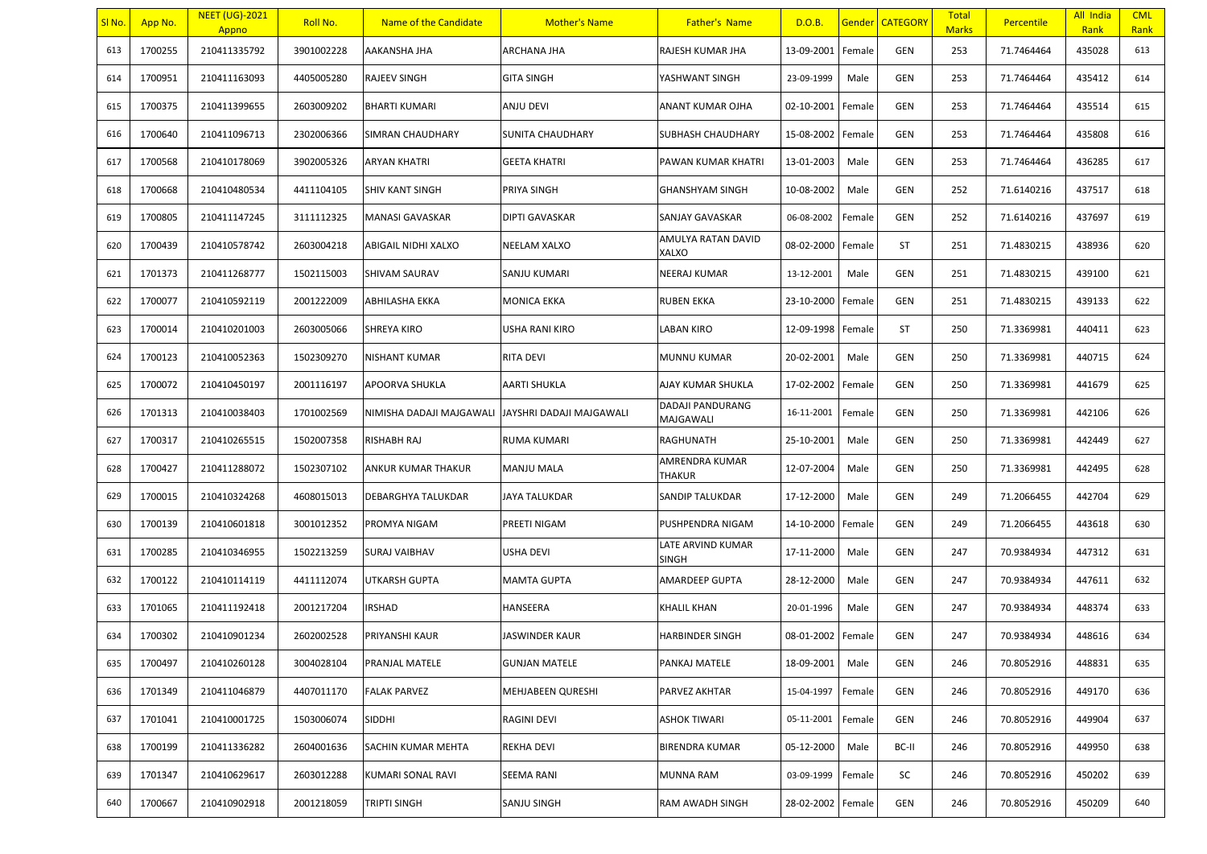| Sl No. | App No. | NEET (UG)-2021 Appno | Roll No. | Name of the Candidate | Mother's Name | Father's Name | D.O.B. | Gender | CATEGORY | Total Marks | Percentile | All India Rank | CML Rank |
|---|---|---|---|---|---|---|---|---|---|---|---|---|---|
| 613 | 1700255 | 210411335792 | 3901002228 | AAKANSHA JHA | ARCHANA JHA | RAJESH KUMAR JHA | 13-09-2001 | Female | GEN | 253 | 71.7464464 | 435028 | 613 |
| 614 | 1700951 | 210411163093 | 4405005280 | RAJEEV SINGH | GITA SINGH | YASHWANT SINGH | 23-09-1999 | Male | GEN | 253 | 71.7464464 | 435412 | 614 |
| 615 | 1700375 | 210411399655 | 2603009202 | BHARTI KUMARI | ANJU DEVI | ANANT KUMAR OJHA | 02-10-2001 | Female | GEN | 253 | 71.7464464 | 435514 | 615 |
| 616 | 1700640 | 210411096713 | 2302006366 | SIMRAN CHAUDHARY | SUNITA CHAUDHARY | SUBHASH CHAUDHARY | 15-08-2002 | Female | GEN | 253 | 71.7464464 | 435808 | 616 |
| 617 | 1700568 | 210410178069 | 3902005326 | ARYAN KHATRI | GEETA KHATRI | PAWAN KUMAR KHATRI | 13-01-2003 | Male | GEN | 253 | 71.7464464 | 436285 | 617 |
| 618 | 1700668 | 210410480534 | 4411104105 | SHIV KANT SINGH | PRIYA SINGH | GHANSHYAM SINGH | 10-08-2002 | Male | GEN | 252 | 71.6140216 | 437517 | 618 |
| 619 | 1700805 | 210411147245 | 3111112325 | MANASI GAVASKAR | DIPTI GAVASKAR | SANJAY GAVASKAR | 06-08-2002 | Female | GEN | 252 | 71.6140216 | 437697 | 619 |
| 620 | 1700439 | 210410578742 | 2603004218 | ABIGAIL NIDHI XALXO | NEELAM XALXO | AMULYA RATAN DAVID XALXO | 08-02-2000 | Female | ST | 251 | 71.4830215 | 438936 | 620 |
| 621 | 1701373 | 210411268777 | 1502115003 | SHIVAM SAURAV | SANJU KUMARI | NEERAJ KUMAR | 13-12-2001 | Male | GEN | 251 | 71.4830215 | 439100 | 621 |
| 622 | 1700077 | 210410592119 | 2001222009 | ABHILASHA EKKA | MONICA EKKA | RUBEN EKKA | 23-10-2000 | Female | GEN | 251 | 71.4830215 | 439133 | 622 |
| 623 | 1700014 | 210410201003 | 2603005066 | SHREYA KIRO | USHA RANI KIRO | LABAN KIRO | 12-09-1998 | Female | ST | 250 | 71.3369981 | 440411 | 623 |
| 624 | 1700123 | 210410052363 | 1502309270 | NISHANT KUMAR | RITA DEVI | MUNNU KUMAR | 20-02-2001 | Male | GEN | 250 | 71.3369981 | 440715 | 624 |
| 625 | 1700072 | 210410450197 | 2001116197 | APOORVA SHUKLA | AARTI SHUKLA | AJAY KUMAR SHUKLA | 17-02-2002 | Female | GEN | 250 | 71.3369981 | 441679 | 625 |
| 626 | 1701313 | 210410038403 | 1701002569 | NIMISHA DADAJI MAJGAWALI | JAYSHRI DADAJI MAJGAWALI | DADAJI PANDURANG MAJGAWALI | 16-11-2001 | Female | GEN | 250 | 71.3369981 | 442106 | 626 |
| 627 | 1700317 | 210410265515 | 1502007358 | RISHABH RAJ | RUMA KUMARI | RAGHUNATH | 25-10-2001 | Male | GEN | 250 | 71.3369981 | 442449 | 627 |
| 628 | 1700427 | 210411288072 | 1502307102 | ANKUR KUMAR THAKUR | MANJU MALA | AMRENDRA KUMAR THAKUR | 12-07-2004 | Male | GEN | 250 | 71.3369981 | 442495 | 628 |
| 629 | 1700015 | 210410324268 | 4608015013 | DEBARGHYA TALUKDAR | JAYA TALUKDAR | SANDIP TALUKDAR | 17-12-2000 | Male | GEN | 249 | 71.2066455 | 442704 | 629 |
| 630 | 1700139 | 210410601818 | 3001012352 | PROMYA NIGAM | PREETI NIGAM | PUSHPENDRA NIGAM | 14-10-2000 | Female | GEN | 249 | 71.2066455 | 443618 | 630 |
| 631 | 1700285 | 210410346955 | 1502213259 | SURAJ VAIBHAV | USHA DEVI | LATE ARVIND KUMAR SINGH | 17-11-2000 | Male | GEN | 247 | 70.9384934 | 447312 | 631 |
| 632 | 1700122 | 210410114119 | 4411112074 | UTKARSH GUPTA | MAMTA GUPTA | AMARDEEP GUPTA | 28-12-2000 | Male | GEN | 247 | 70.9384934 | 447611 | 632 |
| 633 | 1701065 | 210411192418 | 2001217204 | IRSHAD | HANSEERA | KHALIL KHAN | 20-01-1996 | Male | GEN | 247 | 70.9384934 | 448374 | 633 |
| 634 | 1700302 | 210410901234 | 2602002528 | PRIYANSHI KAUR | JASWINDER KAUR | HARBINDER SINGH | 08-01-2002 | Female | GEN | 247 | 70.9384934 | 448616 | 634 |
| 635 | 1700497 | 210410260128 | 3004028104 | PRANJAL MATELE | GUNJAN MATELE | PANKAJ MATELE | 18-09-2001 | Male | GEN | 246 | 70.8052916 | 448831 | 635 |
| 636 | 1701349 | 210411046879 | 4407011170 | FALAK PARVEZ | MEHJABEEN QURESHI | PARVEZ AKHTAR | 15-04-1997 | Female | GEN | 246 | 70.8052916 | 449170 | 636 |
| 637 | 1701041 | 210410001725 | 1503006074 | SIDDHI | RAGINI DEVI | ASHOK TIWARI | 05-11-2001 | Female | GEN | 246 | 70.8052916 | 449904 | 637 |
| 638 | 1700199 | 210411336282 | 2604001636 | SACHIN KUMAR MEHTA | REKHA DEVI | BIRENDRA KUMAR | 05-12-2000 | Male | BC-II | 246 | 70.8052916 | 449950 | 638 |
| 639 | 1701347 | 210410629617 | 2603012288 | KUMARI SONAL RAVI | SEEMA RANI | MUNNA RAM | 03-09-1999 | Female | SC | 246 | 70.8052916 | 450202 | 639 |
| 640 | 1700667 | 210410902918 | 2001218059 | TRIPTI SINGH | SANJU SINGH | RAM AWADH SINGH | 28-02-2002 | Female | GEN | 246 | 70.8052916 | 450209 | 640 |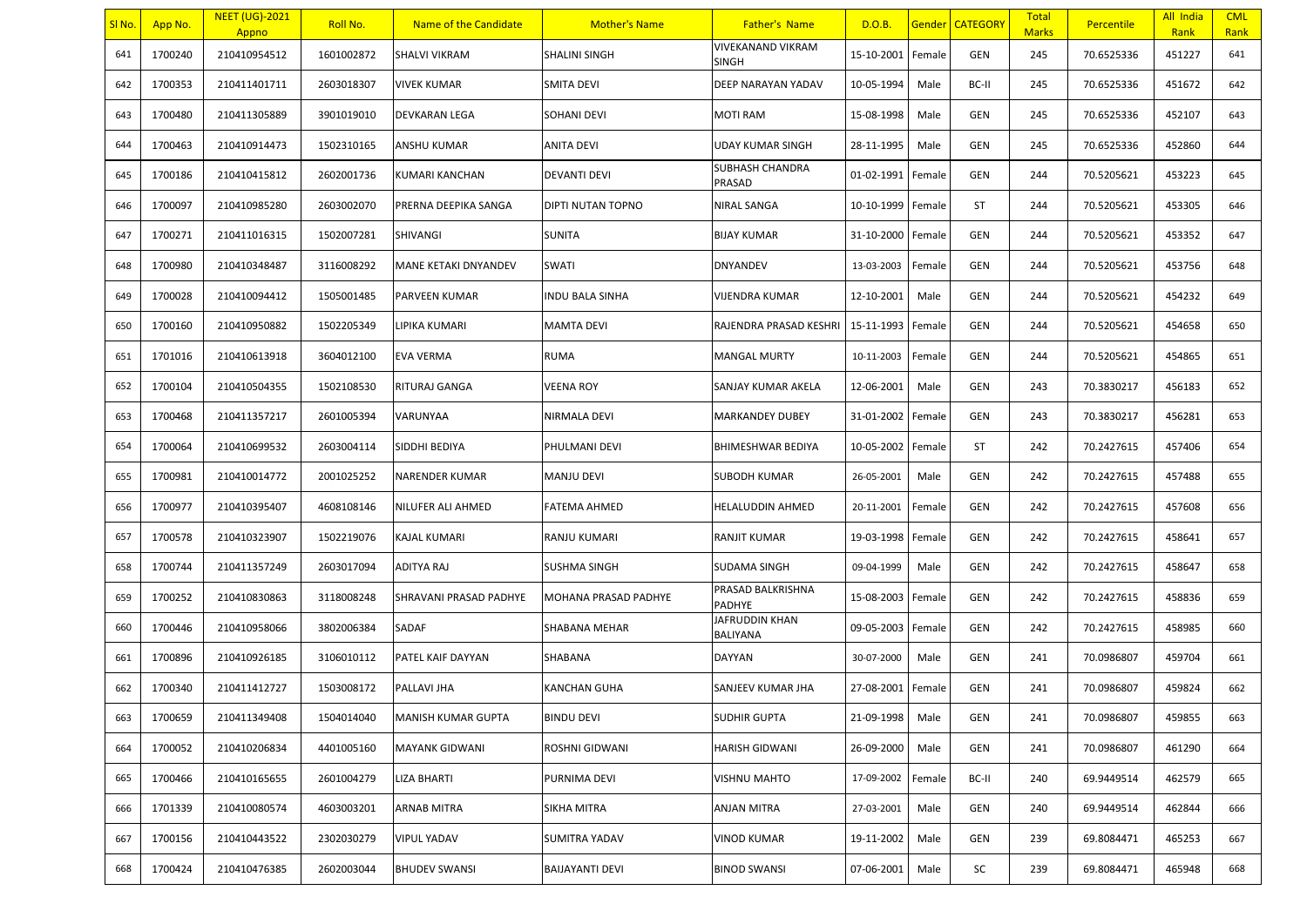| Sl No. | App No. | NEET (UG)-2021 Appno | Roll No. | Name of the Candidate | Mother's Name | Father's Name | D.O.B. | Gender | CATEGORY | Total Marks | Percentile | All India Rank | CML Rank |
|---|---|---|---|---|---|---|---|---|---|---|---|---|---|
| 641 | 1700240 | 210410954512 | 1601002872 | SHALVI VIKRAM | SHALINI SINGH | VIVEKANAND VIKRAM SINGH | 15-10-2001 | Female | GEN | 245 | 70.6525336 | 451227 | 641 |
| 642 | 1700353 | 210411401711 | 2603018307 | VIVEK KUMAR | SMITA DEVI | DEEP NARAYAN YADAV | 10-05-1994 | Male | BC-II | 245 | 70.6525336 | 451672 | 642 |
| 643 | 1700480 | 210411305889 | 3901019010 | DEVKARAN LEGA | SOHANI DEVI | MOTI RAM | 15-08-1998 | Male | GEN | 245 | 70.6525336 | 452107 | 643 |
| 644 | 1700463 | 210410914473 | 1502310165 | ANSHU KUMAR | ANITA DEVI | UDAY KUMAR SINGH | 28-11-1995 | Male | GEN | 245 | 70.6525336 | 452860 | 644 |
| 645 | 1700186 | 210410415812 | 2602001736 | KUMARI KANCHAN | DEVANTI DEVI | SUBHASH CHANDRA PRASAD | 01-02-1991 | Female | GEN | 244 | 70.5205621 | 453223 | 645 |
| 646 | 1700097 | 210410985280 | 2603002070 | PRERNA DEEPIKA SANGA | DIPTI NUTAN TOPNO | NIRAL SANGA | 10-10-1999 | Female | ST | 244 | 70.5205621 | 453305 | 646 |
| 647 | 1700271 | 210411016315 | 1502007281 | SHIVANGI | SUNITA | BIJAY KUMAR | 31-10-2000 | Female | GEN | 244 | 70.5205621 | 453352 | 647 |
| 648 | 1700980 | 210410348487 | 3116008292 | MANE KETAKI DNYANDEV | SWATI | DNYANDEV | 13-03-2003 | Female | GEN | 244 | 70.5205621 | 453756 | 648 |
| 649 | 1700028 | 210410094412 | 1505001485 | PARVEEN KUMAR | INDU BALA SINHA | VIJENDRA KUMAR | 12-10-2001 | Male | GEN | 244 | 70.5205621 | 454232 | 649 |
| 650 | 1700160 | 210410950882 | 1502205349 | LIPIKA KUMARI | MAMTA DEVI | RAJENDRA PRASAD KESHRI | 15-11-1993 | Female | GEN | 244 | 70.5205621 | 454658 | 650 |
| 651 | 1701016 | 210410613918 | 3604012100 | EVA VERMA | RUMA | MANGAL MURTY | 10-11-2003 | Female | GEN | 244 | 70.5205621 | 454865 | 651 |
| 652 | 1700104 | 210410504355 | 1502108530 | RITURAJ GANGA | VEENA ROY | SANJAY KUMAR AKELA | 12-06-2001 | Male | GEN | 243 | 70.3830217 | 456183 | 652 |
| 653 | 1700468 | 210411357217 | 2601005394 | VARUNYAA | NIRMALA DEVI | MARKANDEY DUBEY | 31-01-2002 | Female | GEN | 243 | 70.3830217 | 456281 | 653 |
| 654 | 1700064 | 210410699532 | 2603004114 | SIDDHI BEDIYA | PHULMANI DEVI | BHIMESHWAR BEDIYA | 10-05-2002 | Female | ST | 242 | 70.2427615 | 457406 | 654 |
| 655 | 1700981 | 210410014772 | 2001025252 | NARENDER KUMAR | MANJU DEVI | SUBODH KUMAR | 26-05-2001 | Male | GEN | 242 | 70.2427615 | 457488 | 655 |
| 656 | 1700977 | 210410395407 | 4608108146 | NILUFER ALI AHMED | FATEMA AHMED | HELALUDDIN AHMED | 20-11-2001 | Female | GEN | 242 | 70.2427615 | 457608 | 656 |
| 657 | 1700578 | 210410323907 | 1502219076 | KAJAL KUMARI | RANJU KUMARI | RANJIT KUMAR | 19-03-1998 | Female | GEN | 242 | 70.2427615 | 458641 | 657 |
| 658 | 1700744 | 210411357249 | 2603017094 | ADITYA RAJ | SUSHMA SINGH | SUDAMA SINGH | 09-04-1999 | Male | GEN | 242 | 70.2427615 | 458647 | 658 |
| 659 | 1700252 | 210410830863 | 3118008248 | SHRAVANI PRASAD PADHYE | MOHANA PRASAD PADHYE | PRASAD BALKRISHNA PADHYE | 15-08-2003 | Female | GEN | 242 | 70.2427615 | 458836 | 659 |
| 660 | 1700446 | 210410958066 | 3802006384 | SADAF | SHABANA MEHAR | JAFRUDDIN KHAN BALIYANA | 09-05-2003 | Female | GEN | 242 | 70.2427615 | 458985 | 660 |
| 661 | 1700896 | 210410926185 | 3106010112 | PATEL KAIF DAYYAN | SHABANA | DAYYAN | 30-07-2000 | Male | GEN | 241 | 70.0986807 | 459704 | 661 |
| 662 | 1700340 | 210411412727 | 1503008172 | PALLAVI JHA | KANCHAN GUHA | SANJEEV KUMAR JHA | 27-08-2001 | Female | GEN | 241 | 70.0986807 | 459824 | 662 |
| 663 | 1700659 | 210411349408 | 1504014040 | MANISH KUMAR GUPTA | BINDU DEVI | SUDHIR GUPTA | 21-09-1998 | Male | GEN | 241 | 70.0986807 | 459855 | 663 |
| 664 | 1700052 | 210410206834 | 4401005160 | MAYANK GIDWANI | ROSHNI GIDWANI | HARISH GIDWANI | 26-09-2000 | Male | GEN | 241 | 70.0986807 | 461290 | 664 |
| 665 | 1700466 | 210410165655 | 2601004279 | LIZA BHARTI | PURNIMA DEVI | VISHNU MAHTO | 17-09-2002 | Female | BC-II | 240 | 69.9449514 | 462579 | 665 |
| 666 | 1701339 | 210410080574 | 4603003201 | ARNAB MITRA | SIKHA MITRA | ANJAN MITRA | 27-03-2001 | Male | GEN | 240 | 69.9449514 | 462844 | 666 |
| 667 | 1700156 | 210410443522 | 2302030279 | VIPUL YADAV | SUMITRA YADAV | VINOD KUMAR | 19-11-2002 | Male | GEN | 239 | 69.8084471 | 465253 | 667 |
| 668 | 1700424 | 210410476385 | 2602003044 | BHUDEV SWANSI | BAIJAYANTI DEVI | BINOD SWANSI | 07-06-2001 | Male | SC | 239 | 69.8084471 | 465948 | 668 |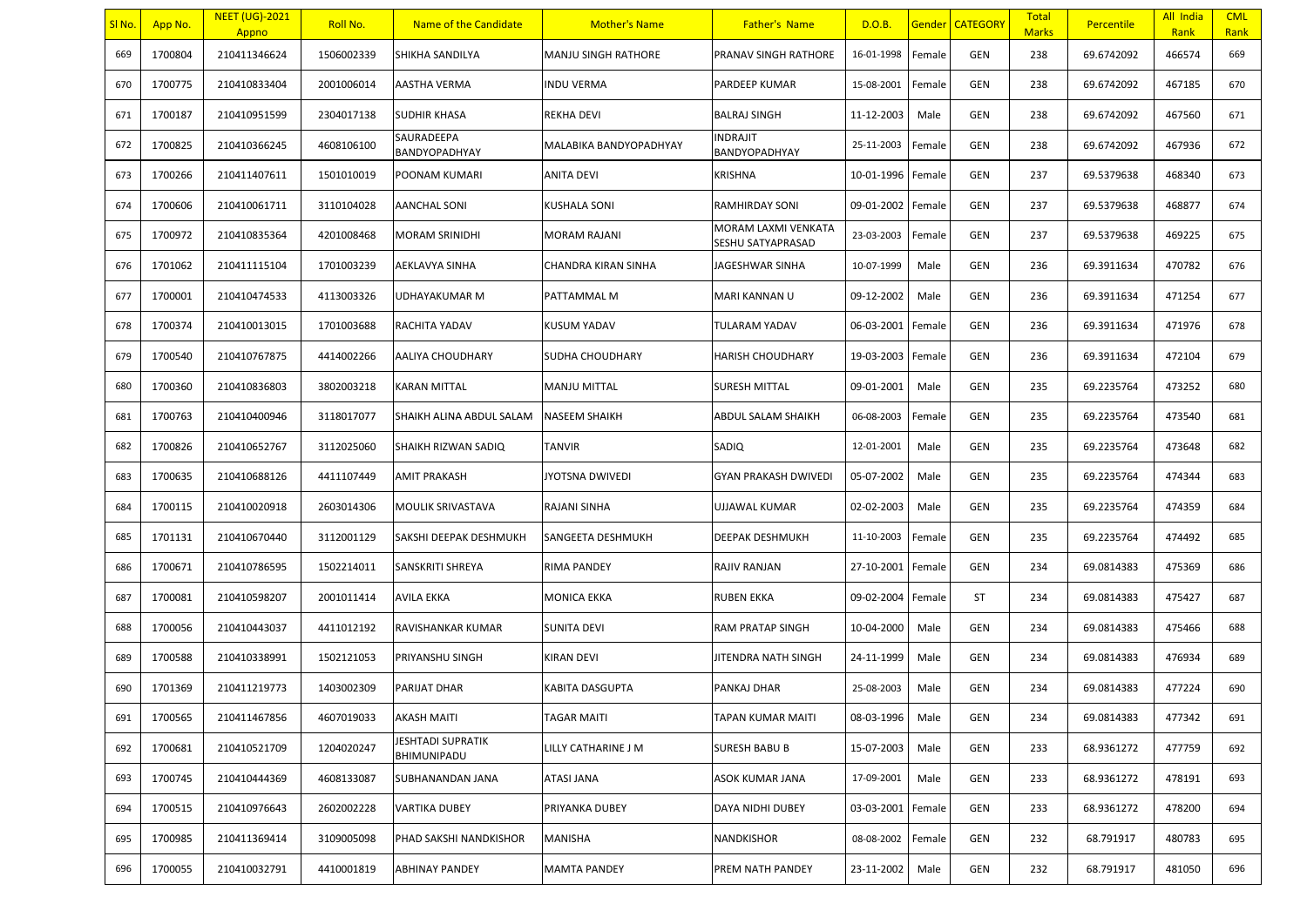| Sl No. | App No. | NEET (UG)-2021 Appno | Roll No. | Name of the Candidate | Mother's Name | Father's Name | D.O.B. | Gender | CATEGORY | Total Marks | Percentile | All India Rank | CML Rank |
|---|---|---|---|---|---|---|---|---|---|---|---|---|---|
| 669 | 1700804 | 210411346624 | 1506002339 | SHIKHA SANDILYA | MANJU SINGH RATHORE | PRANAV SINGH RATHORE | 16-01-1998 | Female | GEN | 238 | 69.6742092 | 466574 | 669 |
| 670 | 1700775 | 210410833404 | 2001006014 | AASTHA VERMA | INDU VERMA | PARDEEP KUMAR | 15-08-2001 | Female | GEN | 238 | 69.6742092 | 467185 | 670 |
| 671 | 1700187 | 210410951599 | 2304017138 | SUDHIR KHASA | REKHA DEVI | BALRAJ SINGH | 11-12-2003 | Male | GEN | 238 | 69.6742092 | 467560 | 671 |
| 672 | 1700825 | 210410366245 | 4608106100 | SAURADEEPA BANDYOPADHYAY | MALABIKA BANDYOPADHYAY | INDRAJIT BANDYOPADHYAY | 25-11-2003 | Female | GEN | 238 | 69.6742092 | 467936 | 672 |
| 673 | 1700266 | 210411407611 | 1501010019 | POONAM KUMARI | ANITA DEVI | KRISHNA | 10-01-1996 | Female | GEN | 237 | 69.5379638 | 468340 | 673 |
| 674 | 1700606 | 210410061711 | 3110104028 | AANCHAL SONI | KUSHALA SONI | RAMHIRDAY SONI | 09-01-2002 | Female | GEN | 237 | 69.5379638 | 468877 | 674 |
| 675 | 1700972 | 210410835364 | 4201008468 | MORAM SRINIDHI | MORAM RAJANI | MORAM LAXMI VENKATA SESHU SATYAPRASAD | 23-03-2003 | Female | GEN | 237 | 69.5379638 | 469225 | 675 |
| 676 | 1701062 | 210411115104 | 1701003239 | AEKLAVYA SINHA | CHANDRA KIRAN SINHA | JAGESHWAR SINHA | 10-07-1999 | Male | GEN | 236 | 69.3911634 | 470782 | 676 |
| 677 | 1700001 | 210410474533 | 4113003326 | UDHAYAKUMAR M | PATTAMMAL M | MARI KANNAN U | 09-12-2002 | Male | GEN | 236 | 69.3911634 | 471254 | 677 |
| 678 | 1700374 | 210410013015 | 1701003688 | RACHITA YADAV | KUSUM YADAV | TULARAM YADAV | 06-03-2001 | Female | GEN | 236 | 69.3911634 | 471976 | 678 |
| 679 | 1700540 | 210410767875 | 4414002266 | AALIYA CHOUDHARY | SUDHA CHOUDHARY | HARISH CHOUDHARY | 19-03-2003 | Female | GEN | 236 | 69.3911634 | 472104 | 679 |
| 680 | 1700360 | 210410836803 | 3802003218 | KARAN MITTAL | MANJU MITTAL | SURESH MITTAL | 09-01-2001 | Male | GEN | 235 | 69.2235764 | 473252 | 680 |
| 681 | 1700763 | 210410400946 | 3118017077 | SHAIKH ALINA ABDUL SALAM | NASEEM SHAIKH | ABDUL SALAM SHAIKH | 06-08-2003 | Female | GEN | 235 | 69.2235764 | 473540 | 681 |
| 682 | 1700826 | 210410652767 | 3112025060 | SHAIKH RIZWAN SADIQ | TANVIR | SADIQ | 12-01-2001 | Male | GEN | 235 | 69.2235764 | 473648 | 682 |
| 683 | 1700635 | 210410688126 | 4411107449 | AMIT PRAKASH | JYOTSNA DWIVEDI | GYAN PRAKASH DWIVEDI | 05-07-2002 | Male | GEN | 235 | 69.2235764 | 474344 | 683 |
| 684 | 1700115 | 210410020918 | 2603014306 | MOULIK SRIVASTAVA | RAJANI SINHA | UJJAWAL KUMAR | 02-02-2003 | Male | GEN | 235 | 69.2235764 | 474359 | 684 |
| 685 | 1701131 | 210410670440 | 3112001129 | SAKSHI DEEPAK DESHMUKH | SANGEETA DESHMUKH | DEEPAK DESHMUKH | 11-10-2003 | Female | GEN | 235 | 69.2235764 | 474492 | 685 |
| 686 | 1700671 | 210410786595 | 1502214011 | SANSKRITI SHREYA | RIMA PANDEY | RAJIV RANJAN | 27-10-2001 | Female | GEN | 234 | 69.0814383 | 475369 | 686 |
| 687 | 1700081 | 210410598207 | 2001011414 | AVILA EKKA | MONICA EKKA | RUBEN EKKA | 09-02-2004 | Female | ST | 234 | 69.0814383 | 475427 | 687 |
| 688 | 1700056 | 210410443037 | 4411012192 | RAVISHANKAR KUMAR | SUNITA DEVI | RAM PRATAP SINGH | 10-04-2000 | Male | GEN | 234 | 69.0814383 | 475466 | 688 |
| 689 | 1700588 | 210410338991 | 1502121053 | PRIYANSHU SINGH | KIRAN DEVI | JITENDRA NATH SINGH | 24-11-1999 | Male | GEN | 234 | 69.0814383 | 476934 | 689 |
| 690 | 1701369 | 210411219773 | 1403002309 | PARIJAT DHAR | KABITA DASGUPTA | PANKAJ DHAR | 25-08-2003 | Male | GEN | 234 | 69.0814383 | 477224 | 690 |
| 691 | 1700565 | 210411467856 | 4607019033 | AKASH MAITI | TAGAR MAITI | TAPAN KUMAR MAITI | 08-03-1996 | Male | GEN | 234 | 69.0814383 | 477342 | 691 |
| 692 | 1700681 | 210410521709 | 1204020247 | JESHTADI SUPRATIK BHIMUNIPADU | LILLY CATHARINE J M | SURESH BABU B | 15-07-2003 | Male | GEN | 233 | 68.9361272 | 477759 | 692 |
| 693 | 1700745 | 210410444369 | 4608133087 | SUBHANANDAN JANA | ATASI JANA | ASOK KUMAR JANA | 17-09-2001 | Male | GEN | 233 | 68.9361272 | 478191 | 693 |
| 694 | 1700515 | 210410976643 | 2602002228 | VARTIKA DUBEY | PRIYANKA DUBEY | DAYA NIDHI DUBEY | 03-03-2001 | Female | GEN | 233 | 68.9361272 | 478200 | 694 |
| 695 | 1700985 | 210411369414 | 3109005098 | PHAD SAKSHI NANDKISHOR | MANISHA | NANDKISHOR | 08-08-2002 | Female | GEN | 232 | 68.791917 | 480783 | 695 |
| 696 | 1700055 | 210410032791 | 4410001819 | ABHINAY PANDEY | MAMTA PANDEY | PREM NATH PANDEY | 23-11-2002 | Male | GEN | 232 | 68.791917 | 481050 | 696 |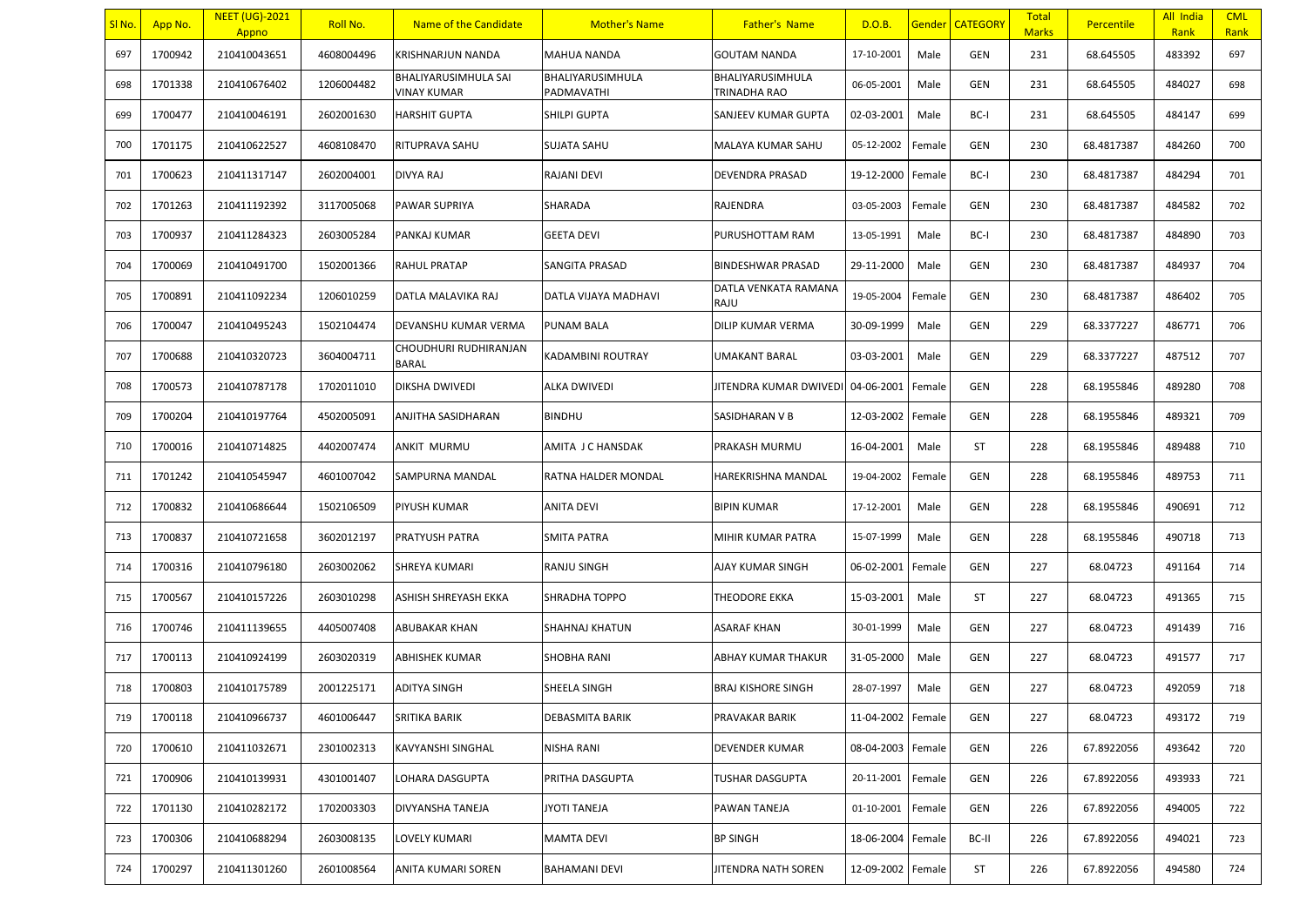| Sl No. | App No. | NEET (UG)-2021 Appno | Roll No. | Name of the Candidate | Mother's Name | Father's Name | D.O.B. | Gender | CATEGORY | Total Marks | Percentile | All India Rank | CML Rank |
|---|---|---|---|---|---|---|---|---|---|---|---|---|---|
| 697 | 1700942 | 210410043651 | 4608004496 | KRISHNARJUN NANDA | MAHUA NANDA | GOUTAM NANDA | 17-10-2001 | Male | GEN | 231 | 68.645505 | 483392 | 697 |
| 698 | 1701338 | 210410676402 | 1206004482 | BHALIYARUSIMHULA SAI VINAY KUMAR | BHALIYARUSIMHULA PADMAVATHI | BHALIYARUSIMHULA TRINADHA RAO | 06-05-2001 | Male | GEN | 231 | 68.645505 | 484027 | 698 |
| 699 | 1700477 | 210410046191 | 2602001630 | HARSHIT GUPTA | SHILPI GUPTA | SANJEEV KUMAR GUPTA | 02-03-2001 | Male | BC-I | 231 | 68.645505 | 484147 | 699 |
| 700 | 1701175 | 210410622527 | 4608108470 | RITUPRAVA SAHU | SUJATA SAHU | MALAYA KUMAR SAHU | 05-12-2002 | Female | GEN | 230 | 68.4817387 | 484260 | 700 |
| 701 | 1700623 | 210411317147 | 2602004001 | DIVYA RAJ | RAJANI DEVI | DEVENDRA PRASAD | 19-12-2000 | Female | BC-I | 230 | 68.4817387 | 484294 | 701 |
| 702 | 1701263 | 210411192392 | 3117005068 | PAWAR SUPRIYA | SHARADA | RAJENDRA | 03-05-2003 | Female | GEN | 230 | 68.4817387 | 484582 | 702 |
| 703 | 1700937 | 210411284323 | 2603005284 | PANKAJ KUMAR | GEETA DEVI | PURUSHOTTAM RAM | 13-05-1991 | Male | BC-I | 230 | 68.4817387 | 484890 | 703 |
| 704 | 1700069 | 210410491700 | 1502001366 | RAHUL PRATAP | SANGITA PRASAD | BINDESHWAR PRASAD | 29-11-2000 | Male | GEN | 230 | 68.4817387 | 484937 | 704 |
| 705 | 1700891 | 210411092234 | 1206010259 | DATLA MALAVIKA RAJ | DATLA VIJAYA MADHAVI | DATLA VENKATA RAMANA RAJU | 19-05-2004 | Female | GEN | 230 | 68.4817387 | 486402 | 705 |
| 706 | 1700047 | 210410495243 | 1502104474 | DEVANSHU KUMAR VERMA | PUNAM BALA | DILIP KUMAR VERMA | 30-09-1999 | Male | GEN | 229 | 68.3377227 | 486771 | 706 |
| 707 | 1700688 | 210410320723 | 3604004711 | CHOUDHURI RUDHIRANJAN BARAL | KADAMBINI ROUTRAY | UMAKANT BARAL | 03-03-2001 | Male | GEN | 229 | 68.3377227 | 487512 | 707 |
| 708 | 1700573 | 210410787178 | 1702011010 | DIKSHA DWIVEDI | ALKA DWIVEDI | JITENDRA KUMAR DWIVEDI | 04-06-2001 | Female | GEN | 228 | 68.1955846 | 489280 | 708 |
| 709 | 1700204 | 210410197764 | 4502005091 | ANJITHA SASIDHARAN | BINDHU | SASIDHARAN V B | 12-03-2002 | Female | GEN | 228 | 68.1955846 | 489321 | 709 |
| 710 | 1700016 | 210410714825 | 4402007474 | ANKIT MURMU | AMITA J C HANSDAK | PRAKASH MURMU | 16-04-2001 | Male | ST | 228 | 68.1955846 | 489488 | 710 |
| 711 | 1701242 | 210410545947 | 4601007042 | SAMPURNA MANDAL | RATNA HALDER MONDAL | HAREKRISHNA MANDAL | 19-04-2002 | Female | GEN | 228 | 68.1955846 | 489753 | 711 |
| 712 | 1700832 | 210410686644 | 1502106509 | PIYUSH KUMAR | ANITA DEVI | BIPIN KUMAR | 17-12-2001 | Male | GEN | 228 | 68.1955846 | 490691 | 712 |
| 713 | 1700837 | 210410721658 | 3602012197 | PRATYUSH PATRA | SMITA PATRA | MIHIR KUMAR PATRA | 15-07-1999 | Male | GEN | 228 | 68.1955846 | 490718 | 713 |
| 714 | 1700316 | 210410796180 | 2603002062 | SHREYA KUMARI | RANJU SINGH | AJAY KUMAR SINGH | 06-02-2001 | Female | GEN | 227 | 68.04723 | 491164 | 714 |
| 715 | 1700567 | 210410157226 | 2603010298 | ASHISH SHREYASH EKKA | SHRADHA TOPPO | THEODORE EKKA | 15-03-2001 | Male | ST | 227 | 68.04723 | 491365 | 715 |
| 716 | 1700746 | 210411139655 | 4405007408 | ABUBAKAR KHAN | SHAHNAJ KHATUN | ASARAF KHAN | 30-01-1999 | Male | GEN | 227 | 68.04723 | 491439 | 716 |
| 717 | 1700113 | 210410924199 | 2603020319 | ABHISHEK KUMAR | SHOBHA RANI | ABHAY KUMAR THAKUR | 31-05-2000 | Male | GEN | 227 | 68.04723 | 491577 | 717 |
| 718 | 1700803 | 210410175789 | 2001225171 | ADITYA SINGH | SHEELA SINGH | BRAJ KISHORE SINGH | 28-07-1997 | Male | GEN | 227 | 68.04723 | 492059 | 718 |
| 719 | 1700118 | 210410966737 | 4601006447 | SRITIKA BARIK | DEBASMITA BARIK | PRAVAKAR BARIK | 11-04-2002 | Female | GEN | 227 | 68.04723 | 493172 | 719 |
| 720 | 1700610 | 210411032671 | 2301002313 | KAVYANSHI SINGHAL | NISHA RANI | DEVENDER KUMAR | 08-04-2003 | Female | GEN | 226 | 67.8922056 | 493642 | 720 |
| 721 | 1700906 | 210410139931 | 4301001407 | LOHARA DASGUPTA | PRITHA DASGUPTA | TUSHAR DASGUPTA | 20-11-2001 | Female | GEN | 226 | 67.8922056 | 493933 | 721 |
| 722 | 1701130 | 210410282172 | 1702003303 | DIVYANSHA TANEJA | JYOTI TANEJA | PAWAN TANEJA | 01-10-2001 | Female | GEN | 226 | 67.8922056 | 494005 | 722 |
| 723 | 1700306 | 210410688294 | 2603008135 | LOVELY KUMARI | MAMTA DEVI | BP SINGH | 18-06-2004 | Female | BC-II | 226 | 67.8922056 | 494021 | 723 |
| 724 | 1700297 | 210411301260 | 2601008564 | ANITA KUMARI SOREN | BAHAMANI DEVI | JITENDRA NATH SOREN | 12-09-2002 | Female | ST | 226 | 67.8922056 | 494580 | 724 |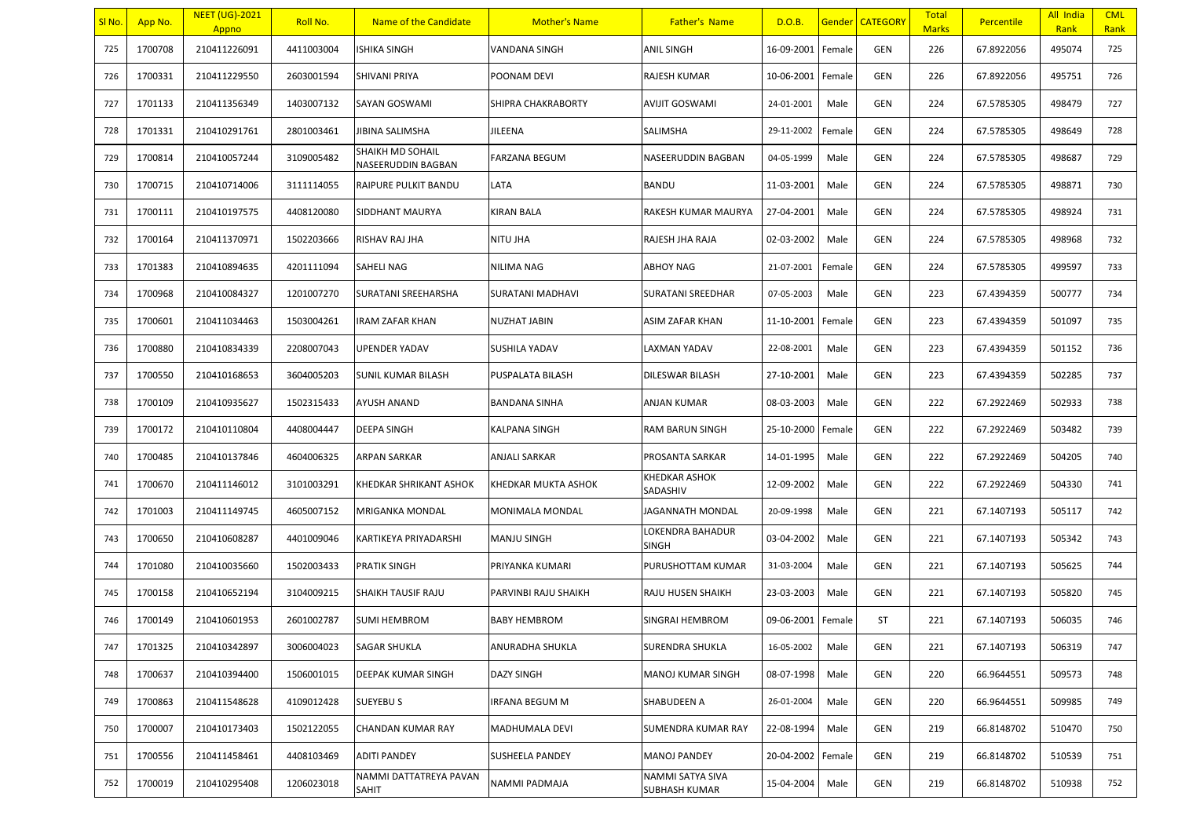| Sl No. | App No. | NEET (UG)-2021 Appno | Roll No. | Name of the Candidate | Mother's Name | Father's Name | D.O.B. | Gender | CATEGORY | Total Marks | Percentile | All India Rank | CML Rank |
|---|---|---|---|---|---|---|---|---|---|---|---|---|---|
| 725 | 1700708 | 210411226091 | 4411003004 | ISHIKA SINGH | VANDANA SINGH | ANIL SINGH | 16-09-2001 | Female | GEN | 226 | 67.8922056 | 495074 | 725 |
| 726 | 1700331 | 210411229550 | 2603001594 | SHIVANI PRIYA | POONAM DEVI | RAJESH KUMAR | 10-06-2001 | Female | GEN | 226 | 67.8922056 | 495751 | 726 |
| 727 | 1701133 | 210411356349 | 1403007132 | SAYAN GOSWAMI | SHIPRA CHAKRABORTY | AVIJIT GOSWAMI | 24-01-2001 | Male | GEN | 224 | 67.5785305 | 498479 | 727 |
| 728 | 1701331 | 210410291761 | 2801003461 | JIBINA SALIMSHA | JILEENA | SALIMSHA | 29-11-2002 | Female | GEN | 224 | 67.5785305 | 498649 | 728 |
| 729 | 1700814 | 210410057244 | 3109005482 | SHAIKH MD SOHAIL NASEERUDDIN BAGBAN | FARZANA BEGUM | NASEERUDDIN BAGBAN | 04-05-1999 | Male | GEN | 224 | 67.5785305 | 498687 | 729 |
| 730 | 1700715 | 210410714006 | 3111114055 | RAIPURE PULKIT BANDU | LATA | BANDU | 11-03-2001 | Male | GEN | 224 | 67.5785305 | 498871 | 730 |
| 731 | 1700111 | 210410197575 | 4408120080 | SIDDHANT MAURYA | KIRAN BALA | RAKESH KUMAR MAURYA | 27-04-2001 | Male | GEN | 224 | 67.5785305 | 498924 | 731 |
| 732 | 1700164 | 210411370971 | 1502203666 | RISHAV RAJ JHA | NITU JHA | RAJESH JHA RAJA | 02-03-2002 | Male | GEN | 224 | 67.5785305 | 498968 | 732 |
| 733 | 1701383 | 210410894635 | 4201111094 | SAHELI NAG | NILIMA NAG | ABHOY NAG | 21-07-2001 | Female | GEN | 224 | 67.5785305 | 499597 | 733 |
| 734 | 1700968 | 210410084327 | 1201007270 | SURATANI SREEHARSHA | SURATANI MADHAVI | SURATANI SREEDHAR | 07-05-2003 | Male | GEN | 223 | 67.4394359 | 500777 | 734 |
| 735 | 1700601 | 210411034463 | 1503004261 | IRAM ZAFAR KHAN | NUZHAT JABIN | ASIM ZAFAR KHAN | 11-10-2001 | Female | GEN | 223 | 67.4394359 | 501097 | 735 |
| 736 | 1700880 | 210410834339 | 2208007043 | UPENDER YADAV | SUSHILA YADAV | LAXMAN YADAV | 22-08-2001 | Male | GEN | 223 | 67.4394359 | 501152 | 736 |
| 737 | 1700550 | 210410168653 | 3604005203 | SUNIL KUMAR BILASH | PUSPALATA BILASH | DILESWAR BILASH | 27-10-2001 | Male | GEN | 223 | 67.4394359 | 502285 | 737 |
| 738 | 1700109 | 210410935627 | 1502315433 | AYUSH ANAND | BANDANA SINHA | ANJAN KUMAR | 08-03-2003 | Male | GEN | 222 | 67.2922469 | 502933 | 738 |
| 739 | 1700172 | 210410110804 | 4408004447 | DEEPA SINGH | KALPANA SINGH | RAM BARUN SINGH | 25-10-2000 | Female | GEN | 222 | 67.2922469 | 503482 | 739 |
| 740 | 1700485 | 210410137846 | 4604006325 | ARPAN SARKAR | ANJALI SARKAR | PROSANTA SARKAR | 14-01-1995 | Male | GEN | 222 | 67.2922469 | 504205 | 740 |
| 741 | 1700670 | 210411146012 | 3101003291 | KHEDKAR SHRIKANT ASHOK | KHEDKAR MUKTA ASHOK | KHEDKAR ASHOK SADASHIV | 12-09-2002 | Male | GEN | 222 | 67.2922469 | 504330 | 741 |
| 742 | 1701003 | 210411149745 | 4605007152 | MRIGANKA MONDAL | MONIMALA MONDAL | JAGANNATH MONDAL | 20-09-1998 | Male | GEN | 221 | 67.1407193 | 505117 | 742 |
| 743 | 1700650 | 210410608287 | 4401009046 | KARTIKEYA PRIYADARSHI | MANJU SINGH | LOKENDRA BAHADUR SINGH | 03-04-2002 | Male | GEN | 221 | 67.1407193 | 505342 | 743 |
| 744 | 1701080 | 210410035660 | 1502003433 | PRATIK SINGH | PRIYANKA KUMARI | PURUSHOTTAM KUMAR | 31-03-2004 | Male | GEN | 221 | 67.1407193 | 505625 | 744 |
| 745 | 1700158 | 210410652194 | 3104009215 | SHAIKH TAUSIF RAJU | PARVINBI RAJU SHAIKH | RAJU HUSEN SHAIKH | 23-03-2003 | Male | GEN | 221 | 67.1407193 | 505820 | 745 |
| 746 | 1700149 | 210410601953 | 2601002787 | SUMI HEMBROM | BABY HEMBROM | SINGRAI HEMBROM | 09-06-2001 | Female | ST | 221 | 67.1407193 | 506035 | 746 |
| 747 | 1701325 | 210410342897 | 3006004023 | SAGAR SHUKLA | ANURADHA SHUKLA | SURENDRA SHUKLA | 16-05-2002 | Male | GEN | 221 | 67.1407193 | 506319 | 747 |
| 748 | 1700637 | 210410394400 | 1506001015 | DEEPAK KUMAR SINGH | DAZY SINGH | MANOJ KUMAR SINGH | 08-07-1998 | Male | GEN | 220 | 66.9644551 | 509573 | 748 |
| 749 | 1700863 | 210411548628 | 4109012428 | SUEYEBU S | IRFANA BEGUM M | SHABUDEEN A | 26-01-2004 | Male | GEN | 220 | 66.9644551 | 509985 | 749 |
| 750 | 1700007 | 210410173403 | 1502122055 | CHANDAN KUMAR RAY | MADHUMALA DEVI | SUMENDRA KUMAR RAY | 22-08-1994 | Male | GEN | 219 | 66.8148702 | 510470 | 750 |
| 751 | 1700556 | 210411458461 | 4408103469 | ADITI PANDEY | SUSHEELA PANDEY | MANOJ PANDEY | 20-04-2002 | Female | GEN | 219 | 66.8148702 | 510539 | 751 |
| 752 | 1700019 | 210410295408 | 1206023018 | NAMMI DATTATREYA PAVAN SAHIT | NAMMI PADMAJA | NAMMI SATYA SIVA SUBHASH KUMAR | 15-04-2004 | Male | GEN | 219 | 66.8148702 | 510938 | 752 |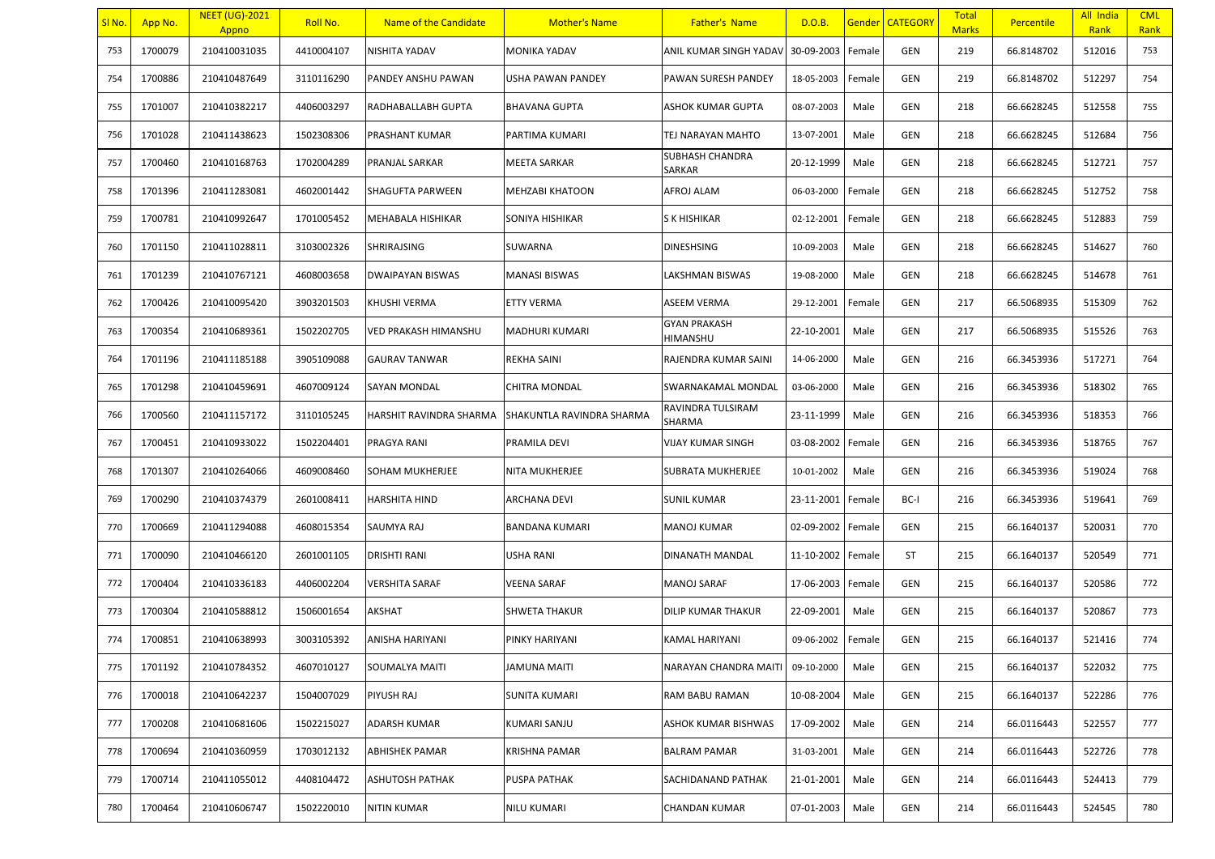| Sl No. | App No. | NEET (UG)-2021 Appno | Roll No. | Name of the Candidate | Mother's Name | Father's Name | D.O.B. | Gender | CATEGORY | Total Marks | Percentile | All India Rank | CML Rank |
|---|---|---|---|---|---|---|---|---|---|---|---|---|---|
| 753 | 1700079 | 210410031035 | 4410004107 | NISHITA YADAV | MONIKA YADAV | ANIL KUMAR SINGH YADAV | 30-09-2003 | Female | GEN | 219 | 66.8148702 | 512016 | 753 |
| 754 | 1700886 | 210410487649 | 3110116290 | PANDEY ANSHU PAWAN | USHA PAWAN PANDEY | PAWAN SURESH PANDEY | 18-05-2003 | Female | GEN | 219 | 66.8148702 | 512297 | 754 |
| 755 | 1701007 | 210410382217 | 4406003297 | RADHABALLABH GUPTA | BHAVANA GUPTA | ASHOK KUMAR GUPTA | 08-07-2003 | Male | GEN | 218 | 66.6628245 | 512558 | 755 |
| 756 | 1701028 | 210411438623 | 1502308306 | PRASHANT KUMAR | PARTIMA KUMARI | TEJ NARAYAN MAHTO | 13-07-2001 | Male | GEN | 218 | 66.6628245 | 512684 | 756 |
| 757 | 1700460 | 210410168763 | 1702004289 | PRANJAL SARKAR | MEETA SARKAR | SUBHASH CHANDRA SARKAR | 20-12-1999 | Male | GEN | 218 | 66.6628245 | 512721 | 757 |
| 758 | 1701396 | 210411283081 | 4602001442 | SHAGUFTA PARWEEN | MEHZABI KHATOON | AFROJ ALAM | 06-03-2000 | Female | GEN | 218 | 66.6628245 | 512752 | 758 |
| 759 | 1700781 | 210410992647 | 1701005452 | MEHABALA HISHIKAR | SONIYA HISHIKAR | S K HISHIKAR | 02-12-2001 | Female | GEN | 218 | 66.6628245 | 512883 | 759 |
| 760 | 1701150 | 210411028811 | 3103002326 | SHRIRAJSING | SUWARNA | DINESHSING | 10-09-2003 | Male | GEN | 218 | 66.6628245 | 514627 | 760 |
| 761 | 1701239 | 210410767121 | 4608003658 | DWAIPAYAN BISWAS | MANASI BISWAS | LAKSHMAN BISWAS | 19-08-2000 | Male | GEN | 218 | 66.6628245 | 514678 | 761 |
| 762 | 1700426 | 210410095420 | 3903201503 | KHUSHI VERMA | ETTY VERMA | ASEEM VERMA | 29-12-2001 | Female | GEN | 217 | 66.5068935 | 515309 | 762 |
| 763 | 1700354 | 210410689361 | 1502202705 | VED PRAKASH HIMANSHU | MADHURI KUMARI | GYAN PRAKASH HIMANSHU | 22-10-2001 | Male | GEN | 217 | 66.5068935 | 515526 | 763 |
| 764 | 1701196 | 210411185188 | 3905109088 | GAURAV TANWAR | REKHA SAINI | RAJENDRA KUMAR SAINI | 14-06-2000 | Male | GEN | 216 | 66.3453936 | 517271 | 764 |
| 765 | 1701298 | 210410459691 | 4607009124 | SAYAN MONDAL | CHITRA MONDAL | SWARNAKAMAL MONDAL | 03-06-2000 | Male | GEN | 216 | 66.3453936 | 518302 | 765 |
| 766 | 1700560 | 210411157172 | 3110105245 | HARSHIT RAVINDRA SHARMA | SHAKUNTLA RAVINDRA SHARMA | RAVINDRA TULSIRAM SHARMA | 23-11-1999 | Male | GEN | 216 | 66.3453936 | 518353 | 766 |
| 767 | 1700451 | 210410933022 | 1502204401 | PRAGYA RANI | PRAMILA DEVI | VIJAY KUMAR SINGH | 03-08-2002 | Female | GEN | 216 | 66.3453936 | 518765 | 767 |
| 768 | 1701307 | 210410264066 | 4609008460 | SOHAM MUKHERJEE | NITA MUKHERJEE | SUBRATA MUKHERJEE | 10-01-2002 | Male | GEN | 216 | 66.3453936 | 519024 | 768 |
| 769 | 1700290 | 210410374379 | 2601008411 | HARSHITA HIND | ARCHANA DEVI | SUNIL KUMAR | 23-11-2001 | Female | BC-I | 216 | 66.3453936 | 519641 | 769 |
| 770 | 1700669 | 210411294088 | 4608015354 | SAUMYA RAJ | BANDANA KUMARI | MANOJ KUMAR | 02-09-2002 | Female | GEN | 215 | 66.1640137 | 520031 | 770 |
| 771 | 1700090 | 210410466120 | 2601001105 | DRISHTI RANI | USHA RANI | DINANATH MANDAL | 11-10-2002 | Female | ST | 215 | 66.1640137 | 520549 | 771 |
| 772 | 1700404 | 210410336183 | 4406002204 | VERSHITA SARAF | VEENA SARAF | MANOJ SARAF | 17-06-2003 | Female | GEN | 215 | 66.1640137 | 520586 | 772 |
| 773 | 1700304 | 210410588812 | 1506001654 | AKSHAT | SHWETA THAKUR | DILIP KUMAR THAKUR | 22-09-2001 | Male | GEN | 215 | 66.1640137 | 520867 | 773 |
| 774 | 1700851 | 210410638993 | 3003105392 | ANISHA HARIYANI | PINKY HARIYANI | KAMAL HARIYANI | 09-06-2002 | Female | GEN | 215 | 66.1640137 | 521416 | 774 |
| 775 | 1701192 | 210410784352 | 4607010127 | SOUMALYA MAITI | JAMUNA MAITI | NARAYAN CHANDRA MAITI | 09-10-2000 | Male | GEN | 215 | 66.1640137 | 522032 | 775 |
| 776 | 1700018 | 210410642237 | 1504007029 | PIYUSH RAJ | SUNITA KUMARI | RAM BABU RAMAN | 10-08-2004 | Male | GEN | 215 | 66.1640137 | 522286 | 776 |
| 777 | 1700208 | 210410681606 | 1502215027 | ADARSH KUMAR | KUMARI SANJU | ASHOK KUMAR BISHWAS | 17-09-2002 | Male | GEN | 214 | 66.0116443 | 522557 | 777 |
| 778 | 1700694 | 210410360959 | 1703012132 | ABHISHEK PAMAR | KRISHNA PAMAR | BALRAM PAMAR | 31-03-2001 | Male | GEN | 214 | 66.0116443 | 522726 | 778 |
| 779 | 1700714 | 210411055012 | 4408104472 | ASHUTOSH PATHAK | PUSPA PATHAK | SACHIDANAND PATHAK | 21-01-2001 | Male | GEN | 214 | 66.0116443 | 524413 | 779 |
| 780 | 1700464 | 210410606747 | 1502220010 | NITIN KUMAR | NILU KUMARI | CHANDAN KUMAR | 07-01-2003 | Male | GEN | 214 | 66.0116443 | 524545 | 780 |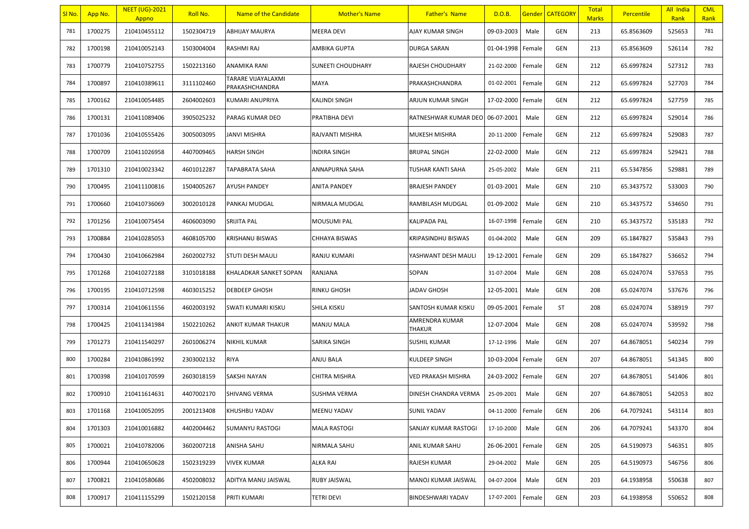| Sl No. | App No. | NEET (UG)-2021 Appno | Roll No. | Name of the Candidate | Mother's Name | Father's Name | D.O.B. | Gender | CATEGORY | Total Marks | Percentile | All India Rank | CML Rank |
|---|---|---|---|---|---|---|---|---|---|---|---|---|---|
| 781 | 1700275 | 210410455112 | 1502304719 | ABHIJAY MAURYA | MEERA DEVI | AJAY KUMAR SINGH | 09-03-2003 | Male | GEN | 213 | 65.8563609 | 525653 | 781 |
| 782 | 1700198 | 210410052143 | 1503004004 | RASHMI RAJ | AMBIKA GUPTA | DURGA SARAN | 01-04-1998 | Female | GEN | 213 | 65.8563609 | 526114 | 782 |
| 783 | 1700779 | 210410752755 | 1502213160 | ANAMIKA RANI | SUNEETI CHOUDHARY | RAJESH CHOUDHARY | 21-02-2000 | Female | GEN | 212 | 65.6997824 | 527312 | 783 |
| 784 | 1700897 | 210410389611 | 3111102460 | TARARE VIJAYALAXMI PRAKASHCHANDRA | MAYA | PRAKASHCHANDRA | 01-02-2001 | Female | GEN | 212 | 65.6997824 | 527703 | 784 |
| 785 | 1700162 | 210410054485 | 2604002603 | KUMARI ANUPRIYA | KALINDI SINGH | ARJUN KUMAR SINGH | 17-02-2000 | Female | GEN | 212 | 65.6997824 | 527759 | 785 |
| 786 | 1700131 | 210411089406 | 3905025232 | PARAG KUMAR DEO | PRATIBHA DEVI | RATNESHWAR KUMAR DEO | 06-07-2001 | Male | GEN | 212 | 65.6997824 | 529014 | 786 |
| 787 | 1701036 | 210410555426 | 3005003095 | JANVI MISHRA | RAJVANTI MISHRA | MUKESH MISHRA | 20-11-2000 | Female | GEN | 212 | 65.6997824 | 529083 | 787 |
| 788 | 1700709 | 210411026958 | 4407009465 | HARSH SINGH | INDIRA SINGH | BRIJPAL SINGH | 22-02-2000 | Male | GEN | 212 | 65.6997824 | 529421 | 788 |
| 789 | 1701310 | 210410023342 | 4601012287 | TAPABRATA SAHA | ANNAPURNA SAHA | TUSHAR KANTI SAHA | 25-05-2002 | Male | GEN | 211 | 65.5347856 | 529881 | 789 |
| 790 | 1700495 | 210411100816 | 1504005267 | AYUSH PANDEY | ANITA PANDEY | BRAJESH PANDEY | 01-03-2001 | Male | GEN | 210 | 65.3437572 | 533003 | 790 |
| 791 | 1700660 | 210410736069 | 3002010128 | PANKAJ MUDGAL | NIRMALA MUDGAL | RAMBILASH MUDGAL | 01-09-2002 | Male | GEN | 210 | 65.3437572 | 534650 | 791 |
| 792 | 1701256 | 210410075454 | 4606003090 | SRIJITA PAL | MOUSUMI PAL | KALIPADA PAL | 16-07-1998 | Female | GEN | 210 | 65.3437572 | 535183 | 792 |
| 793 | 1700884 | 210410285053 | 4608105700 | KRISHANU BISWAS | CHHAYA BISWAS | KRIPASINDHU BISWAS | 01-04-2002 | Male | GEN | 209 | 65.1847827 | 535843 | 793 |
| 794 | 1700430 | 210410662984 | 2602002732 | STUTI DESH MAULI | RANJU KUMARI | YASHWANT DESH MAULI | 19-12-2001 | Female | GEN | 209 | 65.1847827 | 536652 | 794 |
| 795 | 1701268 | 210410272188 | 3101018188 | KHALADKAR SANKET SOPAN | RANJANA | SOPAN | 31-07-2004 | Male | GEN | 208 | 65.0247074 | 537653 | 795 |
| 796 | 1700195 | 210410712598 | 4603015252 | DEBDEEP GHOSH | RINKU GHOSH | JADAV GHOSH | 12-05-2001 | Male | GEN | 208 | 65.0247074 | 537676 | 796 |
| 797 | 1700314 | 210410611556 | 4602003192 | SWATI KUMARI KISKU | SHILA KISKU | SANTOSH KUMAR KISKU | 09-05-2001 | Female | ST | 208 | 65.0247074 | 538919 | 797 |
| 798 | 1700425 | 210411341984 | 1502210262 | ANKIT KUMAR THAKUR | MANJU MALA | AMRENDRA KUMAR THAKUR | 12-07-2004 | Male | GEN | 208 | 65.0247074 | 539592 | 798 |
| 799 | 1701273 | 210411540297 | 2601006274 | NIKHIL KUMAR | SARIKA SINGH | SUSHIL KUMAR | 17-12-1996 | Male | GEN | 207 | 64.8678051 | 540234 | 799 |
| 800 | 1700284 | 210410861992 | 2303002132 | RIYA | ANJU BALA | KULDEEP SINGH | 10-03-2004 | Female | GEN | 207 | 64.8678051 | 541345 | 800 |
| 801 | 1700398 | 210410170599 | 2603018159 | SAKSHI NAYAN | CHITRA MISHRA | VED PRAKASH MISHRA | 24-03-2002 | Female | GEN | 207 | 64.8678051 | 541406 | 801 |
| 802 | 1700910 | 210411614631 | 4407002170 | SHIVANG VERMA | SUSHMA VERMA | DINESH CHANDRA VERMA | 25-09-2001 | Male | GEN | 207 | 64.8678051 | 542053 | 802 |
| 803 | 1701168 | 210410052095 | 2001213408 | KHUSHBU YADAV | MEENU YADAV | SUNIL YADAV | 04-11-2000 | Female | GEN | 206 | 64.7079241 | 543114 | 803 |
| 804 | 1701303 | 210410016882 | 4402004462 | SUMANYU RASTOGI | MALA RASTOGI | SANJAY KUMAR RASTOGI | 17-10-2000 | Male | GEN | 206 | 64.7079241 | 543370 | 804 |
| 805 | 1700021 | 210410782006 | 3602007218 | ANISHA SAHU | NIRMALA SAHU | ANIL KUMAR SAHU | 26-06-2001 | Female | GEN | 205 | 64.5190973 | 546351 | 805 |
| 806 | 1700944 | 210410650628 | 1502319239 | VIVEK KUMAR | ALKA RAI | RAJESH KUMAR | 29-04-2002 | Male | GEN | 205 | 64.5190973 | 546756 | 806 |
| 807 | 1700821 | 210410580686 | 4502008032 | ADITYA MANU JAISWAL | RUBY JAISWAL | MANOJ KUMAR JAISWAL | 04-07-2004 | Male | GEN | 203 | 64.1938958 | 550638 | 807 |
| 808 | 1700917 | 210411155299 | 1502120158 | PRITI KUMARI | TETRI DEVI | BINDESHWARI YADAV | 17-07-2001 | Female | GEN | 203 | 64.1938958 | 550652 | 808 |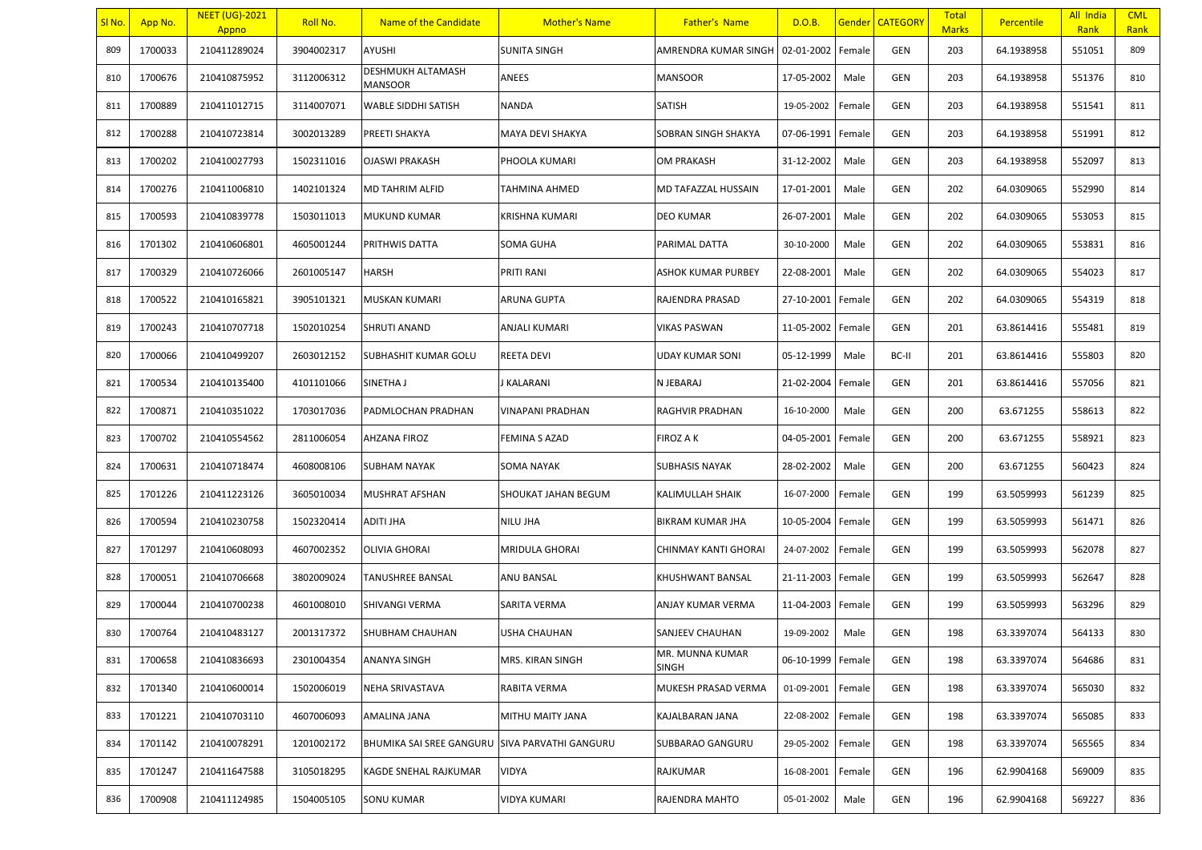| Sl No. | App No. | NEET (UG)-2021 Appno | Roll No. | Name of the Candidate | Mother's Name | Father's Name | D.O.B. | Gender | CATEGORY | Total Marks | Percentile | All India Rank | CML Rank |
|---|---|---|---|---|---|---|---|---|---|---|---|---|---|
| 809 | 1700033 | 210411289024 | 3904002317 | AYUSHI | SUNITA SINGH | AMRENDRA KUMAR SINGH | 02-01-2002 | Female | GEN | 203 | 64.1938958 | 551051 | 809 |
| 810 | 1700676 | 210410875952 | 3112006312 | DESHMUKH ALTAMASH MANSOOR | ANEES | MANSOOR | 17-05-2002 | Male | GEN | 203 | 64.1938958 | 551376 | 810 |
| 811 | 1700889 | 210411012715 | 3114007071 | WABLE SIDDHI SATISH | NANDA | SATISH | 19-05-2002 | Female | GEN | 203 | 64.1938958 | 551541 | 811 |
| 812 | 1700288 | 210410723814 | 3002013289 | PREETI SHAKYA | MAYA DEVI SHAKYA | SOBRAN SINGH SHAKYA | 07-06-1991 | Female | GEN | 203 | 64.1938958 | 551991 | 812 |
| 813 | 1700202 | 210410027793 | 1502311016 | OJASWI PRAKASH | PHOOLA KUMARI | OM PRAKASH | 31-12-2002 | Male | GEN | 203 | 64.1938958 | 552097 | 813 |
| 814 | 1700276 | 210411006810 | 1402101324 | MD TAHRIM ALFID | TAHMINA AHMED | MD TAFAZZAL HUSSAIN | 17-01-2001 | Male | GEN | 202 | 64.0309065 | 552990 | 814 |
| 815 | 1700593 | 210410839778 | 1503011013 | MUKUND KUMAR | KRISHNA KUMARI | DEO KUMAR | 26-07-2001 | Male | GEN | 202 | 64.0309065 | 553053 | 815 |
| 816 | 1701302 | 210410606801 | 4605001244 | PRITHWIS DATTA | SOMA GUHA | PARIMAL DATTA | 30-10-2000 | Male | GEN | 202 | 64.0309065 | 553831 | 816 |
| 817 | 1700329 | 210410726066 | 2601005147 | HARSH | PRITI RANI | ASHOK KUMAR PURBEY | 22-08-2001 | Male | GEN | 202 | 64.0309065 | 554023 | 817 |
| 818 | 1700522 | 210410165821 | 3905101321 | MUSKAN KUMARI | ARUNA GUPTA | RAJENDRA PRASAD | 27-10-2001 | Female | GEN | 202 | 64.0309065 | 554319 | 818 |
| 819 | 1700243 | 210410707718 | 1502010254 | SHRUTI ANAND | ANJALI KUMARI | VIKAS PASWAN | 11-05-2002 | Female | GEN | 201 | 63.8614416 | 555481 | 819 |
| 820 | 1700066 | 210410499207 | 2603012152 | SUBHASHIT KUMAR GOLU | REETA DEVI | UDAY KUMAR SONI | 05-12-1999 | Male | BC-II | 201 | 63.8614416 | 555803 | 820 |
| 821 | 1700534 | 210410135400 | 4101101066 | SINETHA J | J KALARANI | N JEBARAJ | 21-02-2004 | Female | GEN | 201 | 63.8614416 | 557056 | 821 |
| 822 | 1700871 | 210410351022 | 1703017036 | PADMLOCHAN PRADHAN | VINAPANI PRADHAN | RAGHVIR PRADHAN | 16-10-2000 | Male | GEN | 200 | 63.671255 | 558613 | 822 |
| 823 | 1700702 | 210410554562 | 2811006054 | AHZANA FIROZ | FEMINA S AZAD | FIROZ A K | 04-05-2001 | Female | GEN | 200 | 63.671255 | 558921 | 823 |
| 824 | 1700631 | 210410718474 | 4608008106 | SUBHAM NAYAK | SOMA NAYAK | SUBHASIS NAYAK | 28-02-2002 | Male | GEN | 200 | 63.671255 | 560423 | 824 |
| 825 | 1701226 | 210411223126 | 3605010034 | MUSHRAT AFSHAN | SHOUKAT JAHAN BEGUM | KALIMULLAH SHAIK | 16-07-2000 | Female | GEN | 199 | 63.5059993 | 561239 | 825 |
| 826 | 1700594 | 210410230758 | 1502320414 | ADITI JHA | NILU JHA | BIKRAM KUMAR JHA | 10-05-2004 | Female | GEN | 199 | 63.5059993 | 561471 | 826 |
| 827 | 1701297 | 210410608093 | 4607002352 | OLIVIA GHORAI | MRIDULA GHORAI | CHINMAY KANTI GHORAI | 24-07-2002 | Female | GEN | 199 | 63.5059993 | 562078 | 827 |
| 828 | 1700051 | 210410706668 | 3802009024 | TANUSHREE BANSAL | ANU BANSAL | KHUSHWANT BANSAL | 21-11-2003 | Female | GEN | 199 | 63.5059993 | 562647 | 828 |
| 829 | 1700044 | 210410700238 | 4601008010 | SHIVANGI VERMA | SARITA VERMA | ANJAY KUMAR VERMA | 11-04-2003 | Female | GEN | 199 | 63.5059993 | 563296 | 829 |
| 830 | 1700764 | 210410483127 | 2001317372 | SHUBHAM CHAUHAN | USHA CHAUHAN | SANJEEV CHAUHAN | 19-09-2002 | Male | GEN | 198 | 63.3397074 | 564133 | 830 |
| 831 | 1700658 | 210410836693 | 2301004354 | ANANYA SINGH | MRS. KIRAN SINGH | MR. MUNNA KUMAR SINGH | 06-10-1999 | Female | GEN | 198 | 63.3397074 | 564686 | 831 |
| 832 | 1701340 | 210410600014 | 1502006019 | NEHA SRIVASTAVA | RABITA VERMA | MUKESH PRASAD VERMA | 01-09-2001 | Female | GEN | 198 | 63.3397074 | 565030 | 832 |
| 833 | 1701221 | 210410703110 | 4607006093 | AMALINA JANA | MITHU MAITY JANA | KAJALBARAN JANA | 22-08-2002 | Female | GEN | 198 | 63.3397074 | 565085 | 833 |
| 834 | 1701142 | 210410078291 | 1201002172 | BHUMIKA SAI SREE GANGURU | SIVA PARVATHI GANGURU | SUBBARAO GANGURU | 29-05-2002 | Female | GEN | 198 | 63.3397074 | 565565 | 834 |
| 835 | 1701247 | 210411647588 | 3105018295 | KAGDE SNEHAL RAJKUMAR | VIDYA | RAJKUMAR | 16-08-2001 | Female | GEN | 196 | 62.9904168 | 569009 | 835 |
| 836 | 1700908 | 210411124985 | 1504005105 | SONU KUMAR | VIDYA KUMARI | RAJENDRA MAHTO | 05-01-2002 | Male | GEN | 196 | 62.9904168 | 569227 | 836 |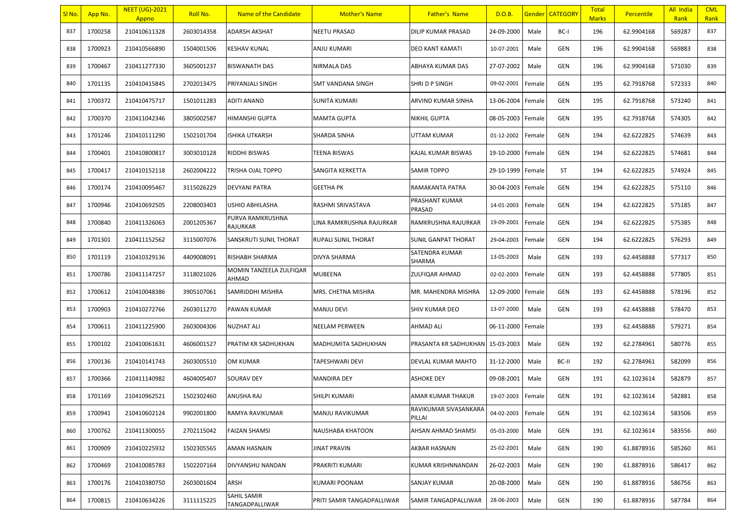| Sl No. | App No. | NEET (UG)-2021 Appno | Roll No. | Name of the Candidate | Mother's Name | Father's Name | D.O.B. | Gender | CATEGORY | Total Marks | Percentile | All India Rank | CML Rank |
|---|---|---|---|---|---|---|---|---|---|---|---|---|---|
| 837 | 1700258 | 210410611328 | 2603014358 | ADARSH AKSHAT | NEETU PRASAD | DILIP KUMAR PRASAD | 24-09-2000 | Male | BC-I | 196 | 62.9904168 | 569287 | 837 |
| 838 | 1700923 | 210410566890 | 1504001506 | KESHAV KUNAL | ANJU KUMARI | DEO KANT KAMATI | 10-07-2001 | Male | GEN | 196 | 62.9904168 | 569883 | 838 |
| 839 | 1700467 | 210411277330 | 3605001237 | BISWANATH DAS | NIRMALA DAS | ABHAYA KUMAR DAS | 27-07-2002 | Male | GEN | 196 | 62.9904168 | 571030 | 839 |
| 840 | 1701135 | 210410415845 | 2702013475 | PRIYANJALI SINGH | SMT VANDANA SINGH | SHRI D P SINGH | 09-02-2001 | Female | GEN | 195 | 62.7918768 | 572333 | 840 |
| 841 | 1700372 | 210410475717 | 1501011283 | ADITI ANAND | SUNITA KUMARI | ARVIND KUMAR SINHA | 13-06-2004 | Female | GEN | 195 | 62.7918768 | 573240 | 841 |
| 842 | 1700370 | 210411042346 | 3805002587 | HIMANSHI GUPTA | MAMTA GUPTA | NIKHIL GUPTA | 08-05-2003 | Female | GEN | 195 | 62.7918768 | 574305 | 842 |
| 843 | 1701246 | 210410111290 | 1502101704 | ISHIKA UTKARSH | SHARDA SINHA | UTTAM KUMAR | 01-12-2002 | Female | GEN | 194 | 62.6222825 | 574639 | 843 |
| 844 | 1700401 | 210410800817 | 3003010128 | RIDDHI BISWAS | TEENA BISWAS | KAJAL KUMAR BISWAS | 19-10-2000 | Female | GEN | 194 | 62.6222825 | 574681 | 844 |
| 845 | 1700417 | 210410152118 | 2602004222 | TRISHA OJAL TOPPO | SANGITA KERKETTA | SAMIR TOPPO | 29-10-1999 | Female | ST | 194 | 62.6222825 | 574924 | 845 |
| 846 | 1700174 | 210410095467 | 3115026229 | DEVYANI PATRA | GEETHA PK | RAMAKANTA PATRA | 30-04-2003 | Female | GEN | 194 | 62.6222825 | 575110 | 846 |
| 847 | 1700946 | 210410692505 | 2208003403 | USHIO ABHILASHA | RASHMI SRIVASTAVA | PRASHANT KUMAR PRASAD | 14-01-2003 | Female | GEN | 194 | 62.6222825 | 575185 | 847 |
| 848 | 1700840 | 210411326063 | 2001205367 | PURVA RAMKRUSHNA RAJURKAR | LINA RAMKRUSHNA RAJURKAR | RAMKRUSHNA RAJURKAR | 19-09-2001 | Female | GEN | 194 | 62.6222825 | 575385 | 848 |
| 849 | 1701301 | 210411152562 | 3115007076 | SANSKRUTI SUNIL THORAT | RUPALI SUNIL THORAT | SUNIL GANPAT THORAT | 29-04-2003 | Female | GEN | 194 | 62.6222825 | 576293 | 849 |
| 850 | 1701119 | 210410329136 | 4409008091 | RISHABH SHARMA | DIVYA SHARMA | SATENDRA KUMAR SHARMA | 13-05-2003 | Male | GEN | 193 | 62.4458888 | 577317 | 850 |
| 851 | 1700786 | 210411147257 | 3118021026 | MOMIN TANZEELA ZULFIQAR AHMAD | MUBEENA | ZULFIQAR AHMAD | 02-02-2003 | Female | GEN | 193 | 62.4458888 | 577805 | 851 |
| 852 | 1700612 | 210410048386 | 3905107061 | SAMRIDDHI MISHRA | MRS. CHETNA MISHRA | MR. MAHENDRA MISHRA | 12-09-2000 | Female | GEN | 193 | 62.4458888 | 578196 | 852 |
| 853 | 1700903 | 210410272766 | 2603011270 | PAWAN KUMAR | MANJU DEVI | SHIV KUMAR DEO | 13-07-2000 | Male | GEN | 193 | 62.4458888 | 578470 | 853 |
| 854 | 1700611 | 210411225900 | 2603004306 | NUZHAT ALI | NEELAM PERWEEN | AHMAD ALI | 06-11-2000 | Female | | 193 | 62.4458888 | 579271 | 854 |
| 855 | 1700102 | 210410061631 | 4606001527 | PRATIM KR SADHUKHAN | MADHUMITA SADHUKHAN | PRASANTA KR SADHUKHAN | 15-03-2003 | Male | GEN | 192 | 62.2784961 | 580776 | 855 |
| 856 | 1700136 | 210410141743 | 2603005510 | OM KUMAR | TAPESHWARI DEVI | DEVLAL KUMAR MAHTO | 31-12-2000 | Male | BC-II | 192 | 62.2784961 | 582099 | 856 |
| 857 | 1700366 | 210411140982 | 4604005407 | SOURAV DEY | MANDIRA DEY | ASHOKE DEY | 09-08-2001 | Male | GEN | 191 | 62.1023614 | 582879 | 857 |
| 858 | 1701169 | 210410962521 | 1502302460 | ANUSHA RAJ | SHILPI KUMARI | AMAR KUMAR THAKUR | 19-07-2003 | Female | GEN | 191 | 62.1023614 | 582881 | 858 |
| 859 | 1700941 | 210410602124 | 9902001800 | RAMYA RAVIKUMAR | MANJU RAVIKUMAR | RAVIKUMAR SIVASANKARA PILLAI | 04-02-2003 | Female | GEN | 191 | 62.1023614 | 583506 | 859 |
| 860 | 1700762 | 210411300055 | 2702115042 | FAIZAN SHAMSI | NAUSHABA KHATOON | AHSAN AHMAD SHAMSI | 05-03-2000 | Male | GEN | 191 | 62.1023614 | 583556 | 860 |
| 861 | 1700909 | 210410225932 | 1502305565 | AMAN HASNAIN | JINAT PRAVIN | AKBAR HASNAIN | 25-02-2001 | Male | GEN | 190 | 61.8878916 | 585260 | 861 |
| 862 | 1700469 | 210410085783 | 1502207164 | DIVYANSHU NANDAN | PRAKRITI KUMARI | KUMAR KRISHNNANDAN | 26-02-2003 | Male | GEN | 190 | 61.8878916 | 586417 | 862 |
| 863 | 1700176 | 210410380750 | 2603001604 | ARSH | KUMARI POONAM | SANJAY KUMAR | 20-08-2000 | Male | GEN | 190 | 61.8878916 | 586756 | 863 |
| 864 | 1700815 | 210410634226 | 3111115225 | SAHIL SAMIR TANGADPALLIWAR | PRITI SAMIR TANGADPALLIWAR | SAMIR TANGADPALLIWAR | 28-06-2003 | Male | GEN | 190 | 61.8878916 | 587784 | 864 |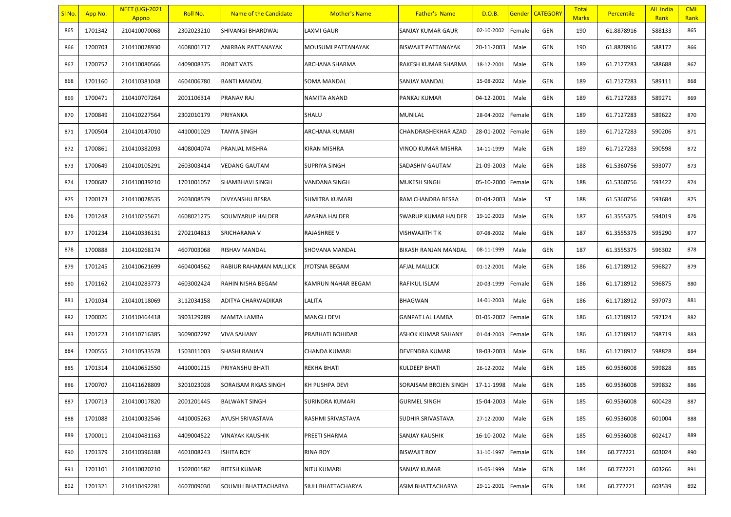| Sl No. | App No. | NEET (UG)-2021 Appno | Roll No. | Name of the Candidate | Mother's Name | Father's Name | D.O.B. | Gender | CATEGORY | Total Marks | Percentile | All India Rank | CML Rank |
|---|---|---|---|---|---|---|---|---|---|---|---|---|---|
| 865 | 1701342 | 210410070068 | 2302023210 | SHIVANGI BHARDWAJ | LAXMI GAUR | SANJAY KUMAR GAUR | 02-10-2002 | Female | GEN | 190 | 61.8878916 | 588133 | 865 |
| 866 | 1700703 | 210410028930 | 4608001717 | ANIRBAN PATTANAYAK | MOUSUMI PATTANAYAK | BISWAJIT PATTANAYAK | 20-11-2003 | Male | GEN | 190 | 61.8878916 | 588172 | 866 |
| 867 | 1700752 | 210410080566 | 4409008375 | RONIT VATS | ARCHANA SHARMA | RAKESH KUMAR SHARMA | 18-12-2001 | Male | GEN | 189 | 61.7127283 | 588688 | 867 |
| 868 | 1701160 | 210410381048 | 4604006780 | BANTI MANDAL | SOMA MANDAL | SANJAY MANDAL | 15-08-2002 | Male | GEN | 189 | 61.7127283 | 589111 | 868 |
| 869 | 1700471 | 210410707264 | 2001106314 | PRANAV RAJ | NAMITA ANAND | PANKAJ KUMAR | 04-12-2001 | Male | GEN | 189 | 61.7127283 | 589271 | 869 |
| 870 | 1700849 | 210410227564 | 2302010179 | PRIYANKA | SHALU | MUNILAL | 28-04-2002 | Female | GEN | 189 | 61.7127283 | 589622 | 870 |
| 871 | 1700504 | 210410147010 | 4410001029 | TANYA SINGH | ARCHANA KUMARI | CHANDRASHEKHAR AZAD | 28-01-2002 | Female | GEN | 189 | 61.7127283 | 590206 | 871 |
| 872 | 1700861 | 210410382093 | 4408004074 | PRANJAL MISHRA | KIRAN MISHRA | VINOD KUMAR MISHRA | 14-11-1999 | Male | GEN | 189 | 61.7127283 | 590598 | 872 |
| 873 | 1700649 | 210410105291 | 2603003414 | VEDANG GAUTAM | SUPRIYA SINGH | SADASHIV GAUTAM | 21-09-2003 | Male | GEN | 188 | 61.5360756 | 593077 | 873 |
| 874 | 1700687 | 210410039210 | 1701001057 | SHAMBHAVI SINGH | VANDANA SINGH | MUKESH SINGH | 05-10-2000 | Female | GEN | 188 | 61.5360756 | 593422 | 874 |
| 875 | 1700173 | 210410028535 | 2603008579 | DIVYANSHU BESRA | SUMITRA KUMARI | RAM CHANDRA BESRA | 01-04-2003 | Male | ST | 188 | 61.5360756 | 593684 | 875 |
| 876 | 1701248 | 210410255671 | 4608021275 | SOUMYARUP HALDER | APARNA HALDER | SWARUP KUMAR HALDER | 19-10-2003 | Male | GEN | 187 | 61.3555375 | 594019 | 876 |
| 877 | 1701234 | 210410336131 | 2702104813 | SRICHARANA V | RAJASHREE V | VISHWAJITH T K | 07-08-2002 | Male | GEN | 187 | 61.3555375 | 595290 | 877 |
| 878 | 1700888 | 210410268174 | 4607003068 | RISHAV MANDAL | SHOVANA MANDAL | BIKASH RANJAN MANDAL | 08-11-1999 | Male | GEN | 187 | 61.3555375 | 596302 | 878 |
| 879 | 1701245 | 210410621699 | 4604004562 | RABIUR RAHAMAN MALLICK | JYOTSNA BEGAM | AFJAL MALLICK | 01-12-2001 | Male | GEN | 186 | 61.1718912 | 596827 | 879 |
| 880 | 1701162 | 210410283773 | 4603002424 | RAHIN NISHA BEGAM | KAMRUN NAHAR BEGAM | RAFIKUL ISLAM | 20-03-1999 | Female | GEN | 186 | 61.1718912 | 596875 | 880 |
| 881 | 1701034 | 210410118069 | 3112034158 | ADITYA CHARWADIKAR | LALITA | BHAGWAN | 14-01-2003 | Male | GEN | 186 | 61.1718912 | 597073 | 881 |
| 882 | 1700026 | 210410464418 | 3903129289 | MAMTA LAMBA | MANGLI DEVI | GANPAT LAL LAMBA | 01-05-2002 | Female | GEN | 186 | 61.1718912 | 597124 | 882 |
| 883 | 1701223 | 210410716385 | 3609002297 | VIVA SAHANY | PRABHATI BOHIDAR | ASHOK KUMAR SAHANY | 01-04-2003 | Female | GEN | 186 | 61.1718912 | 598719 | 883 |
| 884 | 1700555 | 210410533578 | 1503011003 | SHASHI RANJAN | CHANDA KUMARI | DEVENDRA KUMAR | 18-03-2003 | Male | GEN | 186 | 61.1718912 | 598828 | 884 |
| 885 | 1701314 | 210410652550 | 4410001215 | PRIYANSHU BHATI | REKHA BHATI | KULDEEP BHATI | 26-12-2002 | Male | GEN | 185 | 60.9536008 | 599828 | 885 |
| 886 | 1700707 | 210411628809 | 3201023028 | SORAISAM RIGAS SINGH | KH PUSHPA DEVI | SORAISAM BROJEN SINGH | 17-11-1998 | Male | GEN | 185 | 60.9536008 | 599832 | 886 |
| 887 | 1700713 | 210410017820 | 2001201445 | BALWANT SINGH | SURINDRA KUMARI | GURMEL SINGH | 15-04-2003 | Male | GEN | 185 | 60.9536008 | 600428 | 887 |
| 888 | 1701088 | 210410032546 | 4410005263 | AYUSH SRIVASTAVA | RASHMI SRIVASTAVA | SUDHIR SRIVASTAVA | 27-12-2000 | Male | GEN | 185 | 60.9536008 | 601004 | 888 |
| 889 | 1700011 | 210410481163 | 4409004522 | VINAYAK KAUSHIK | PREETI SHARMA | SANJAY KAUSHIK | 16-10-2002 | Male | GEN | 185 | 60.9536008 | 602417 | 889 |
| 890 | 1701379 | 210410396188 | 4601008243 | ISHITA ROY | RINA ROY | BISWAJIT ROY | 31-10-1997 | Female | GEN | 184 | 60.772221 | 603024 | 890 |
| 891 | 1701101 | 210410020210 | 1502001582 | RITESH KUMAR | NITU KUMARI | SANJAY KUMAR | 15-05-1999 | Male | GEN | 184 | 60.772221 | 603266 | 891 |
| 892 | 1701321 | 210410492281 | 4607009030 | SOUMILI BHATTACHARYA | SIULI BHATTACHARYA | ASIM BHATTACHARYA | 29-11-2001 | Female | GEN | 184 | 60.772221 | 603539 | 892 |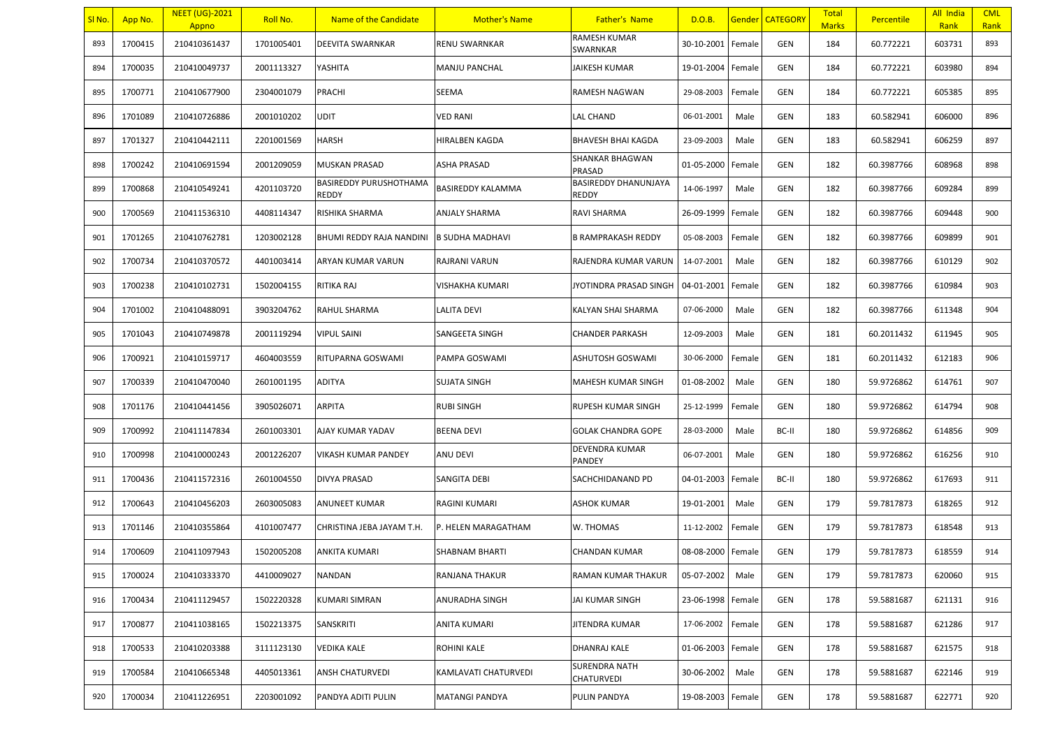| Sl No. | App No. | NEET (UG)-2021 Appno | Roll No. | Name of the Candidate | Mother's Name | Father's Name | D.O.B. | Gender | CATEGORY | Total Marks | Percentile | All India Rank | CML Rank |
|---|---|---|---|---|---|---|---|---|---|---|---|---|---|
| 893 | 1700415 | 210410361437 | 1701005401 | DEEVITA SWARNKAR | RENU SWARNKAR | RAMESH KUMAR SWARNKAR | 30-10-2001 | Female | GEN | 184 | 60.772221 | 603731 | 893 |
| 894 | 1700035 | 210410049737 | 2001113327 | YASHITA | MANJU PANCHAL | JAIKESH KUMAR | 19-01-2004 | Female | GEN | 184 | 60.772221 | 603980 | 894 |
| 895 | 1700771 | 210410677900 | 2304001079 | PRACHI | SEEMA | RAMESH NAGWAN | 29-08-2003 | Female | GEN | 184 | 60.772221 | 605385 | 895 |
| 896 | 1701089 | 210410726886 | 2001010202 | UDIT | VED RANI | LAL CHAND | 06-01-2001 | Male | GEN | 183 | 60.582941 | 606000 | 896 |
| 897 | 1701327 | 210410442111 | 2201001569 | HARSH | HIRALBEN KAGDA | BHAVESH BHAI KAGDA | 23-09-2003 | Male | GEN | 183 | 60.582941 | 606259 | 897 |
| 898 | 1700242 | 210410691594 | 2001209059 | MUSKAN PRASAD | ASHA PRASAD | SHANKAR BHAGWAN PRASAD | 01-05-2000 | Female | GEN | 182 | 60.3987766 | 608968 | 898 |
| 899 | 1700868 | 210410549241 | 4201103720 | BASIREDDY PURUSHOTHAMA REDDY | BASIREDDY KALAMMA | BASIREDDY DHANUNJAYA REDDY | 14-06-1997 | Male | GEN | 182 | 60.3987766 | 609284 | 899 |
| 900 | 1700569 | 210411536310 | 4408114347 | RISHIKA SHARMA | ANJALY SHARMA | RAVI SHARMA | 26-09-1999 | Female | GEN | 182 | 60.3987766 | 609448 | 900 |
| 901 | 1701265 | 210410762781 | 1203002128 | BHUMI REDDY RAJA NANDINI | B SUDHA MADHAVI | B RAMPRAKASH REDDY | 05-08-2003 | Female | GEN | 182 | 60.3987766 | 609899 | 901 |
| 902 | 1700734 | 210410370572 | 4401003414 | ARYAN KUMAR VARUN | RAJRANI VARUN | RAJENDRA KUMAR VARUN | 14-07-2001 | Male | GEN | 182 | 60.3987766 | 610129 | 902 |
| 903 | 1700238 | 210410102731 | 1502004155 | RITIKA RAJ | VISHAKHA KUMARI | JYOTINDRA PRASAD SINGH | 04-01-2001 | Female | GEN | 182 | 60.3987766 | 610984 | 903 |
| 904 | 1701002 | 210410488091 | 3903204762 | RAHUL SHARMA | LALITA DEVI | KALYAN SHAI SHARMA | 07-06-2000 | Male | GEN | 182 | 60.3987766 | 611348 | 904 |
| 905 | 1701043 | 210410749878 | 2001119294 | VIPUL SAINI | SANGEETA SINGH | CHANDER PARKASH | 12-09-2003 | Male | GEN | 181 | 60.2011432 | 611945 | 905 |
| 906 | 1700921 | 210410159717 | 4604003559 | RITUPARNA GOSWAMI | PAMPA GOSWAMI | ASHUTOSH GOSWAMI | 30-06-2000 | Female | GEN | 181 | 60.2011432 | 612183 | 906 |
| 907 | 1700339 | 210410470040 | 2601001195 | ADITYA | SUJATA SINGH | MAHESH KUMAR SINGH | 01-08-2002 | Male | GEN | 180 | 59.9726862 | 614761 | 907 |
| 908 | 1701176 | 210410441456 | 3905026071 | ARPITA | RUBI SINGH | RUPESH KUMAR SINGH | 25-12-1999 | Female | GEN | 180 | 59.9726862 | 614794 | 908 |
| 909 | 1700992 | 210411147834 | 2601003301 | AJAY KUMAR YADAV | BEENA DEVI | GOLAK CHANDRA GOPE | 28-03-2000 | Male | BC-II | 180 | 59.9726862 | 614856 | 909 |
| 910 | 1700998 | 210410000243 | 2001226207 | VIKASH KUMAR PANDEY | ANU DEVI | DEVENDRA KUMAR PANDEY | 06-07-2001 | Male | GEN | 180 | 59.9726862 | 616256 | 910 |
| 911 | 1700436 | 210411572316 | 2601004550 | DIVYA PRASAD | SANGITA DEBI | SACHCHIDANAND PD | 04-01-2003 | Female | BC-II | 180 | 59.9726862 | 617693 | 911 |
| 912 | 1700643 | 210410456203 | 2603005083 | ANUNEET KUMAR | RAGINI KUMARI | ASHOK KUMAR | 19-01-2001 | Male | GEN | 179 | 59.7817873 | 618265 | 912 |
| 913 | 1701146 | 210410355864 | 4101007477 | CHRISTINA JEBA JAYAM T.H. | P. HELEN MARAGATHAM | W. THOMAS | 11-12-2002 | Female | GEN | 179 | 59.7817873 | 618548 | 913 |
| 914 | 1700609 | 210411097943 | 1502005208 | ANKITA KUMARI | SHABNAM BHARTI | CHANDAN KUMAR | 08-08-2000 | Female | GEN | 179 | 59.7817873 | 618559 | 914 |
| 915 | 1700024 | 210410333370 | 4410009027 | NANDAN | RANJANA THAKUR | RAMAN KUMAR THAKUR | 05-07-2002 | Male | GEN | 179 | 59.7817873 | 620060 | 915 |
| 916 | 1700434 | 210411129457 | 1502220328 | KUMARI SIMRAN | ANURADHA SINGH | JAI KUMAR SINGH | 23-06-1998 | Female | GEN | 178 | 59.5881687 | 621131 | 916 |
| 917 | 1700877 | 210411038165 | 1502213375 | SANSKRITI | ANITA KUMARI | JITENDRA KUMAR | 17-06-2002 | Female | GEN | 178 | 59.5881687 | 621286 | 917 |
| 918 | 1700533 | 210410203388 | 3111123130 | VEDIKA KALE | ROHINI KALE | DHANRAJ KALE | 01-06-2003 | Female | GEN | 178 | 59.5881687 | 621575 | 918 |
| 919 | 1700584 | 210410665348 | 4405013361 | ANSH CHATURVEDI | KAMLAVATI CHATURVEDI | SURENDRA NATH CHATURVEDI | 30-06-2002 | Male | GEN | 178 | 59.5881687 | 622146 | 919 |
| 920 | 1700034 | 210411226951 | 2203001092 | PANDYA ADITI PULIN | MATANGI PANDYA | PULIN PANDYA | 19-08-2003 | Female | GEN | 178 | 59.5881687 | 622771 | 920 |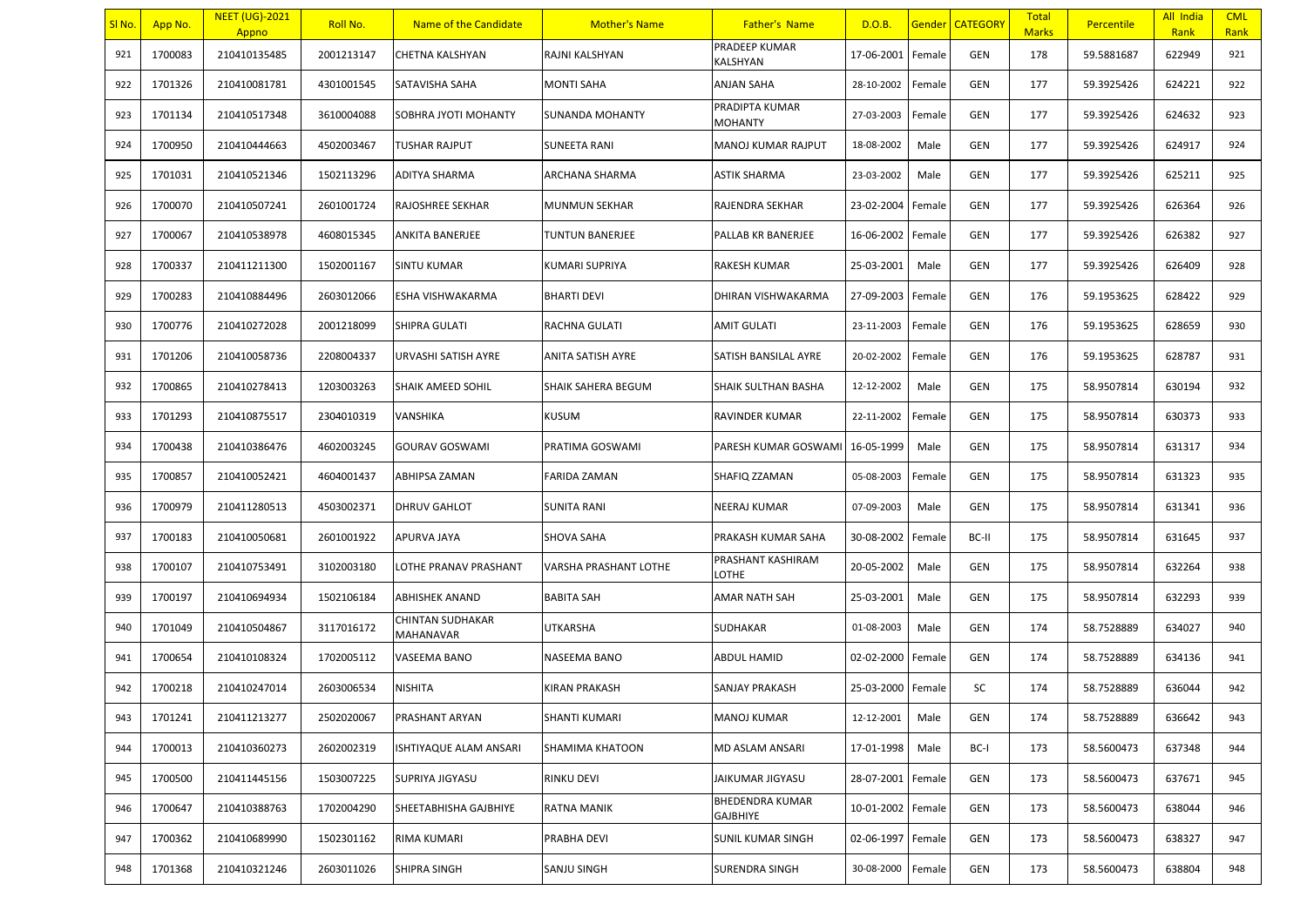| Sl No. | App No. | NEET (UG)-2021 Appno | Roll No. | Name of the Candidate | Mother's Name | Father's Name | D.O.B. | Gender | CATEGORY | Total Marks | Percentile | All India Rank | CML Rank |
|---|---|---|---|---|---|---|---|---|---|---|---|---|---|
| 921 | 1700083 | 210410135485 | 2001213147 | CHETNA KALSHYAN | RAJNI KALSHYAN | PRADEEP KUMAR KALSHYAN | 17-06-2001 | Female | GEN | 178 | 59.5881687 | 622949 | 921 |
| 922 | 1701326 | 210410081781 | 4301001545 | SATAVISHA SAHA | MONTI SAHA | ANJAN SAHA | 28-10-2002 | Female | GEN | 177 | 59.3925426 | 624221 | 922 |
| 923 | 1701134 | 210410517348 | 3610004088 | SOBHRA JYOTI MOHANTY | SUNANDA MOHANTY | PRADIPTA KUMAR MOHANTY | 27-03-2003 | Female | GEN | 177 | 59.3925426 | 624632 | 923 |
| 924 | 1700950 | 210410444663 | 4502003467 | TUSHAR RAJPUT | SUNEETA RANI | MANOJ KUMAR RAJPUT | 18-08-2002 | Male | GEN | 177 | 59.3925426 | 624917 | 924 |
| 925 | 1701031 | 210410521346 | 1502113296 | ADITYA SHARMA | ARCHANA SHARMA | ASTIK SHARMA | 23-03-2002 | Male | GEN | 177 | 59.3925426 | 625211 | 925 |
| 926 | 1700070 | 210410507241 | 2601001724 | RAJOSHREE SEKHAR | MUNMUN SEKHAR | RAJENDRA SEKHAR | 23-02-2004 | Female | GEN | 177 | 59.3925426 | 626364 | 926 |
| 927 | 1700067 | 210410538978 | 4608015345 | ANKITA BANERJEE | TUNTUN BANERJEE | PALLAB KR BANERJEE | 16-06-2002 | Female | GEN | 177 | 59.3925426 | 626382 | 927 |
| 928 | 1700337 | 210411211300 | 1502001167 | SINTU KUMAR | KUMARI SUPRIYA | RAKESH KUMAR | 25-03-2001 | Male | GEN | 177 | 59.3925426 | 626409 | 928 |
| 929 | 1700283 | 210410884496 | 2603012066 | ESHA VISHWAKARMA | BHARTI DEVI | DHIRAN VISHWAKARMA | 27-09-2003 | Female | GEN | 176 | 59.1953625 | 628422 | 929 |
| 930 | 1700776 | 210410272028 | 2001218099 | SHIPRA GULATI | RACHNA GULATI | AMIT GULATI | 23-11-2003 | Female | GEN | 176 | 59.1953625 | 628659 | 930 |
| 931 | 1701206 | 210410058736 | 2208004337 | URVASHI SATISH AYRE | ANITA SATISH AYRE | SATISH BANSILAL AYRE | 20-02-2002 | Female | GEN | 176 | 59.1953625 | 628787 | 931 |
| 932 | 1700865 | 210410278413 | 1203003263 | SHAIK AMEED SOHIL | SHAIK SAHERA BEGUM | SHAIK SULTHAN BASHA | 12-12-2002 | Male | GEN | 175 | 58.9507814 | 630194 | 932 |
| 933 | 1701293 | 210410875517 | 2304010319 | VANSHIKA | KUSUM | RAVINDER KUMAR | 22-11-2002 | Female | GEN | 175 | 58.9507814 | 630373 | 933 |
| 934 | 1700438 | 210410386476 | 4602003245 | GOURAV GOSWAMI | PRATIMA GOSWAMI | PARESH KUMAR GOSWAMI | 16-05-1999 | Male | GEN | 175 | 58.9507814 | 631317 | 934 |
| 935 | 1700857 | 210410052421 | 4604001437 | ABHIPSA ZAMAN | FARIDA ZAMAN | SHAFIQ ZZAMAN | 05-08-2003 | Female | GEN | 175 | 58.9507814 | 631323 | 935 |
| 936 | 1700979 | 210411280513 | 4503002371 | DHRUV GAHLOT | SUNITA RANI | NEERAJ KUMAR | 07-09-2003 | Male | GEN | 175 | 58.9507814 | 631341 | 936 |
| 937 | 1700183 | 210410050681 | 2601001922 | APURVA JAYA | SHOVA SAHA | PRAKASH KUMAR SAHA | 30-08-2002 | Female | BC-II | 175 | 58.9507814 | 631645 | 937 |
| 938 | 1700107 | 210410753491 | 3102003180 | LOTHE PRANAV PRASHANT | VARSHA PRASHANT LOTHE | PRASHANT KASHIRAM LOTHE | 20-05-2002 | Male | GEN | 175 | 58.9507814 | 632264 | 938 |
| 939 | 1700197 | 210410694934 | 1502106184 | ABHISHEK ANAND | BABITA SAH | AMAR NATH SAH | 25-03-2001 | Male | GEN | 175 | 58.9507814 | 632293 | 939 |
| 940 | 1701049 | 210410504867 | 3117016172 | CHINTAN SUDHAKAR MAHANAVAR | UTKARSHA | SUDHAKAR | 01-08-2003 | Male | GEN | 174 | 58.7528889 | 634027 | 940 |
| 941 | 1700654 | 210410108324 | 1702005112 | VASEEMA BANO | NASEEMA BANO | ABDUL HAMID | 02-02-2000 | Female | GEN | 174 | 58.7528889 | 634136 | 941 |
| 942 | 1700218 | 210410247014 | 2603006534 | NISHITA | KIRAN PRAKASH | SANJAY PRAKASH | 25-03-2000 | Female | SC | 174 | 58.7528889 | 636044 | 942 |
| 943 | 1701241 | 210411213277 | 2502020067 | PRASHANT ARYAN | SHANTI KUMARI | MANOJ KUMAR | 12-12-2001 | Male | GEN | 174 | 58.7528889 | 636642 | 943 |
| 944 | 1700013 | 210410360273 | 2602002319 | ISHTIYAQUE ALAM ANSARI | SHAMIMA KHATOON | MD ASLAM ANSARI | 17-01-1998 | Male | BC-I | 173 | 58.5600473 | 637348 | 944 |
| 945 | 1700500 | 210411445156 | 1503007225 | SUPRIYA JIGYASU | RINKU DEVI | JAIKUMAR JIGYASU | 28-07-2001 | Female | GEN | 173 | 58.5600473 | 637671 | 945 |
| 946 | 1700647 | 210410388763 | 1702004290 | SHEETABHISHA GAJBHIYE | RATNA MANIK | BHEDENDRA KUMAR GAJBHIYE | 10-01-2002 | Female | GEN | 173 | 58.5600473 | 638044 | 946 |
| 947 | 1700362 | 210410689990 | 1502301162 | RIMA KUMARI | PRABHA DEVI | SUNIL KUMAR SINGH | 02-06-1997 | Female | GEN | 173 | 58.5600473 | 638327 | 947 |
| 948 | 1701368 | 210410321246 | 2603011026 | SHIPRA SINGH | SANJU SINGH | SURENDRA SINGH | 30-08-2000 | Female | GEN | 173 | 58.5600473 | 638804 | 948 |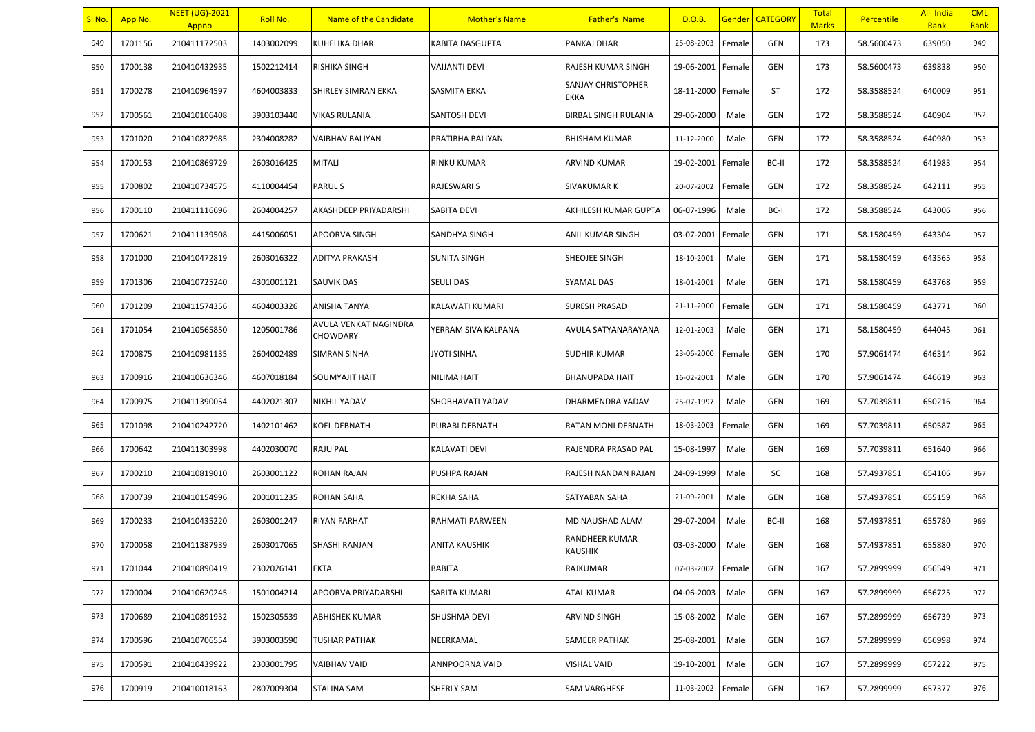| Sl No. | App No. | NEET (UG)-2021 Appno | Roll No. | Name of the Candidate | Mother's Name | Father's Name | D.O.B. | Gender | CATEGORY | Total Marks | Percentile | All India Rank | CML Rank |
|---|---|---|---|---|---|---|---|---|---|---|---|---|---|
| 949 | 1701156 | 210411172503 | 1403002099 | KUHELIKA DHAR | KABITA DASGUPTA | PANKAJ DHAR | 25-08-2003 | Female | GEN | 173 | 58.5600473 | 639050 | 949 |
| 950 | 1700138 | 210410432935 | 1502212414 | RISHIKA SINGH | VAIJANTI DEVI | RAJESH KUMAR SINGH | 19-06-2001 | Female | GEN | 173 | 58.5600473 | 639838 | 950 |
| 951 | 1700278 | 210410964597 | 4604003833 | SHIRLEY SIMRAN EKKA | SASMITA EKKA | SANJAY CHRISTOPHER EKKA | 18-11-2000 | Female | ST | 172 | 58.3588524 | 640009 | 951 |
| 952 | 1700561 | 210410106408 | 3903103440 | VIKAS RULANIA | SANTOSH DEVI | BIRBAL SINGH RULANIA | 29-06-2000 | Male | GEN | 172 | 58.3588524 | 640904 | 952 |
| 953 | 1701020 | 210410827985 | 2304008282 | VAIBHAV BALIYAN | PRATIBHA BALIYAN | BHISHAM KUMAR | 11-12-2000 | Male | GEN | 172 | 58.3588524 | 640980 | 953 |
| 954 | 1700153 | 210410869729 | 2603016425 | MITALI | RINKU KUMAR | ARVIND KUMAR | 19-02-2001 | Female | BC-II | 172 | 58.3588524 | 641983 | 954 |
| 955 | 1700802 | 210410734575 | 4110004454 | PARUL S | RAJESWARI S | SIVAKUMAR K | 20-07-2002 | Female | GEN | 172 | 58.3588524 | 642111 | 955 |
| 956 | 1700110 | 210411116696 | 2604004257 | AKASHDEEP PRIYADARSHI | SABITA DEVI | AKHILESH KUMAR GUPTA | 06-07-1996 | Male | BC-I | 172 | 58.3588524 | 643006 | 956 |
| 957 | 1700621 | 210411139508 | 4415006051 | APOORVA SINGH | SANDHYA SINGH | ANIL KUMAR SINGH | 03-07-2001 | Female | GEN | 171 | 58.1580459 | 643304 | 957 |
| 958 | 1701000 | 210410472819 | 2603016322 | ADITYA PRAKASH | SUNITA SINGH | SHEOJEE SINGH | 18-10-2001 | Male | GEN | 171 | 58.1580459 | 643565 | 958 |
| 959 | 1701306 | 210410725240 | 4301001121 | SAUVIK DAS | SEULI DAS | SYAMAL DAS | 18-01-2001 | Male | GEN | 171 | 58.1580459 | 643768 | 959 |
| 960 | 1701209 | 210411574356 | 4604003326 | ANISHA TANYA | KALAWATI KUMARI | SURESH PRASAD | 21-11-2000 | Female | GEN | 171 | 58.1580459 | 643771 | 960 |
| 961 | 1701054 | 210410565850 | 1205001786 | AVULA VENKAT NAGINDRA CHOWDARY | YERRAM SIVA KALPANA | AVULA SATYANARAYANA | 12-01-2003 | Male | GEN | 171 | 58.1580459 | 644045 | 961 |
| 962 | 1700875 | 210410981135 | 2604002489 | SIMRAN SINHA | JYOTI SINHA | SUDHIR KUMAR | 23-06-2000 | Female | GEN | 170 | 57.9061474 | 646314 | 962 |
| 963 | 1700916 | 210410636346 | 4607018184 | SOUMYAJIT HAIT | NILIMA HAIT | BHANUPADA HAIT | 16-02-2001 | Male | GEN | 170 | 57.9061474 | 646619 | 963 |
| 964 | 1700975 | 210411390054 | 4402021307 | NIKHIL YADAV | SHOBHAVATI YADAV | DHARMENDRA YADAV | 25-07-1997 | Male | GEN | 169 | 57.7039811 | 650216 | 964 |
| 965 | 1701098 | 210410242720 | 1402101462 | KOEL DEBNATH | PURABI DEBNATH | RATAN MONI DEBNATH | 18-03-2003 | Female | GEN | 169 | 57.7039811 | 650587 | 965 |
| 966 | 1700642 | 210411303998 | 4402030070 | RAJU PAL | KALAVATI DEVI | RAJENDRA PRASAD PAL | 15-08-1997 | Male | GEN | 169 | 57.7039811 | 651640 | 966 |
| 967 | 1700210 | 210410819010 | 2603001122 | ROHAN RAJAN | PUSHPA RAJAN | RAJESH NANDAN RAJAN | 24-09-1999 | Male | SC | 168 | 57.4937851 | 654106 | 967 |
| 968 | 1700739 | 210410154996 | 2001011235 | ROHAN SAHA | REKHA SAHA | SATYABAN SAHA | 21-09-2001 | Male | GEN | 168 | 57.4937851 | 655159 | 968 |
| 969 | 1700233 | 210410435220 | 2603001247 | RIYAN FARHAT | RAHMATI PARWEEN | MD NAUSHAD ALAM | 29-07-2004 | Male | BC-II | 168 | 57.4937851 | 655780 | 969 |
| 970 | 1700058 | 210411387939 | 2603017065 | SHASHI RANJAN | ANITA KAUSHIK | RANDHEER KUMAR KAUSHIK | 03-03-2000 | Male | GEN | 168 | 57.4937851 | 655880 | 970 |
| 971 | 1701044 | 210410890419 | 2302026141 | EKTA | BABITA | RAJKUMAR | 07-03-2002 | Female | GEN | 167 | 57.2899999 | 656549 | 971 |
| 972 | 1700004 | 210410620245 | 1501004214 | APOORVA PRIYADARSHI | SARITA KUMARI | ATAL KUMAR | 04-06-2003 | Male | GEN | 167 | 57.2899999 | 656725 | 972 |
| 973 | 1700689 | 210410891932 | 1502305539 | ABHISHEK KUMAR | SHUSHMA DEVI | ARVIND SINGH | 15-08-2002 | Male | GEN | 167 | 57.2899999 | 656739 | 973 |
| 974 | 1700596 | 210410706554 | 3903003590 | TUSHAR PATHAK | NEERKAMAL | SAMEER PATHAK | 25-08-2001 | Male | GEN | 167 | 57.2899999 | 656998 | 974 |
| 975 | 1700591 | 210410439922 | 2303001795 | VAIBHAV VAID | ANNPOORNA VAID | VISHAL VAID | 19-10-2001 | Male | GEN | 167 | 57.2899999 | 657222 | 975 |
| 976 | 1700919 | 210410018163 | 2807009304 | STALINA SAM | SHERLY SAM | SAM VARGHESE | 11-03-2002 | Female | GEN | 167 | 57.2899999 | 657377 | 976 |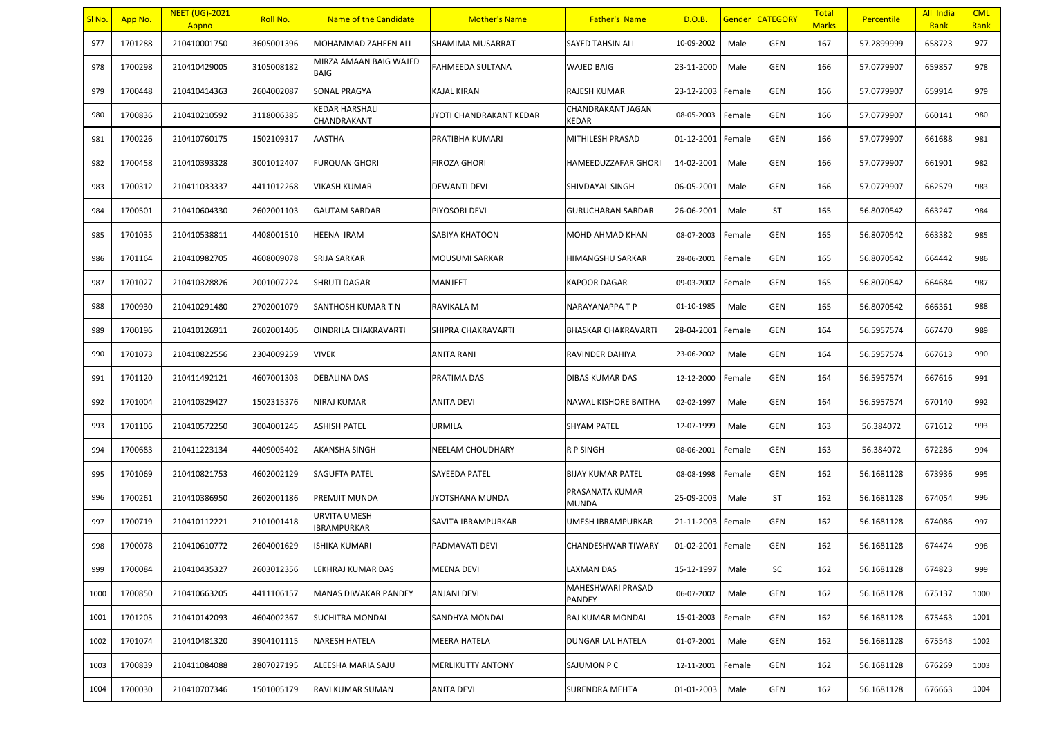| Sl No. | App No. | NEET (UG)-2021 Appno | Roll No. | Name of the Candidate | Mother's Name | Father's Name | D.O.B. | Gender | CATEGORY | Total Marks | Percentile | All India Rank | CML Rank |
|---|---|---|---|---|---|---|---|---|---|---|---|---|---|
| 977 | 1701288 | 210410001750 | 3605001396 | MOHAMMAD ZAHEEN ALI | SHAMIMA MUSARRAT | SAYED TAHSIN ALI | 10-09-2002 | Male | GEN | 167 | 57.2899999 | 658723 | 977 |
| 978 | 1700298 | 210410429005 | 3105008182 | MIRZA AMAAN BAIG WAJED BAIG | FAHMEEDA SULTANA | WAJED BAIG | 23-11-2000 | Male | GEN | 166 | 57.0779907 | 659857 | 978 |
| 979 | 1700448 | 210410414363 | 2604002087 | SONAL PRAGYA | KAJAL KIRAN | RAJESH KUMAR | 23-12-2003 | Female | GEN | 166 | 57.0779907 | 659914 | 979 |
| 980 | 1700836 | 210410210592 | 3118006385 | KEDAR HARSHALI CHANDRAKANT | JYOTI CHANDRAKANT KEDAR | CHANDRAKANT JAGAN KEDAR | 08-05-2003 | Female | GEN | 166 | 57.0779907 | 660141 | 980 |
| 981 | 1700226 | 210410760175 | 1502109317 | AASTHA | PRATIBHA KUMARI | MITHILESH PRASAD | 01-12-2001 | Female | GEN | 166 | 57.0779907 | 661688 | 981 |
| 982 | 1700458 | 210410393328 | 3001012407 | FURQUAN GHORI | FIROZA GHORI | HAMEEDUZZAFAR GHORI | 14-02-2001 | Male | GEN | 166 | 57.0779907 | 661901 | 982 |
| 983 | 1700312 | 210411033337 | 4411012268 | VIKASH KUMAR | DEWANTI DEVI | SHIVDAYAL SINGH | 06-05-2001 | Male | GEN | 166 | 57.0779907 | 662579 | 983 |
| 984 | 1700501 | 210410604330 | 2602001103 | GAUTAM SARDAR | PIYOSORI DEVI | GURUCHARAN SARDAR | 26-06-2001 | Male | ST | 165 | 56.8070542 | 663247 | 984 |
| 985 | 1701035 | 210410538811 | 4408001510 | HEENA IRAM | SABIYA KHATOON | MOHD AHMAD KHAN | 08-07-2003 | Female | GEN | 165 | 56.8070542 | 663382 | 985 |
| 986 | 1701164 | 210410982705 | 4608009078 | SRIJA SARKAR | MOUSUMI SARKAR | HIMANGSHU SARKAR | 28-06-2001 | Female | GEN | 165 | 56.8070542 | 664442 | 986 |
| 987 | 1701027 | 210410328826 | 2001007224 | SHRUTI DAGAR | MANJEET | KAPOOR DAGAR | 09-03-2002 | Female | GEN | 165 | 56.8070542 | 664684 | 987 |
| 988 | 1700930 | 210410291480 | 2702001079 | SANTHOSH KUMAR T N | RAVIKALA M | NARAYANAPPA T P | 01-10-1985 | Male | GEN | 165 | 56.8070542 | 666361 | 988 |
| 989 | 1700196 | 210410126911 | 2602001405 | OINDRILA CHAKRAVARTI | SHIPRA CHAKRAVARTI | BHASKAR CHAKRAVARTI | 28-04-2001 | Female | GEN | 164 | 56.5957574 | 667470 | 989 |
| 990 | 1701073 | 210410822556 | 2304009259 | VIVEK | ANITA RANI | RAVINDER DAHIYA | 23-06-2002 | Male | GEN | 164 | 56.5957574 | 667613 | 990 |
| 991 | 1701120 | 210411492121 | 4607001303 | DEBALINA DAS | PRATIMA DAS | DIBAS KUMAR DAS | 12-12-2000 | Female | GEN | 164 | 56.5957574 | 667616 | 991 |
| 992 | 1701004 | 210410329427 | 1502315376 | NIRAJ KUMAR | ANITA DEVI | NAWAL KISHORE BAITHA | 02-02-1997 | Male | GEN | 164 | 56.5957574 | 670140 | 992 |
| 993 | 1701106 | 210410572250 | 3004001245 | ASHISH PATEL | URMILA | SHYAM PATEL | 12-07-1999 | Male | GEN | 163 | 56.384072 | 671612 | 993 |
| 994 | 1700683 | 210411223134 | 4409005402 | AKANSHA SINGH | NEELAM CHOUDHARY | R P SINGH | 08-06-2001 | Female | GEN | 163 | 56.384072 | 672286 | 994 |
| 995 | 1701069 | 210410821753 | 4602002129 | SAGUFTA PATEL | SAYEEDA PATEL | BIJAY KUMAR PATEL | 08-08-1998 | Female | GEN | 162 | 56.1681128 | 673936 | 995 |
| 996 | 1700261 | 210410386950 | 2602001186 | PREMJIT MUNDA | JYOTSHANA MUNDA | PRASANATA KUMAR MUNDA | 25-09-2003 | Male | ST | 162 | 56.1681128 | 674054 | 996 |
| 997 | 1700719 | 210410112221 | 2101001418 | URVITA UMESH IBRAMPURKAR | SAVITA IBRAMPURKAR | UMESH IBRAMPURKAR | 21-11-2003 | Female | GEN | 162 | 56.1681128 | 674086 | 997 |
| 998 | 1700078 | 210410610772 | 2604001629 | ISHIKA KUMARI | PADMAVATI DEVI | CHANDESHWAR TIWARY | 01-02-2001 | Female | GEN | 162 | 56.1681128 | 674474 | 998 |
| 999 | 1700084 | 210410435327 | 2603012356 | LEKHRAJ KUMAR DAS | MEENA DEVI | LAXMAN DAS | 15-12-1997 | Male | SC | 162 | 56.1681128 | 674823 | 999 |
| 1000 | 1700850 | 210410663205 | 4411106157 | MANAS DIWAKAR PANDEY | ANJANI DEVI | MAHESHWARI PRASAD PANDEY | 06-07-2002 | Male | GEN | 162 | 56.1681128 | 675137 | 1000 |
| 1001 | 1701205 | 210410142093 | 4604002367 | SUCHITRA MONDAL | SANDHYA MONDAL | RAJ KUMAR MONDAL | 15-01-2003 | Female | GEN | 162 | 56.1681128 | 675463 | 1001 |
| 1002 | 1701074 | 210410481320 | 3904101115 | NARESH HATELA | MEERA HATELA | DUNGAR LAL HATELA | 01-07-2001 | Male | GEN | 162 | 56.1681128 | 675543 | 1002 |
| 1003 | 1700839 | 210411084088 | 2807027195 | ALEESHA MARIA SAJU | MERLIKUTTY ANTONY | SAJUMON P C | 12-11-2001 | Female | GEN | 162 | 56.1681128 | 676269 | 1003 |
| 1004 | 1700030 | 210410707346 | 1501005179 | RAVI KUMAR SUMAN | ANITA DEVI | SURENDRA MEHTA | 01-01-2003 | Male | GEN | 162 | 56.1681128 | 676663 | 1004 |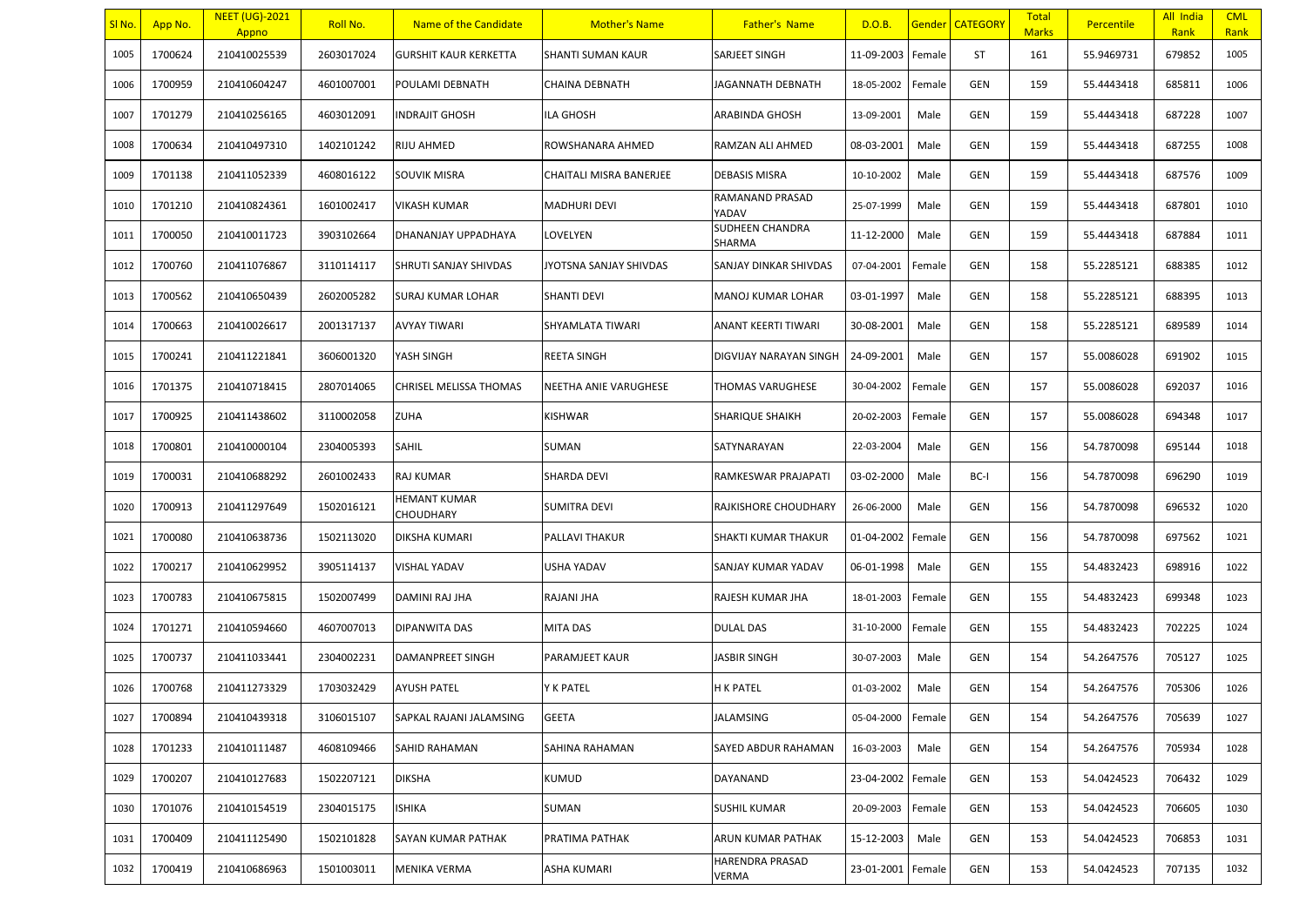| Sl No. | App No. | NEET (UG)-2021 Appno | Roll No. | Name of the Candidate | Mother's Name | Father's Name | D.O.B. | Gender | CATEGORY | Total Marks | Percentile | All India Rank | CML Rank |
|---|---|---|---|---|---|---|---|---|---|---|---|---|---|
| 1005 | 1700624 | 210410025539 | 2603017024 | GURSHIT KAUR KERKETTA | SHANTI SUMAN KAUR | SARJEET SINGH | 11-09-2003 | Female | ST | 161 | 55.9469731 | 679852 | 1005 |
| 1006 | 1700959 | 210410604247 | 4601007001 | POULAMI DEBNATH | CHAINA DEBNATH | JAGANNATH DEBNATH | 18-05-2002 | Female | GEN | 159 | 55.4443418 | 685811 | 1006 |
| 1007 | 1701279 | 210410256165 | 4603012091 | INDRAJIT GHOSH | ILA GHOSH | ARABINDA GHOSH | 13-09-2001 | Male | GEN | 159 | 55.4443418 | 687228 | 1007 |
| 1008 | 1700634 | 210410497310 | 1402101242 | RIJU AHMED | ROWSHANARA AHMED | RAMZAN ALI AHMED | 08-03-2001 | Male | GEN | 159 | 55.4443418 | 687255 | 1008 |
| 1009 | 1701138 | 210411052339 | 4608016122 | SOUVIK MISRA | CHAITALI MISRA BANERJEE | DEBASIS MISRA | 10-10-2002 | Male | GEN | 159 | 55.4443418 | 687576 | 1009 |
| 1010 | 1701210 | 210410824361 | 1601002417 | VIKASH KUMAR | MADHURI DEVI | RAMANAND PRASAD YADAV | 25-07-1999 | Male | GEN | 159 | 55.4443418 | 687801 | 1010 |
| 1011 | 1700050 | 210410011723 | 3903102664 | DHANANJAY UPPADHAYA | LOVELYEN | SUDHEEN CHANDRA SHARMA | 11-12-2000 | Male | GEN | 159 | 55.4443418 | 687884 | 1011 |
| 1012 | 1700760 | 210411076867 | 3110114117 | SHRUTI SANJAY SHIVDAS | JYOTSNA SANJAY SHIVDAS | SANJAY DINKAR SHIVDAS | 07-04-2001 | Female | GEN | 158 | 55.2285121 | 688385 | 1012 |
| 1013 | 1700562 | 210410650439 | 2602005282 | SURAJ KUMAR LOHAR | SHANTI DEVI | MANOJ KUMAR LOHAR | 03-01-1997 | Male | GEN | 158 | 55.2285121 | 688395 | 1013 |
| 1014 | 1700663 | 210410026617 | 2001317137 | AVYAY TIWARI | SHYAMLATA TIWARI | ANANT KEERTI TIWARI | 30-08-2001 | Male | GEN | 158 | 55.2285121 | 689589 | 1014 |
| 1015 | 1700241 | 210411221841 | 3606001320 | YASH SINGH | REETA SINGH | DIGVIJAY NARAYAN SINGH | 24-09-2001 | Male | GEN | 157 | 55.0086028 | 691902 | 1015 |
| 1016 | 1701375 | 210410718415 | 2807014065 | CHRISEL MELISSA THOMAS | NEETHA ANIE VARUGHESE | THOMAS VARUGHESE | 30-04-2002 | Female | GEN | 157 | 55.0086028 | 692037 | 1016 |
| 1017 | 1700925 | 210411438602 | 3110002058 | ZUHA | KISHWAR | SHARIQUE SHAIKH | 20-02-2003 | Female | GEN | 157 | 55.0086028 | 694348 | 1017 |
| 1018 | 1700801 | 210410000104 | 2304005393 | SAHIL | SUMAN | SATYNARAYAN | 22-03-2004 | Male | GEN | 156 | 54.7870098 | 695144 | 1018 |
| 1019 | 1700031 | 210410688292 | 2601002433 | RAJ KUMAR | SHARDA DEVI | RAMKESWAR PRAJAPATI | 03-02-2000 | Male | BC-I | 156 | 54.7870098 | 696290 | 1019 |
| 1020 | 1700913 | 210411297649 | 1502016121 | HEMANT KUMAR CHOUDHARY | SUMITRA DEVI | RAJKISHORE CHOUDHARY | 26-06-2000 | Male | GEN | 156 | 54.7870098 | 696532 | 1020 |
| 1021 | 1700080 | 210410638736 | 1502113020 | DIKSHA KUMARI | PALLAVI THAKUR | SHAKTI KUMAR THAKUR | 01-04-2002 | Female | GEN | 156 | 54.7870098 | 697562 | 1021 |
| 1022 | 1700217 | 210410629952 | 3905114137 | VISHAL YADAV | USHA YADAV | SANJAY KUMAR YADAV | 06-01-1998 | Male | GEN | 155 | 54.4832423 | 698916 | 1022 |
| 1023 | 1700783 | 210410675815 | 1502007499 | DAMINI RAJ JHA | RAJANI JHA | RAJESH KUMAR JHA | 18-01-2003 | Female | GEN | 155 | 54.4832423 | 699348 | 1023 |
| 1024 | 1701271 | 210410594660 | 4607007013 | DIPANWITA DAS | MITA DAS | DULAL DAS | 31-10-2000 | Female | GEN | 155 | 54.4832423 | 702225 | 1024 |
| 1025 | 1700737 | 210411033441 | 2304002231 | DAMANPREET SINGH | PARAMJEET KAUR | JASBIR SINGH | 30-07-2003 | Male | GEN | 154 | 54.2647576 | 705127 | 1025 |
| 1026 | 1700768 | 210411273329 | 1703032429 | AYUSH PATEL | Y K PATEL | H K PATEL | 01-03-2002 | Male | GEN | 154 | 54.2647576 | 705306 | 1026 |
| 1027 | 1700894 | 210410439318 | 3106015107 | SAPKAL RAJANI JALAMSING | GEETA | JALAMSING | 05-04-2000 | Female | GEN | 154 | 54.2647576 | 705639 | 1027 |
| 1028 | 1701233 | 210410111487 | 4608109466 | SAHID RAHAMAN | SAHINA RAHAMAN | SAYED ABDUR RAHAMAN | 16-03-2003 | Male | GEN | 154 | 54.2647576 | 705934 | 1028 |
| 1029 | 1700207 | 210410127683 | 1502207121 | DIKSHA | KUMUD | DAYANAND | 23-04-2002 | Female | GEN | 153 | 54.0424523 | 706432 | 1029 |
| 1030 | 1701076 | 210410154519 | 2304015175 | ISHIKA | SUMAN | SUSHIL KUMAR | 20-09-2003 | Female | GEN | 153 | 54.0424523 | 706605 | 1030 |
| 1031 | 1700409 | 210411125490 | 1502101828 | SAYAN KUMAR PATHAK | PRATIMA PATHAK | ARUN KUMAR PATHAK | 15-12-2003 | Male | GEN | 153 | 54.0424523 | 706853 | 1031 |
| 1032 | 1700419 | 210410686963 | 1501003011 | MENIKA VERMA | ASHA KUMARI | HARENDRA PRASAD VERMA | 23-01-2001 | Female | GEN | 153 | 54.0424523 | 707135 | 1032 |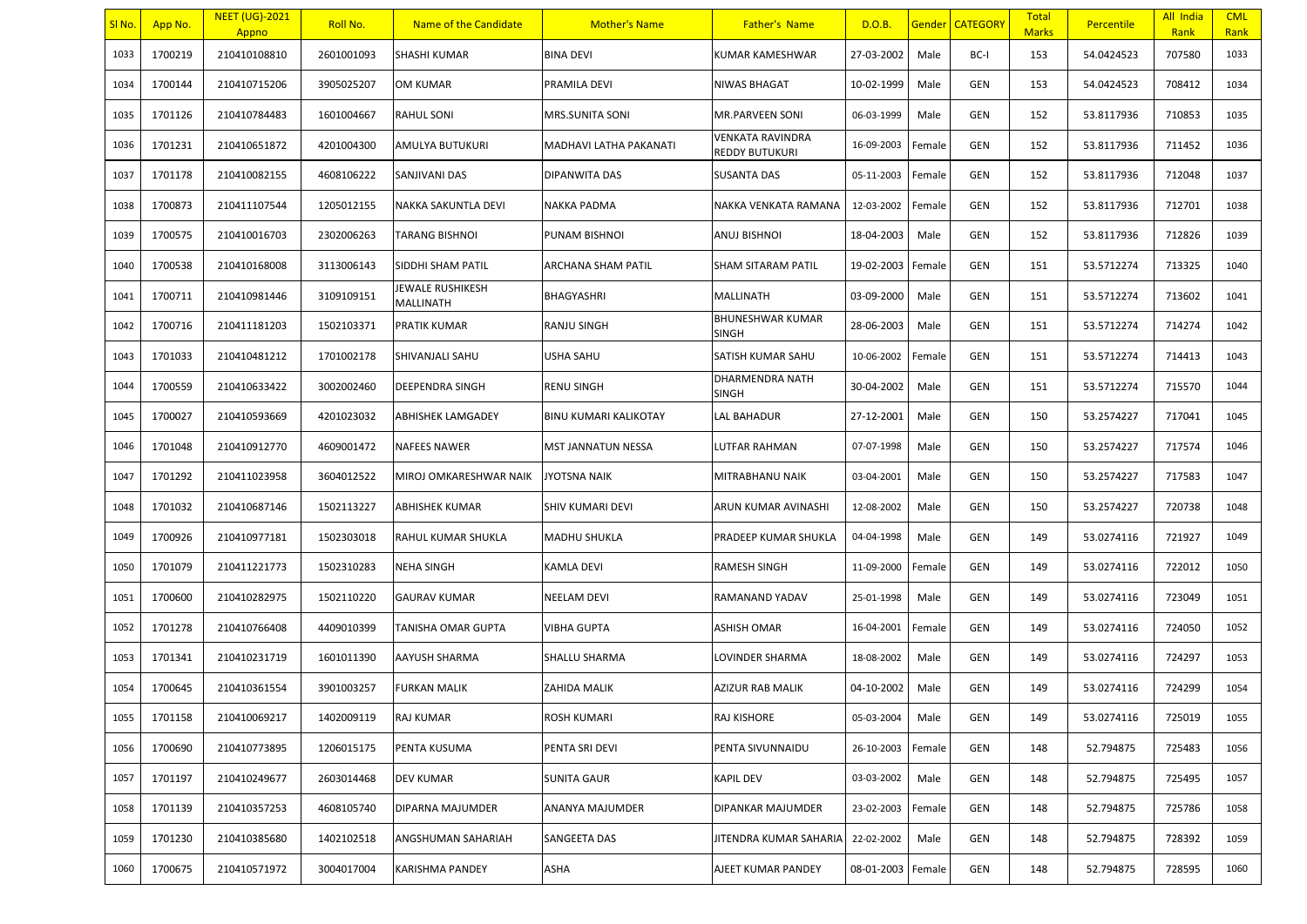| Sl No. | App No. | NEET (UG)-2021 Appno | Roll No. | Name of the Candidate | Mother's Name | Father's Name | D.O.B. | Gender | CATEGORY | Total Marks | Percentile | All India Rank | CML Rank |
|---|---|---|---|---|---|---|---|---|---|---|---|---|---|
| 1033 | 1700219 | 210410108810 | 2601001093 | SHASHI KUMAR | BINA DEVI | KUMAR KAMESHWAR | 27-03-2002 | Male | BC-I | 153 | 54.0424523 | 707580 | 1033 |
| 1034 | 1700144 | 210410715206 | 3905025207 | OM KUMAR | PRAMILA DEVI | NIWAS BHAGAT | 10-02-1999 | Male | GEN | 153 | 54.0424523 | 708412 | 1034 |
| 1035 | 1701126 | 210410784483 | 1601004667 | RAHUL SONI | MRS.SUNITA SONI | MR.PARVEEN SONI | 06-03-1999 | Male | GEN | 152 | 53.8117936 | 710853 | 1035 |
| 1036 | 1701231 | 210410651872 | 4201004300 | AMULYA BUTUKURI | MADHAVI LATHA PAKANATI | VENKATA RAVINDRA REDDY BUTUKURI | 16-09-2003 | Female | GEN | 152 | 53.8117936 | 711452 | 1036 |
| 1037 | 1701178 | 210410082155 | 4608106222 | SANJIVANI DAS | DIPANWITA DAS | SUSANTA DAS | 05-11-2003 | Female | GEN | 152 | 53.8117936 | 712048 | 1037 |
| 1038 | 1700873 | 210411107544 | 1205012155 | NAKKA SAKUNTLA DEVI | NAKKA PADMA | NAKKA VENKATA RAMANA | 12-03-2002 | Female | GEN | 152 | 53.8117936 | 712701 | 1038 |
| 1039 | 1700575 | 210410016703 | 2302006263 | TARANG BISHNOI | PUNAM BISHNOI | ANUJ BISHNOI | 18-04-2003 | Male | GEN | 152 | 53.8117936 | 712826 | 1039 |
| 1040 | 1700538 | 210410168008 | 3113006143 | SIDDHI SHAM PATIL | ARCHANA SHAM PATIL | SHAM SITARAM PATIL | 19-02-2003 | Female | GEN | 151 | 53.5712274 | 713325 | 1040 |
| 1041 | 1700711 | 210410981446 | 3109109151 | JEWALE RUSHIKESH MALLINATH | BHAGYASHRI | MALLINATH | 03-09-2000 | Male | GEN | 151 | 53.5712274 | 713602 | 1041 |
| 1042 | 1700716 | 210411181203 | 1502103371 | PRATIK KUMAR | RANJU SINGH | BHUNESHWAR KUMAR SINGH | 28-06-2003 | Male | GEN | 151 | 53.5712274 | 714274 | 1042 |
| 1043 | 1701033 | 210410481212 | 1701002178 | SHIVANJALI SAHU | USHA SAHU | SATISH KUMAR SAHU | 10-06-2002 | Female | GEN | 151 | 53.5712274 | 714413 | 1043 |
| 1044 | 1700559 | 210410633422 | 3002002460 | DEEPENDRA SINGH | RENU SINGH | DHARMENDRA NATH SINGH | 30-04-2002 | Male | GEN | 151 | 53.5712274 | 715570 | 1044 |
| 1045 | 1700027 | 210410593669 | 4201023032 | ABHISHEK LAMGADEY | BINU KUMARI KALIKOTAY | LAL BAHADUR | 27-12-2001 | Male | GEN | 150 | 53.2574227 | 717041 | 1045 |
| 1046 | 1701048 | 210410912770 | 4609001472 | NAFEES NAWER | MST JANNATUN NESSA | LUTFAR RAHMAN | 07-07-1998 | Male | GEN | 150 | 53.2574227 | 717574 | 1046 |
| 1047 | 1701292 | 210411023958 | 3604012522 | MIROJ OMKARESHWAR NAIK | JYOTSNA NAIK | MITRABHANU NAIK | 03-04-2001 | Male | GEN | 150 | 53.2574227 | 717583 | 1047 |
| 1048 | 1701032 | 210410687146 | 1502113227 | ABHISHEK KUMAR | SHIV KUMARI DEVI | ARUN KUMAR AVINASHI | 12-08-2002 | Male | GEN | 150 | 53.2574227 | 720738 | 1048 |
| 1049 | 1700926 | 210410977181 | 1502303018 | RAHUL KUMAR SHUKLA | MADHU SHUKLA | PRADEEP KUMAR SHUKLA | 04-04-1998 | Male | GEN | 149 | 53.0274116 | 721927 | 1049 |
| 1050 | 1701079 | 210411221773 | 1502310283 | NEHA SINGH | KAMLA DEVI | RAMESH SINGH | 11-09-2000 | Female | GEN | 149 | 53.0274116 | 722012 | 1050 |
| 1051 | 1700600 | 210410282975 | 1502110220 | GAURAV KUMAR | NEELAM DEVI | RAMANAND YADAV | 25-01-1998 | Male | GEN | 149 | 53.0274116 | 723049 | 1051 |
| 1052 | 1701278 | 210410766408 | 4409010399 | TANISHA OMAR GUPTA | VIBHA GUPTA | ASHISH OMAR | 16-04-2001 | Female | GEN | 149 | 53.0274116 | 724050 | 1052 |
| 1053 | 1701341 | 210410231719 | 1601011390 | AAYUSH SHARMA | SHALLU SHARMA | LOVINDER SHARMA | 18-08-2002 | Male | GEN | 149 | 53.0274116 | 724297 | 1053 |
| 1054 | 1700645 | 210410361554 | 3901003257 | FURKAN MALIK | ZAHIDA MALIK | AZIZUR RAB MALIK | 04-10-2002 | Male | GEN | 149 | 53.0274116 | 724299 | 1054 |
| 1055 | 1701158 | 210410069217 | 1402009119 | RAJ KUMAR | ROSH KUMARI | RAJ KISHORE | 05-03-2004 | Male | GEN | 149 | 53.0274116 | 725019 | 1055 |
| 1056 | 1700690 | 210410773895 | 1206015175 | PENTA KUSUMA | PENTA SRI DEVI | PENTA SIVUNNAIDU | 26-10-2003 | Female | GEN | 148 | 52.794875 | 725483 | 1056 |
| 1057 | 1701197 | 210410249677 | 2603014468 | DEV KUMAR | SUNITA GAUR | KAPIL DEV | 03-03-2002 | Male | GEN | 148 | 52.794875 | 725495 | 1057 |
| 1058 | 1701139 | 210410357253 | 4608105740 | DIPARNA MAJUMDER | ANANYA MAJUMDER | DIPANKAR MAJUMDER | 23-02-2003 | Female | GEN | 148 | 52.794875 | 725786 | 1058 |
| 1059 | 1701230 | 210410385680 | 1402102518 | ANGSHUMAN SAHARIAH | SANGEETA DAS | JITENDRA KUMAR SAHARIA | 22-02-2002 | Male | GEN | 148 | 52.794875 | 728392 | 1059 |
| 1060 | 1700675 | 210410571972 | 3004017004 | KARISHMA PANDEY | ASHA | AJEET KUMAR PANDEY | 08-01-2003 | Female | GEN | 148 | 52.794875 | 728595 | 1060 |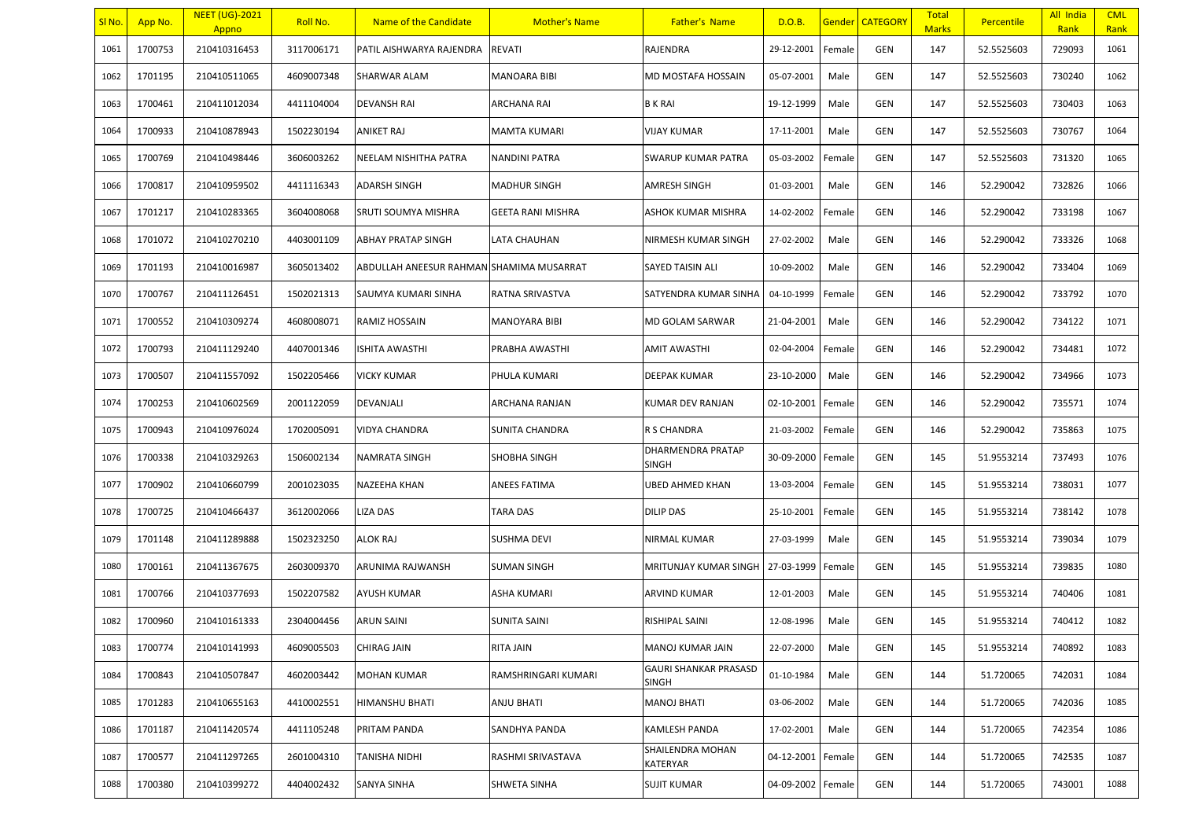| Sl No. | App No. | NEET (UG)-2021 Appno | Roll No. | Name of the Candidate | Mother's Name | Father's Name | D.O.B. | Gender | CATEGORY | Total Marks | Percentile | All India Rank | CML Rank |
|---|---|---|---|---|---|---|---|---|---|---|---|---|---|
| 1061 | 1700753 | 210410316453 | 3117006171 | PATIL AISHWARYA RAJENDRA | REVATI | RAJENDRA | 29-12-2001 | Female | GEN | 147 | 52.5525603 | 729093 | 1061 |
| 1062 | 1701195 | 210410511065 | 4609007348 | SHARWAR ALAM | MANOARA BIBI | MD MOSTAFA HOSSAIN | 05-07-2001 | Male | GEN | 147 | 52.5525603 | 730240 | 1062 |
| 1063 | 1700461 | 210411012034 | 4411104004 | DEVANSH RAI | ARCHANA RAI | B K RAI | 19-12-1999 | Male | GEN | 147 | 52.5525603 | 730403 | 1063 |
| 1064 | 1700933 | 210410878943 | 1502230194 | ANIKET RAJ | MAMTA KUMARI | VIJAY KUMAR | 17-11-2001 | Male | GEN | 147 | 52.5525603 | 730767 | 1064 |
| 1065 | 1700769 | 210410498446 | 3606003262 | NEELAM NISHITHA PATRA | NANDINI PATRA | SWARUP KUMAR PATRA | 05-03-2002 | Female | GEN | 147 | 52.5525603 | 731320 | 1065 |
| 1066 | 1700817 | 210410959502 | 4411116343 | ADARSH SINGH | MADHUR SINGH | AMRESH SINGH | 01-03-2001 | Male | GEN | 146 | 52.290042 | 732826 | 1066 |
| 1067 | 1701217 | 210410283365 | 3604008068 | SRUTI SOUMYA MISHRA | GEETA RANI MISHRA | ASHOK KUMAR MISHRA | 14-02-2002 | Female | GEN | 146 | 52.290042 | 733198 | 1067 |
| 1068 | 1701072 | 210410270210 | 4403001109 | ABHAY PRATAP SINGH | LATA CHAUHAN | NIRMESH KUMAR SINGH | 27-02-2002 | Male | GEN | 146 | 52.290042 | 733326 | 1068 |
| 1069 | 1701193 | 210410016987 | 3605013402 | ABDULLAH ANEESUR RAHMAN | SHAMIMA MUSARRAT | SAYED TAISIN ALI | 10-09-2002 | Male | GEN | 146 | 52.290042 | 733404 | 1069 |
| 1070 | 1700767 | 210411126451 | 1502021313 | SAUMYA KUMARI SINHA | RATNA SRIVASTVA | SATYENDRA KUMAR SINHA | 04-10-1999 | Female | GEN | 146 | 52.290042 | 733792 | 1070 |
| 1071 | 1700552 | 210410309274 | 4608008071 | RAMIZ HOSSAIN | MANOYARA BIBI | MD GOLAM SARWAR | 21-04-2001 | Male | GEN | 146 | 52.290042 | 734122 | 1071 |
| 1072 | 1700793 | 210411129240 | 4407001346 | ISHITA AWASTHI | PRABHA AWASTHI | AMIT AWASTHI | 02-04-2004 | Female | GEN | 146 | 52.290042 | 734481 | 1072 |
| 1073 | 1700507 | 210411557092 | 1502205466 | VICKY KUMAR | PHULA KUMARI | DEEPAK KUMAR | 23-10-2000 | Male | GEN | 146 | 52.290042 | 734966 | 1073 |
| 1074 | 1700253 | 210410602569 | 2001122059 | DEVANJALI | ARCHANA RANJAN | KUMAR DEV RANJAN | 02-10-2001 | Female | GEN | 146 | 52.290042 | 735571 | 1074 |
| 1075 | 1700943 | 210410976024 | 1702005091 | VIDYA CHANDRA | SUNITA CHANDRA | R S CHANDRA | 21-03-2002 | Female | GEN | 146 | 52.290042 | 735863 | 1075 |
| 1076 | 1700338 | 210410329263 | 1506002134 | NAMRATA SINGH | SHOBHA SINGH | DHARMENDRA PRATAP SINGH | 30-09-2000 | Female | GEN | 145 | 51.9553214 | 737493 | 1076 |
| 1077 | 1700902 | 210410660799 | 2001023035 | NAZEEHA KHAN | ANEES FATIMA | UBED AHMED KHAN | 13-03-2004 | Female | GEN | 145 | 51.9553214 | 738031 | 1077 |
| 1078 | 1700725 | 210410466437 | 3612002066 | LIZA DAS | TARA DAS | DILIP DAS | 25-10-2001 | Female | GEN | 145 | 51.9553214 | 738142 | 1078 |
| 1079 | 1701148 | 210411289888 | 1502323250 | ALOK RAJ | SUSHMA DEVI | NIRMAL KUMAR | 27-03-1999 | Male | GEN | 145 | 51.9553214 | 739034 | 1079 |
| 1080 | 1700161 | 210411367675 | 2603009370 | ARUNIMA RAJWANSH | SUMAN SINGH | MRITUNJAY KUMAR SINGH | 27-03-1999 | Female | GEN | 145 | 51.9553214 | 739835 | 1080 |
| 1081 | 1700766 | 210410377693 | 1502207582 | AYUSH KUMAR | ASHA KUMARI | ARVIND KUMAR | 12-01-2003 | Male | GEN | 145 | 51.9553214 | 740406 | 1081 |
| 1082 | 1700960 | 210410161333 | 2304004456 | ARUN SAINI | SUNITA SAINI | RISHIPAL SAINI | 12-08-1996 | Male | GEN | 145 | 51.9553214 | 740412 | 1082 |
| 1083 | 1700774 | 210410141993 | 4609005503 | CHIRAG JAIN | RITA JAIN | MANOJ KUMAR JAIN | 22-07-2000 | Male | GEN | 145 | 51.9553214 | 740892 | 1083 |
| 1084 | 1700843 | 210410507847 | 4602003442 | MOHAN KUMAR | RAMSHRINGARI KUMARI | GAURI SHANKAR PRASASD SINGH | 01-10-1984 | Male | GEN | 144 | 51.720065 | 742031 | 1084 |
| 1085 | 1701283 | 210410655163 | 4410002551 | HIMANSHU BHATI | ANJU BHATI | MANOJ BHATI | 03-06-2002 | Male | GEN | 144 | 51.720065 | 742036 | 1085 |
| 1086 | 1701187 | 210411420574 | 4411105248 | PRITAM PANDA | SANDHYA PANDA | KAMLESH PANDA | 17-02-2001 | Male | GEN | 144 | 51.720065 | 742354 | 1086 |
| 1087 | 1700577 | 210411297265 | 2601004310 | TANISHA NIDHI | RASHMI SRIVASTAVA | SHAILENDRA MOHAN KATERYAR | 04-12-2001 | Female | GEN | 144 | 51.720065 | 742535 | 1087 |
| 1088 | 1700380 | 210410399272 | 4404002432 | SANYA SINHA | SHWETA SINHA | SUJIT KUMAR | 04-09-2002 | Female | GEN | 144 | 51.720065 | 743001 | 1088 |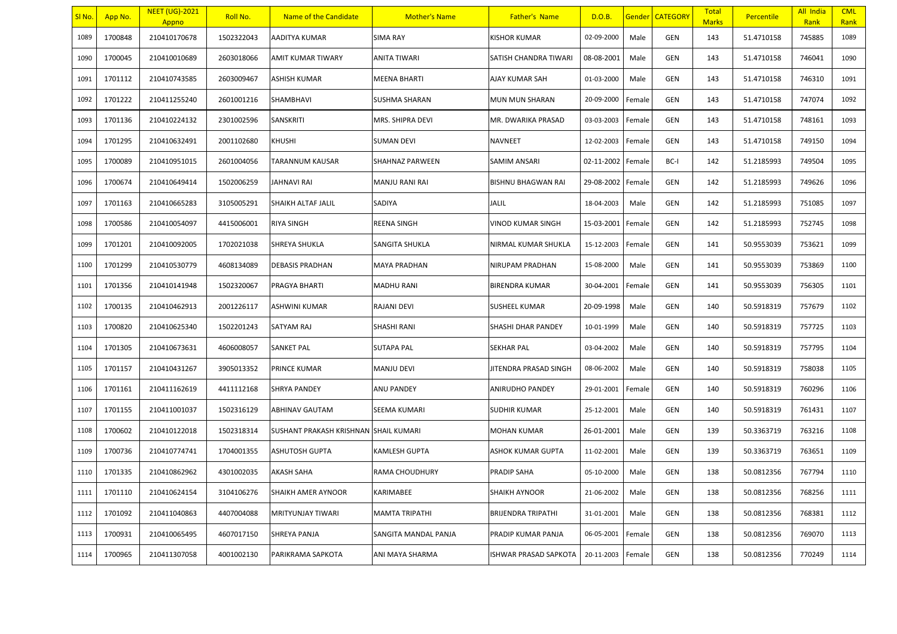| Sl No. | App No. | NEET (UG)-2021 Appno | Roll No. | Name of the Candidate | Mother's Name | Father's Name | D.O.B. | Gender | CATEGORY | Total Marks | Percentile | All India Rank | CML Rank |
|---|---|---|---|---|---|---|---|---|---|---|---|---|---|
| 1089 | 1700848 | 210410170678 | 1502322043 | AADITYA KUMAR | SIMA RAY | KISHOR KUMAR | 02-09-2000 | Male | GEN | 143 | 51.4710158 | 745885 | 1089 |
| 1090 | 1700045 | 210410010689 | 2603018066 | AMIT KUMAR TIWARY | ANITA TIWARI | SATISH CHANDRA TIWARI | 08-08-2001 | Male | GEN | 143 | 51.4710158 | 746041 | 1090 |
| 1091 | 1701112 | 210410743585 | 2603009467 | ASHISH KUMAR | MEENA BHARTI | AJAY KUMAR SAH | 01-03-2000 | Male | GEN | 143 | 51.4710158 | 746310 | 1091 |
| 1092 | 1701222 | 210411255240 | 2601001216 | SHAMBHAVI | SUSHMA SHARAN | MUN MUN SHARAN | 20-09-2000 | Female | GEN | 143 | 51.4710158 | 747074 | 1092 |
| 1093 | 1701136 | 210410224132 | 2301002596 | SANSKRITI | MRS. SHIPRA DEVI | MR. DWARIKA PRASAD | 03-03-2003 | Female | GEN | 143 | 51.4710158 | 748161 | 1093 |
| 1094 | 1701295 | 210410632491 | 2001102680 | KHUSHI | SUMAN DEVI | NAVNEET | 12-02-2003 | Female | GEN | 143 | 51.4710158 | 749150 | 1094 |
| 1095 | 1700089 | 210410951015 | 2601004056 | TARANNUM KAUSAR | SHAHNAZ PARWEEN | SAMIM ANSARI | 02-11-2002 | Female | BC-I | 142 | 51.2185993 | 749504 | 1095 |
| 1096 | 1700674 | 210410649414 | 1502006259 | JAHNAVI RAI | MANJU RANI RAI | BISHNU BHAGWAN RAI | 29-08-2002 | Female | GEN | 142 | 51.2185993 | 749626 | 1096 |
| 1097 | 1701163 | 210410665283 | 3105005291 | SHAIKH ALTAF JALIL | SADIYA | JALIL | 18-04-2003 | Male | GEN | 142 | 51.2185993 | 751085 | 1097 |
| 1098 | 1700586 | 210410054097 | 4415006001 | RIYA SINGH | REENA SINGH | VINOD KUMAR SINGH | 15-03-2001 | Female | GEN | 142 | 51.2185993 | 752745 | 1098 |
| 1099 | 1701201 | 210410092005 | 1702021038 | SHREYA SHUKLA | SANGITA SHUKLA | NIRMAL KUMAR SHUKLA | 15-12-2003 | Female | GEN | 141 | 50.9553039 | 753621 | 1099 |
| 1100 | 1701299 | 210410530779 | 4608134089 | DEBASIS PRADHAN | MAYA PRADHAN | NIRUPAM PRADHAN | 15-08-2000 | Male | GEN | 141 | 50.9553039 | 753869 | 1100 |
| 1101 | 1701356 | 210410141948 | 1502320067 | PRAGYA BHARTI | MADHU RANI | BIRENDRA KUMAR | 30-04-2001 | Female | GEN | 141 | 50.9553039 | 756305 | 1101 |
| 1102 | 1700135 | 210410462913 | 2001226117 | ASHWINI KUMAR | RAJANI DEVI | SUSHEEL KUMAR | 20-09-1998 | Male | GEN | 140 | 50.5918319 | 757679 | 1102 |
| 1103 | 1700820 | 210410625340 | 1502201243 | SATYAM RAJ | SHASHI RANI | SHASHI DHAR PANDEY | 10-01-1999 | Male | GEN | 140 | 50.5918319 | 757725 | 1103 |
| 1104 | 1701305 | 210410673631 | 4606008057 | SANKET PAL | SUTAPA PAL | SEKHAR PAL | 03-04-2002 | Male | GEN | 140 | 50.5918319 | 757795 | 1104 |
| 1105 | 1701157 | 210410431267 | 3905013352 | PRINCE KUMAR | MANJU DEVI | JITENDRA PRASAD SINGH | 08-06-2002 | Male | GEN | 140 | 50.5918319 | 758038 | 1105 |
| 1106 | 1701161 | 210411162619 | 4411112168 | SHRYA PANDEY | ANU PANDEY | ANIRUDHO PANDEY | 29-01-2001 | Female | GEN | 140 | 50.5918319 | 760296 | 1106 |
| 1107 | 1701155 | 210411001037 | 1502316129 | ABHINAV GAUTAM | SEEMA KUMARI | SUDHIR KUMAR | 25-12-2001 | Male | GEN | 140 | 50.5918319 | 761431 | 1107 |
| 1108 | 1700602 | 210410122018 | 1502318314 | SUSHANT PRAKASH KRISHNAN | SHAIL KUMARI | MOHAN KUMAR | 26-01-2001 | Male | GEN | 139 | 50.3363719 | 763216 | 1108 |
| 1109 | 1700736 | 210410774741 | 1704001355 | ASHUTOSH GUPTA | KAMLESH GUPTA | ASHOK KUMAR GUPTA | 11-02-2001 | Male | GEN | 139 | 50.3363719 | 763651 | 1109 |
| 1110 | 1701335 | 210410862962 | 4301002035 | AKASH SAHA | RAMA CHOUDHURY | PRADIP SAHA | 05-10-2000 | Male | GEN | 138 | 50.0812356 | 767794 | 1110 |
| 1111 | 1701110 | 210410624154 | 3104106276 | SHAIKH AMER AYNOOR | KARIMABEE | SHAIKH AYNOOR | 21-06-2002 | Male | GEN | 138 | 50.0812356 | 768256 | 1111 |
| 1112 | 1701092 | 210411040863 | 4407004088 | MRITYUNJAY TIWARI | MAMTA TRIPATHI | BRIJENDRA TRIPATHI | 31-01-2001 | Male | GEN | 138 | 50.0812356 | 768381 | 1112 |
| 1113 | 1700931 | 210410065495 | 4607017150 | SHREYA PANJA | SANGITA MANDAL PANJA | PRADIP KUMAR PANJA | 06-05-2001 | Female | GEN | 138 | 50.0812356 | 769070 | 1113 |
| 1114 | 1700965 | 210411307058 | 4001002130 | PARIKRAMA SAPKOTA | ANI MAYA SHARMA | ISHWAR PRASAD SAPKOTA | 20-11-2003 | Female | GEN | 138 | 50.0812356 | 770249 | 1114 |